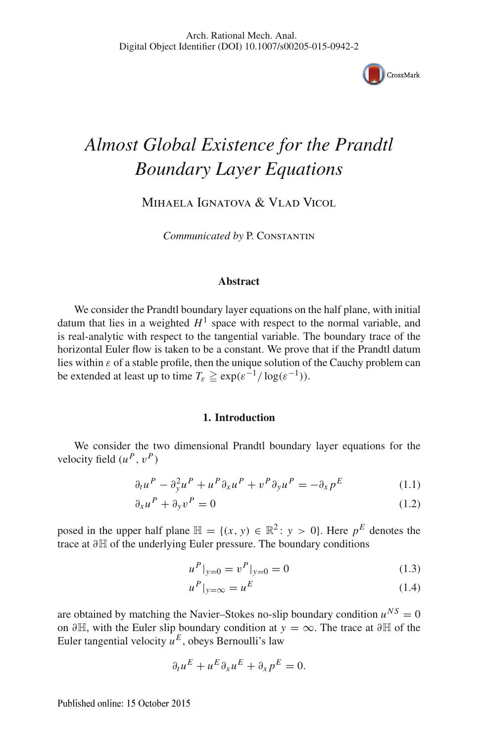# Almost Global Existence for the Prandtl Boundary Layer Equations

Mihaela Ignatova & Vlad Vicol

*Communicated by* P. Constantin

## Abstract

We consider the Prandtl boundary layer equations on the half plane, with initial datum that lies in a weighted $H^1$ space with respect to the normal variable, and is real-analytic with respect to the tangential variable. The boundary trace of the horizontal Euler flow is taken to be a constant. We prove that if the Prandtl datum lies within $\varepsilon$ of a stable profile, then the unique solution of the Cauchy problem can be extended at least up to time $T_\varepsilon \geqq \exp(\varepsilon^{-1}/\log(\varepsilon^{-1}))$.

## 1. Introduction

We consider the two dimensional Prandtl boundary layer equations for the velocity field $(u^P, v^P)$

$$
\partial_t u^P - \partial_y^2 u^P + u^P \partial_x u^P + v^P \partial_y u^P = -\partial_x p^E \tag{1.1}
$$

$$
\partial_x u^P + \partial_y v^P = 0 \tag{1.2}
$$

posed in the upper half plane $\mathbb{H} = \{(x, y) \in \mathbb{R}^2 \colon y > 0\}$. Here $p^E$ denotes the trace at $\partial\mathbb{H}$ of the underlying Euler pressure. The boundary conditions

$$
u^P|_{y=0} = v^P|_{y=0} = 0 \tag{1.3}
$$

$$
u^P|_{y=\infty} = u^E \tag{1.4}
$$

are obtained by matching the Navier–Stokes no-slip boundary condition $u^{NS} = 0$ on $\partial\mathbb{H}$, with the Euler slip boundary condition at $y = \infty$. The trace at $\partial\mathbb{H}$ of the Euler tangential velocity $u^E$, obeys Bernoulli's law

$$
\partial_t u^E + u^E \partial_x u^E + \partial_x p^E = 0.
$$

Published online: 15 October 2015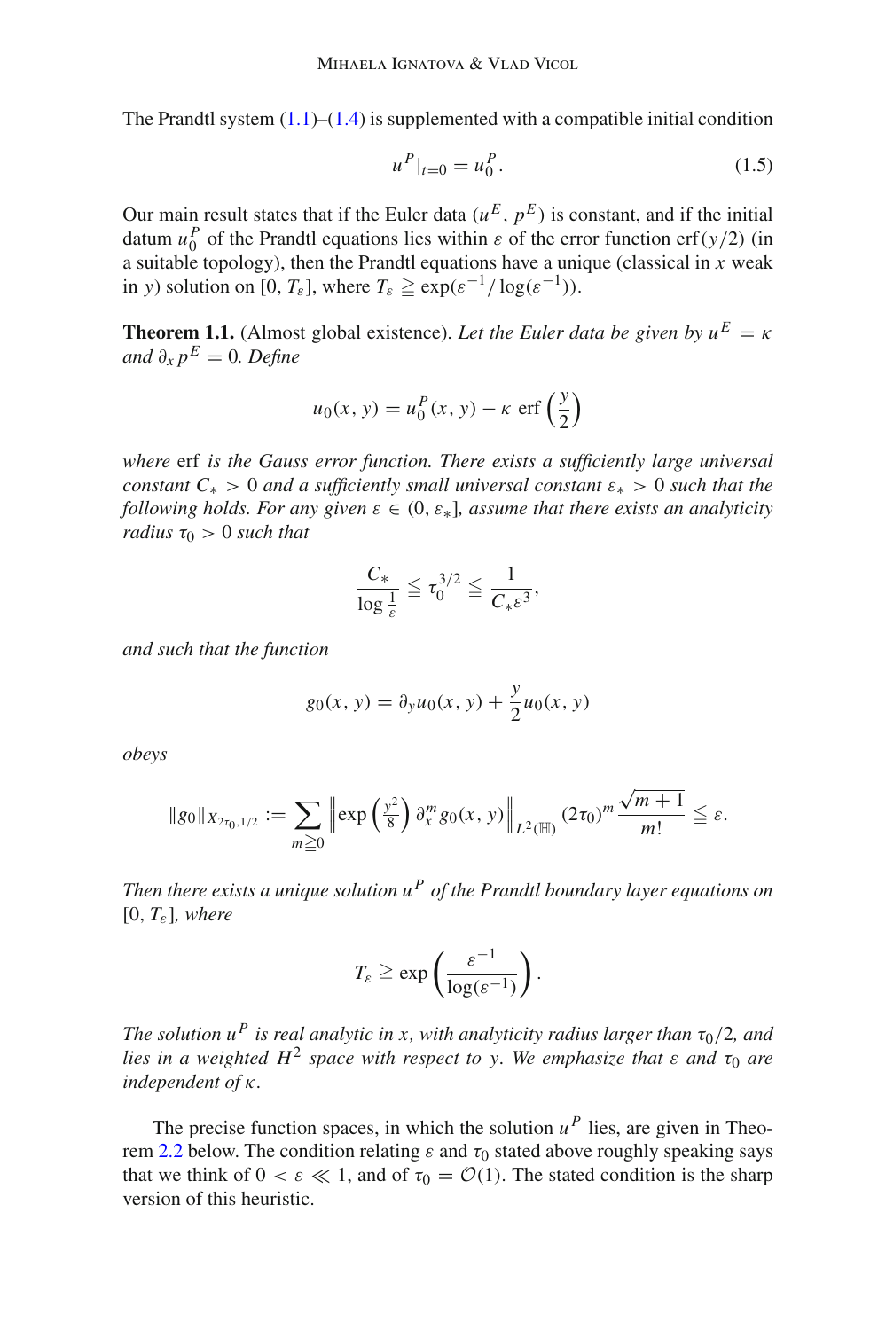The Prandtl system (1.1)–(1.4) is supplemented with a compatible initial condition

$$u^P|_{t=0} = u_0^P. \tag{1.5}$$

Our main result states that if the Euler data $(u^E, p^E)$ is constant, and if the initial datum $u_0^P$ of the Prandtl equations lies within $\varepsilon$ of the error function $\operatorname{erf}(y/2)$ (in a suitable topology), then the Prandtl equations have a unique (classical in $x$ weak in $y$) solution on $[0, T_\varepsilon]$, where $T_\varepsilon \geqq \exp(\varepsilon^{-1}/\log(\varepsilon^{-1}))$.

**Theorem 1.1.** (Almost global existence). *Let the Euler data be given by $u^E = \kappa$ and $\partial_x p^E = 0$. Define*

$$u_0(x, y) = u_0^P(x, y) - \kappa \operatorname{erf}\left(\frac{y}{2}\right)$$

*where* erf *is the Gauss error function. There exists a sufficiently large universal constant $C_* > 0$ and a sufficiently small universal constant $\varepsilon_* > 0$ such that the following holds. For any given $\varepsilon \in (0, \varepsilon_*]$, assume that there exists an analyticity radius $\tau_0 > 0$ such that*

$$\frac{C_*}{\log \frac{1}{\varepsilon}} \leqq \tau_0^{3/2} \leqq \frac{1}{C_* \varepsilon^3},$$

*and such that the function*

$$g_0(x, y) = \partial_y u_0(x, y) + \frac{y}{2} u_0(x, y)$$

*obeys*

$$\|g_0\|_{X_{2\tau_0,1/2}} := \sum_{m \geqq 0} \left\| \exp\left(\tfrac{y^2}{8}\right) \partial_x^m g_0(x, y) \right\|_{L^2(\mathbb{H})} (2\tau_0)^m \frac{\sqrt{m+1}}{m!} \leqq \varepsilon.$$

*Then there exists a unique solution $u^P$ of the Prandtl boundary layer equations on $[0, T_\varepsilon]$, where*

$$T_\varepsilon \geqq \exp\left(\frac{\varepsilon^{-1}}{\log(\varepsilon^{-1})}\right).$$

*The solution $u^P$ is real analytic in $x$, with analyticity radius larger than $\tau_0/2$, and lies in a weighted $H^2$ space with respect to $y$. We emphasize that $\varepsilon$ and $\tau_0$ are independent of $\kappa$.*

The precise function spaces, in which the solution $u^P$ lies, are given in Theorem 2.2 below. The condition relating $\varepsilon$ and $\tau_0$ stated above roughly speaking says that we think of $0 < \varepsilon \ll 1$, and of $\tau_0 = \mathcal{O}(1)$. The stated condition is the sharp version of this heuristic.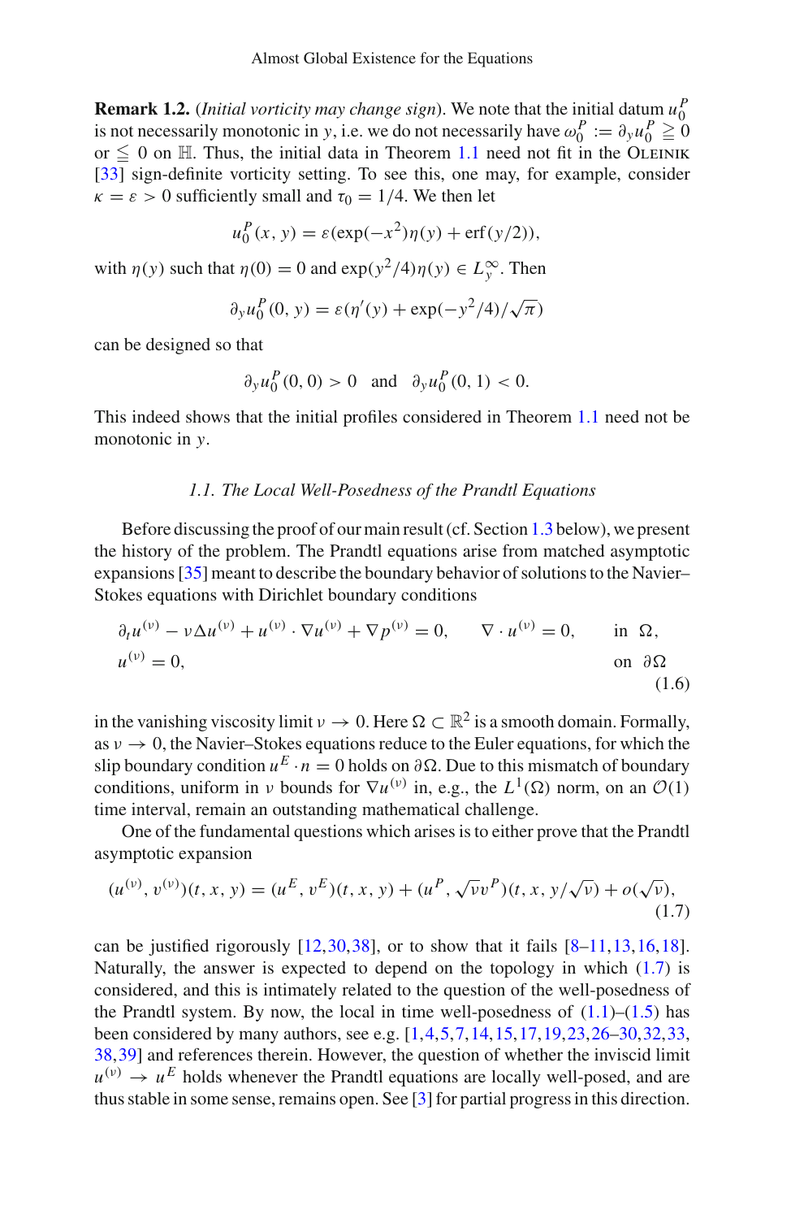**Remark 1.2.** (*Initial vorticity may change sign*). We note that the initial datum $u_0^P$ is not necessarily monotonic in $y$, i.e. we do not necessarily have $\omega_0^P := \partial_y u_0^P \geqq 0$ or $\leqq 0$ on $\mathbb{H}$. Thus, the initial data in Theorem 1.1 need not fit in the Oleinik [33] sign-definite vorticity setting. To see this, one may, for example, consider $\kappa = \varepsilon > 0$ sufficiently small and $\tau_0 = 1/4$. We then let

$$u_0^P(x, y) = \varepsilon(\exp(-x^2)\eta(y) + \operatorname{erf}(y/2)),$$

with $\eta(y)$ such that $\eta(0) = 0$ and $\exp(y^2/4)\eta(y) \in L_y^\infty$. Then

$$\partial_y u_0^P(0, y) = \varepsilon(\eta'(y) + \exp(-y^2/4)/\sqrt{\pi})$$

can be designed so that

$$\partial_y u_0^P(0, 0) > 0 \quad \text{and} \quad \partial_y u_0^P(0, 1) < 0.$$

This indeed shows that the initial profiles considered in Theorem 1.1 need not be monotonic in $y$.

### *1.1. The Local Well-Posedness of the Prandtl Equations*

Before discussing the proof of our main result (cf. Section 1.3 below), we present the history of the problem. The Prandtl equations arise from matched asymptotic expansions [35] meant to describe the boundary behavior of solutions to the Navier–Stokes equations with Dirichlet boundary conditions

$$\begin{aligned}
&\partial_t u^{(\nu)} - \nu\Delta u^{(\nu)} + u^{(\nu)} \cdot \nabla u^{(\nu)} + \nabla p^{(\nu)} = 0, \qquad \nabla \cdot u^{(\nu)} = 0, \qquad \text{in } \Omega,\\
&u^{(\nu)} = 0, \qquad\qquad\qquad\qquad\qquad\qquad\qquad\qquad\qquad\qquad\quad\;\; \text{on } \partial\Omega
\end{aligned} \tag{1.6}$$

in the vanishing viscosity limit $\nu \to 0$. Here $\Omega \subset \mathbb{R}^2$ is a smooth domain. Formally, as $\nu \to 0$, the Navier–Stokes equations reduce to the Euler equations, for which the slip boundary condition $u^E \cdot n = 0$ holds on $\partial\Omega$. Due to this mismatch of boundary conditions, uniform in $\nu$ bounds for $\nabla u^{(\nu)}$ in, e.g., the $L^1(\Omega)$ norm, on an $\mathcal{O}(1)$ time interval, remain an outstanding mathematical challenge.

One of the fundamental questions which arises is to either prove that the Prandtl asymptotic expansion

$$(u^{(\nu)}, v^{(\nu)})(t, x, y) = (u^E, v^E)(t, x, y) + (u^P, \sqrt{\nu}v^P)(t, x, y/\sqrt{\nu}) + o(\sqrt{\nu}), \tag{1.7}$$

can be justified rigorously [12,30,38], or to show that it fails [8–11,13,16,18]. Naturally, the answer is expected to depend on the topology in which (1.7) is considered, and this is intimately related to the question of the well-posedness of the Prandtl system. By now, the local in time well-posedness of (1.1)–(1.5) has been considered by many authors, see e.g. [1,4,5,7,14,15,17,19,23,26–30,32,33, 38,39] and references therein. However, the question of whether the inviscid limit $u^{(\nu)} \to u^E$ holds whenever the Prandtl equations are locally well-posed, and are thus stable in some sense, remains open. See [3] for partial progress in this direction.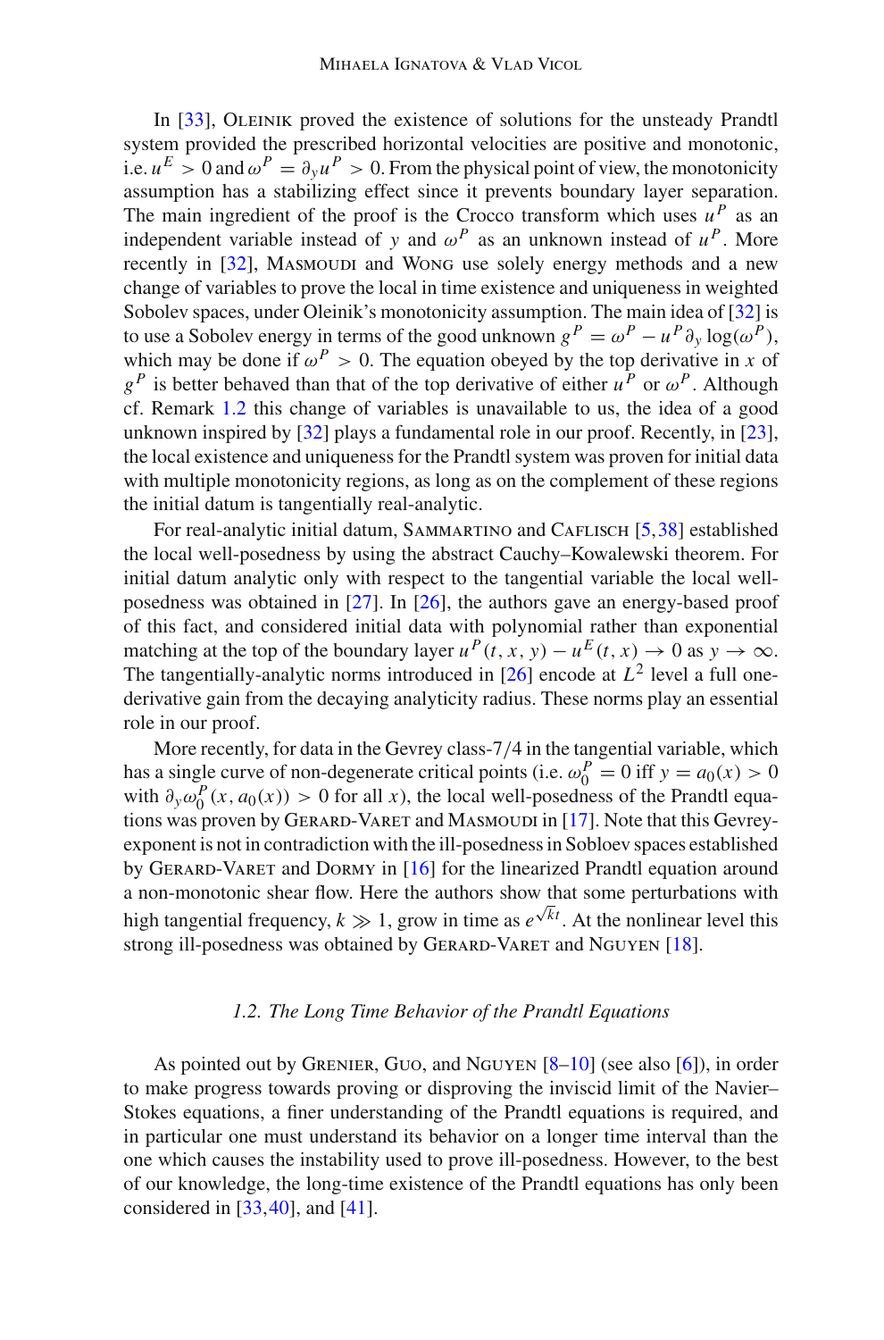In [33], Oleinik proved the existence of solutions for the unsteady Prandtl system provided the prescribed horizontal velocities are positive and monotonic, i.e. $u^E > 0$ and $\omega^P = \partial_y u^P > 0$. From the physical point of view, the monotonicity assumption has a stabilizing effect since it prevents boundary layer separation. The main ingredient of the proof is the Crocco transform which uses $u^P$ as an independent variable instead of $y$ and $\omega^P$ as an unknown instead of $u^P$. More recently in [32], Masmoudi and Wong use solely energy methods and a new change of variables to prove the local in time existence and uniqueness in weighted Sobolev spaces, under Oleinik's monotonicity assumption. The main idea of [32] is to use a Sobolev energy in terms of the good unknown $g^P = \omega^P - u^P \partial_y \log(\omega^P)$, which may be done if $\omega^P > 0$. The equation obeyed by the top derivative in $x$ of $g^P$ is better behaved than that of the top derivative of either $u^P$ or $\omega^P$. Although cf. Remark 1.2 this change of variables is unavailable to us, the idea of a good unknown inspired by [32] plays a fundamental role in our proof. Recently, in [23], the local existence and uniqueness for the Prandtl system was proven for initial data with multiple monotonicity regions, as long as on the complement of these regions the initial datum is tangentially real-analytic.

For real-analytic initial datum, Sammartino and Caflisch [5,38] established the local well-posedness by using the abstract Cauchy–Kowalewski theorem. For initial datum analytic only with respect to the tangential variable the local well-posedness was obtained in [27]. In [26], the authors gave an energy-based proof of this fact, and considered initial data with polynomial rather than exponential matching at the top of the boundary layer $u^P(t, x, y) - u^E(t, x) \to 0$ as $y \to \infty$. The tangentially-analytic norms introduced in [26] encode at $L^2$ level a full one-derivative gain from the decaying analyticity radius. These norms play an essential role in our proof.

More recently, for data in the Gevrey class-7/4 in the tangential variable, which has a single curve of non-degenerate critical points (i.e. $\omega_0^P = 0$ iff $y = a_0(x) > 0$ with $\partial_y \omega_0^P(x, a_0(x)) > 0$ for all $x$), the local well-posedness of the Prandtl equations was proven by Gerard-Varet and Masmoudi in [17]. Note that this Gevrey-exponent is not in contradiction with the ill-posedness in Sobloev spaces established by Gerard-Varet and Dormy in [16] for the linearized Prandtl equation around a non-monotonic shear flow. Here the authors show that some perturbations with high tangential frequency, $k \gg 1$, grow in time as $e^{\sqrt{k}t}$. At the nonlinear level this strong ill-posedness was obtained by Gerard-Varet and Nguyen [18].

### *1.2. The Long Time Behavior of the Prandtl Equations*

As pointed out by Grenier, Guo, and Nguyen [8–10] (see also [6]), in order to make progress towards proving or disproving the inviscid limit of the Navier–Stokes equations, a finer understanding of the Prandtl equations is required, and in particular one must understand its behavior on a longer time interval than the one which causes the instability used to prove ill-posedness. However, to the best of our knowledge, the long-time existence of the Prandtl equations has only been considered in [33,40], and [41].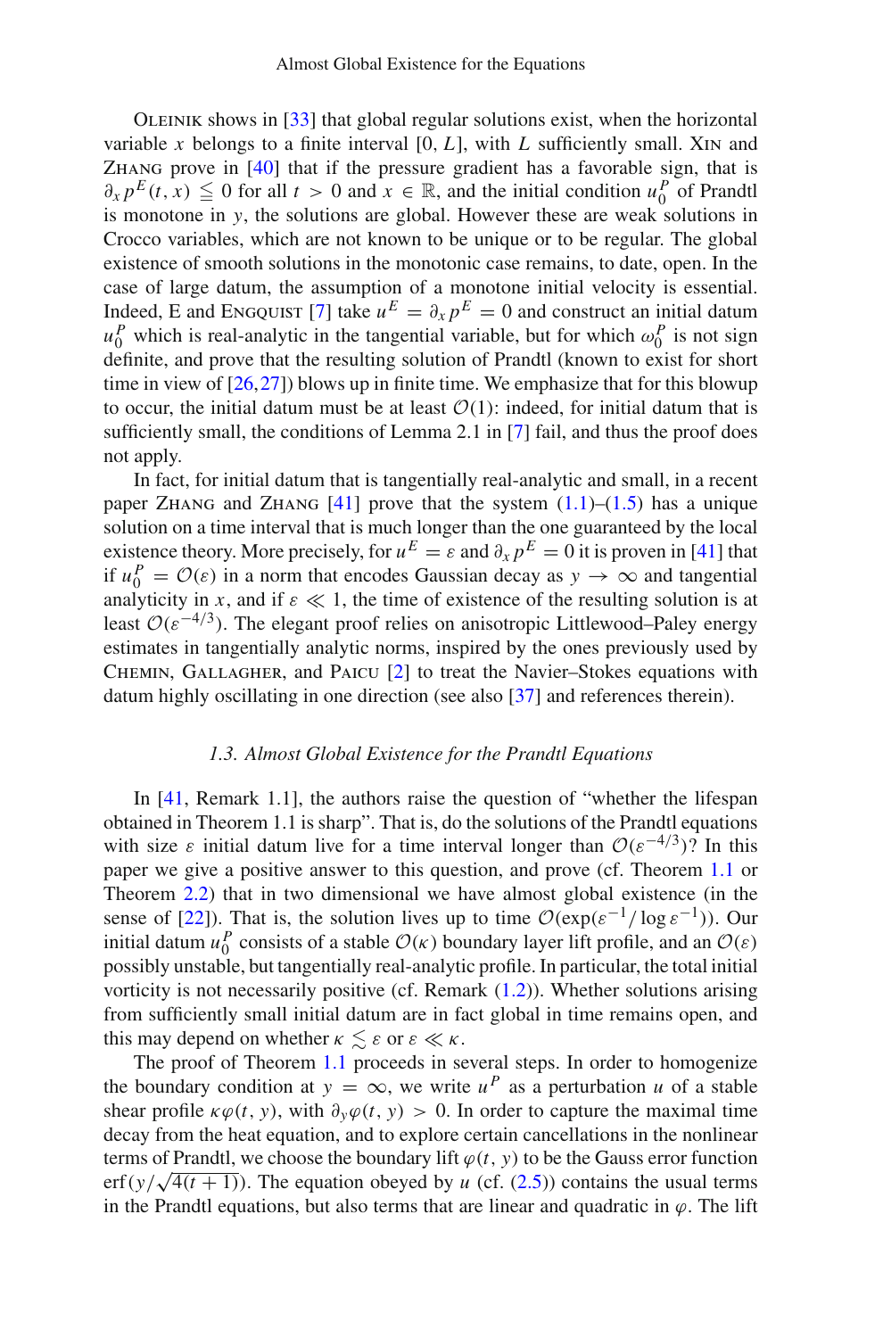Oleinik shows in [33] that global regular solutions exist, when the horizontal variable $x$ belongs to a finite interval $[0, L]$, with $L$ sufficiently small. Xin and Zhang prove in [40] that if the pressure gradient has a favorable sign, that is $\partial_x p^E(t, x) \leqq 0$ for all $t > 0$ and $x \in \mathbb{R}$, and the initial condition $u_0^P$ of Prandtl is monotone in $y$, the solutions are global. However these are weak solutions in Crocco variables, which are not known to be unique or to be regular. The global existence of smooth solutions in the monotonic case remains, to date, open. In the case of large datum, the assumption of a monotone initial velocity is essential. Indeed, E and Engquist [7] take $u^E = \partial_x p^E = 0$ and construct an initial datum $u_0^P$ which is real-analytic in the tangential variable, but for which $\omega_0^P$ is not sign definite, and prove that the resulting solution of Prandtl (known to exist for short time in view of [26,27]) blows up in finite time. We emphasize that for this blowup to occur, the initial datum must be at least $\mathcal{O}(1)$: indeed, for initial datum that is sufficiently small, the conditions of Lemma 2.1 in [7] fail, and thus the proof does not apply.

In fact, for initial datum that is tangentially real-analytic and small, in a recent paper Zhang and Zhang [41] prove that the system (1.1)–(1.5) has a unique solution on a time interval that is much longer than the one guaranteed by the local existence theory. More precisely, for $u^E = \varepsilon$ and $\partial_x p^E = 0$ it is proven in [41] that if $u_0^P = \mathcal{O}(\varepsilon)$ in a norm that encodes Gaussian decay as $y \to \infty$ and tangential analyticity in $x$, and if $\varepsilon \ll 1$, the time of existence of the resulting solution is at least $\mathcal{O}(\varepsilon^{-4/3})$. The elegant proof relies on anisotropic Littlewood–Paley energy estimates in tangentially analytic norms, inspired by the ones previously used by Chemin, Gallagher, and Paicu [2] to treat the Navier–Stokes equations with datum highly oscillating in one direction (see also [37] and references therein).

### *1.3. Almost Global Existence for the Prandtl Equations*

In [41, Remark 1.1], the authors raise the question of "whether the lifespan obtained in Theorem 1.1 is sharp". That is, do the solutions of the Prandtl equations with size $\varepsilon$ initial datum live for a time interval longer than $\mathcal{O}(\varepsilon^{-4/3})$? In this paper we give a positive answer to this question, and prove (cf. Theorem 1.1 or Theorem 2.2) that in two dimensional we have almost global existence (in the sense of [22]). That is, the solution lives up to time $\mathcal{O}(\exp(\varepsilon^{-1}/\log \varepsilon^{-1}))$. Our initial datum $u_0^P$ consists of a stable $\mathcal{O}(\kappa)$ boundary layer lift profile, and an $\mathcal{O}(\varepsilon)$ possibly unstable, but tangentially real-analytic profile. In particular, the total initial vorticity is not necessarily positive (cf. Remark (1.2)). Whether solutions arising from sufficiently small initial datum are in fact global in time remains open, and this may depend on whether $\kappa \lesssim \varepsilon$ or $\varepsilon \ll \kappa$.

The proof of Theorem 1.1 proceeds in several steps. In order to homogenize the boundary condition at $y = \infty$, we write $u^P$ as a perturbation $u$ of a stable shear profile $\kappa\varphi(t, y)$, with $\partial_y \varphi(t, y) > 0$. In order to capture the maximal time decay from the heat equation, and to explore certain cancellations in the nonlinear terms of Prandtl, we choose the boundary lift $\varphi(t, y)$ to be the Gauss error function $\operatorname{erf}(y/\sqrt{4(t+1)})$. The equation obeyed by $u$ (cf. (2.5)) contains the usual terms in the Prandtl equations, but also terms that are linear and quadratic in $\varphi$. The lift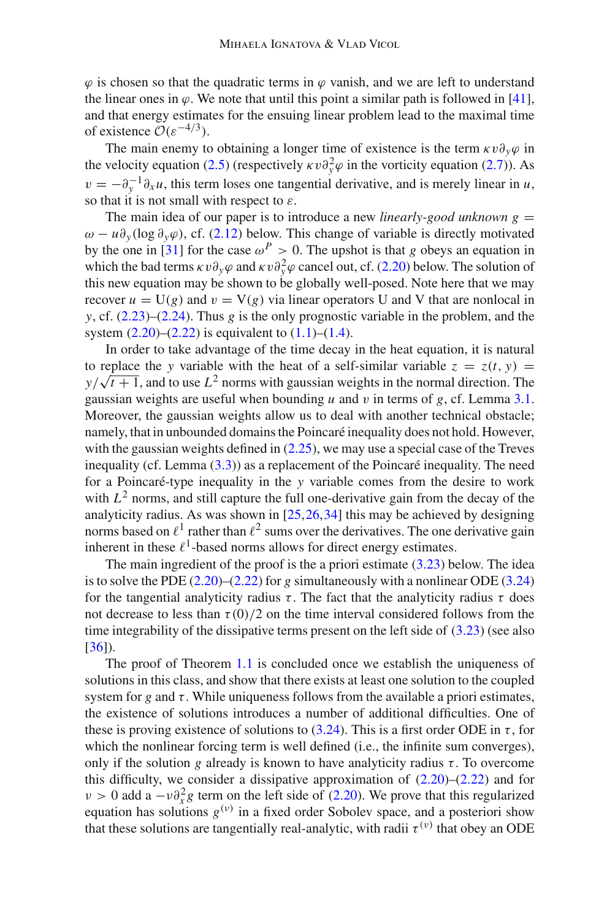$\varphi$ is chosen so that the quadratic terms in $\varphi$ vanish, and we are left to understand the linear ones in $\varphi$. We note that until this point a similar path is followed in [41], and that energy estimates for the ensuing linear problem lead to the maximal time of existence $\mathcal{O}(\varepsilon^{-4/3})$.

The main enemy to obtaining a longer time of existence is the term $\kappa v \partial_y \varphi$ in the velocity equation (2.5) (respectively $\kappa v \partial_y^2 \varphi$ in the vorticity equation (2.7)). As $v = -\partial_y^{-1} \partial_x u$, this term loses one tangential derivative, and is merely linear in $u$, so that it is not small with respect to $\varepsilon$.

The main idea of our paper is to introduce a new *linearly-good unknown* $g = \omega - u \partial_y (\log \partial_y \varphi)$, cf. (2.12) below. This change of variable is directly motivated by the one in [31] for the case $\omega^P > 0$. The upshot is that $g$ obeys an equation in which the bad terms $\kappa v \partial_y \varphi$ and $\kappa v \partial_y^2 \varphi$ cancel out, cf. (2.20) below. The solution of this new equation may be shown to be globally well-posed. Note here that we may recover $u = \mathrm{U}(g)$ and $v = \mathrm{V}(g)$ via linear operators U and V that are nonlocal in $y$, cf. (2.23)–(2.24). Thus $g$ is the only prognostic variable in the problem, and the system (2.20)–(2.22) is equivalent to (1.1)–(1.4).

In order to take advantage of the time decay in the heat equation, it is natural to replace the $y$ variable with the heat of a self-similar variable $z = z(t, y) = y/\sqrt{t+1}$, and to use $L^2$ norms with gaussian weights in the normal direction. The gaussian weights are useful when bounding $u$ and $v$ in terms of $g$, cf. Lemma 3.1. Moreover, the gaussian weights allow us to deal with another technical obstacle; namely, that in unbounded domains the Poincaré inequality does not hold. However, with the gaussian weights defined in (2.25), we may use a special case of the Treves inequality (cf. Lemma (3.3)) as a replacement of the Poincaré inequality. The need for a Poincaré-type inequality in the $y$ variable comes from the desire to work with $L^2$ norms, and still capture the full one-derivative gain from the decay of the analyticity radius. As was shown in [25,26,34] this may be achieved by designing norms based on $\ell^1$ rather than $\ell^2$ sums over the derivatives. The one derivative gain inherent in these $\ell^1$-based norms allows for direct energy estimates.

The main ingredient of the proof is the a priori estimate (3.23) below. The idea is to solve the PDE (2.20)–(2.22) for $g$ simultaneously with a nonlinear ODE (3.24) for the tangential analyticity radius $\tau$. The fact that the analyticity radius $\tau$ does not decrease to less than $\tau(0)/2$ on the time interval considered follows from the time integrability of the dissipative terms present on the left side of (3.23) (see also [36]).

The proof of Theorem 1.1 is concluded once we establish the uniqueness of solutions in this class, and show that there exists at least one solution to the coupled system for $g$ and $\tau$. While uniqueness follows from the available a priori estimates, the existence of solutions introduces a number of additional difficulties. One of these is proving existence of solutions to (3.24). This is a first order ODE in $\tau$, for which the nonlinear forcing term is well defined (i.e., the infinite sum converges), only if the solution $g$ already is known to have analyticity radius $\tau$. To overcome this difficulty, we consider a dissipative approximation of (2.20)–(2.22) and for $\nu > 0$ add a $-\nu \partial_x^2 g$ term on the left side of (2.20). We prove that this regularized equation has solutions $g^{(\nu)}$ in a fixed order Sobolev space, and a posteriori show that these solutions are tangentially real-analytic, with radii $\tau^{(\nu)}$ that obey an ODE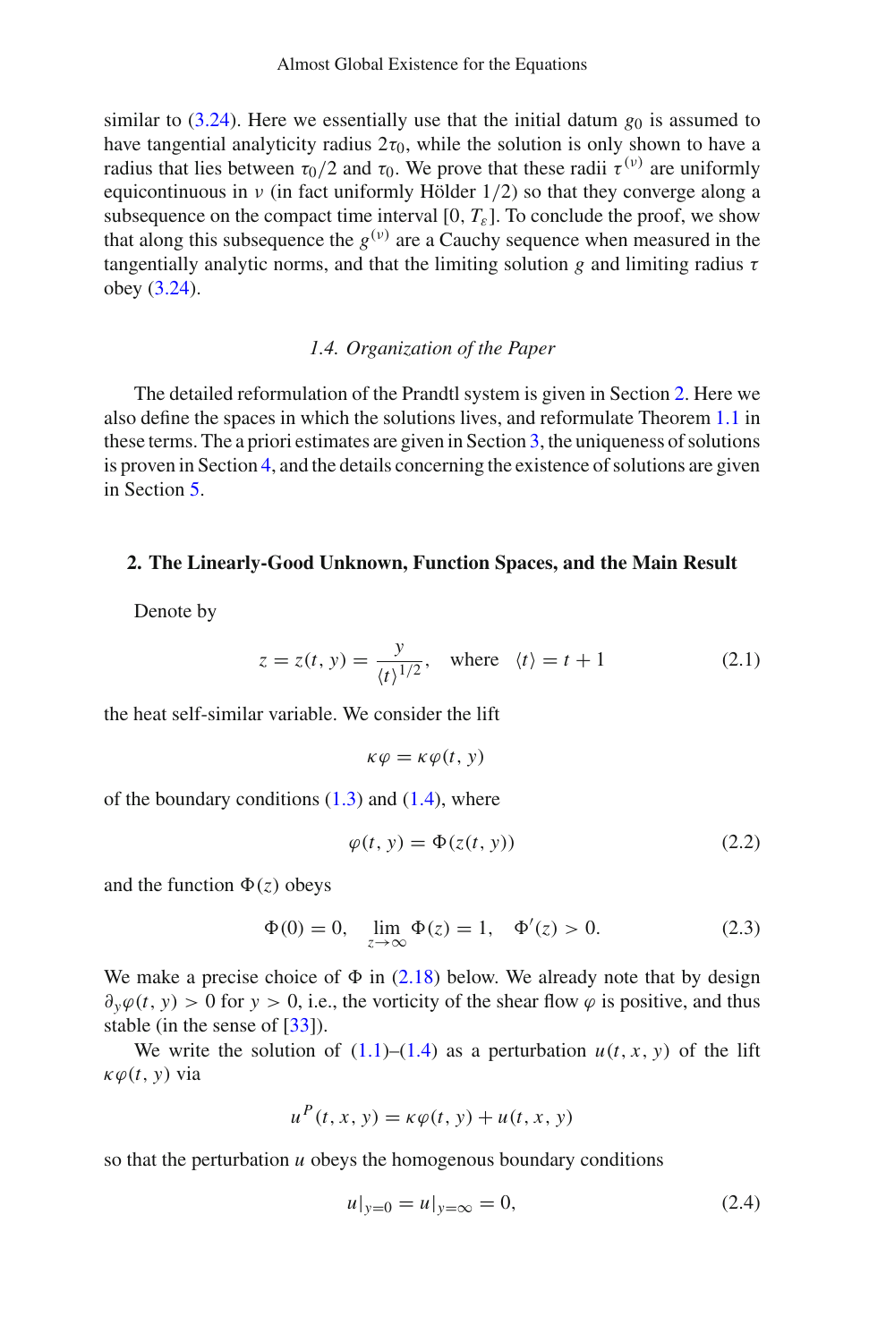similar to (3.24). Here we essentially use that the initial datum $g_0$ is assumed to have tangential analyticity radius $2\tau_0$, while the solution is only shown to have a radius that lies between $\tau_0/2$ and $\tau_0$. We prove that these radii $\tau^{(\nu)}$ are uniformly equicontinuous in $\nu$ (in fact uniformly Hölder 1/2) so that they converge along a subsequence on the compact time interval $[0, T_\varepsilon]$. To conclude the proof, we show that along this subsequence the $g^{(\nu)}$ are a Cauchy sequence when measured in the tangentially analytic norms, and that the limiting solution $g$ and limiting radius $\tau$ obey (3.24).

### *1.4. Organization of the Paper*

The detailed reformulation of the Prandtl system is given in Section 2. Here we also define the spaces in which the solutions lives, and reformulate Theorem 1.1 in these terms. The a priori estimates are given in Section 3, the uniqueness of solutions is proven in Section 4, and the details concerning the existence of solutions are given in Section 5.

## 2. The Linearly-Good Unknown, Function Spaces, and the Main Result

Denote by

$$z = z(t, y) = \frac{y}{\langle t \rangle^{1/2}}, \quad \text{where} \quad \langle t \rangle = t + 1 \tag{2.1}$$

the heat self-similar variable. We consider the lift

$$\kappa\varphi = \kappa\varphi(t, y)$$

of the boundary conditions (1.3) and (1.4), where

$$\varphi(t, y) = \Phi(z(t, y)) \tag{2.2}$$

and the function $\Phi(z)$ obeys

$$\Phi(0) = 0, \quad \lim_{z\to\infty} \Phi(z) = 1, \quad \Phi'(z) > 0. \tag{2.3}$$

We make a precise choice of $\Phi$ in (2.18) below. We already note that by design $\partial_y \varphi(t, y) > 0$ for $y > 0$, i.e., the vorticity of the shear flow $\varphi$ is positive, and thus stable (in the sense of [33]).

We write the solution of (1.1)–(1.4) as a perturbation $u(t, x, y)$ of the lift $\kappa\varphi(t, y)$ via

$$u^P(t, x, y) = \kappa\varphi(t, y) + u(t, x, y)$$

so that the perturbation $u$ obeys the homogenous boundary conditions

$$u|_{y=0} = u|_{y=\infty} = 0, \tag{2.4}$$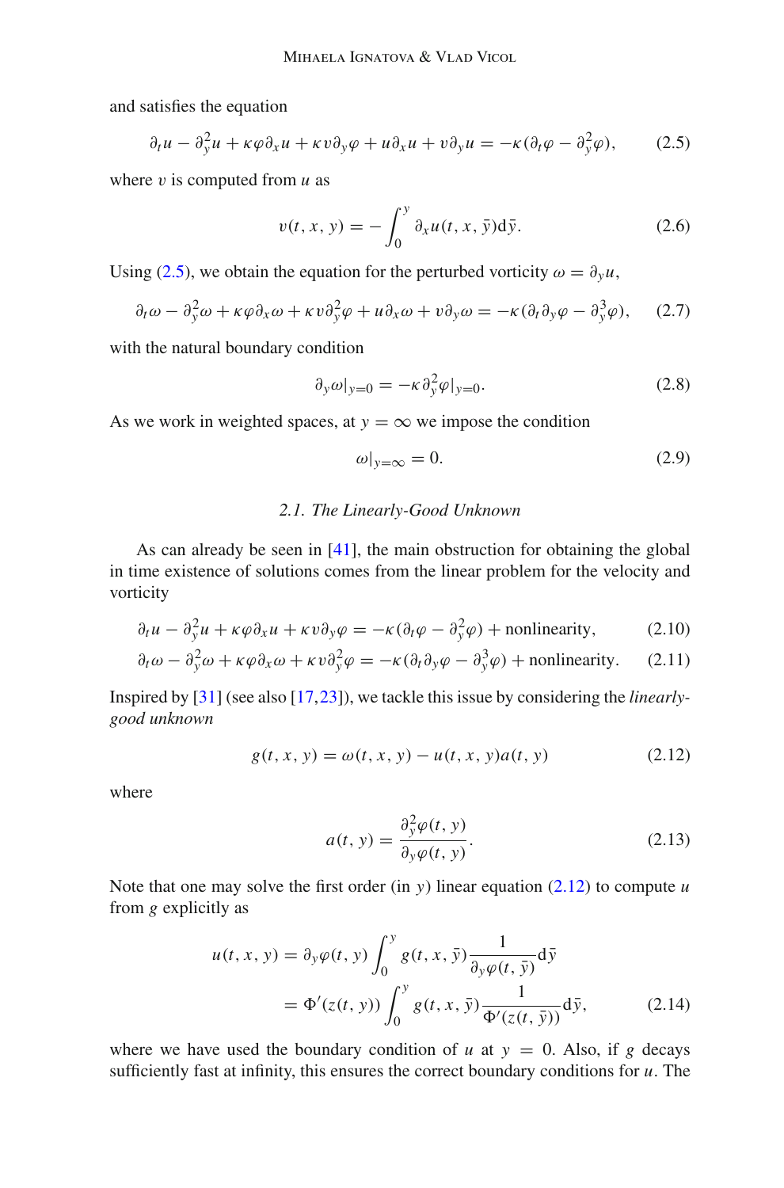and satisfies the equation

$$\partial_t u - \partial_y^2 u + \kappa \varphi \partial_x u + \kappa v \partial_y \varphi + u \partial_x u + v \partial_y u = -\kappa (\partial_t \varphi - \partial_y^2 \varphi), \tag{2.5}$$

where $v$ is computed from $u$ as

$$v(t, x, y) = -\int_0^y \partial_x u(t, x, \bar{y}) \mathrm{d}\bar{y}. \tag{2.6}$$

Using (2.5), we obtain the equation for the perturbed vorticity $\omega = \partial_y u$,

$$\partial_t \omega - \partial_y^2 \omega + \kappa \varphi \partial_x \omega + \kappa v \partial_y^2 \varphi + u \partial_x \omega + v \partial_y \omega = -\kappa (\partial_t \partial_y \varphi - \partial_y^3 \varphi), \tag{2.7}$$

with the natural boundary condition

$$\partial_y \omega|_{y=0} = -\kappa \partial_y^2 \varphi|_{y=0}. \tag{2.8}$$

As we work in weighted spaces, at $y = \infty$ we impose the condition

$$\omega|_{y=\infty} = 0. \tag{2.9}$$

### 2.1. The Linearly-Good Unknown

As can already be seen in [41], the main obstruction for obtaining the global in time existence of solutions comes from the linear problem for the velocity and vorticity

$$\partial_t u - \partial_y^2 u + \kappa \varphi \partial_x u + \kappa v \partial_y \varphi = -\kappa (\partial_t \varphi - \partial_y^2 \varphi) + \text{nonlinearity}, \tag{2.10}$$

$$\partial_t \omega - \partial_y^2 \omega + \kappa \varphi \partial_x \omega + \kappa v \partial_y^2 \varphi = -\kappa (\partial_t \partial_y \varphi - \partial_y^3 \varphi) + \text{nonlinearity}. \tag{2.11}$$

Inspired by [31] (see also [17,23]), we tackle this issue by considering the *linearly-good unknown*

$$g(t, x, y) = \omega(t, x, y) - u(t, x, y) a(t, y) \tag{2.12}$$

where

$$a(t, y) = \frac{\partial_y^2 \varphi(t, y)}{\partial_y \varphi(t, y)}. \tag{2.13}$$

Note that one may solve the first order (in $y$) linear equation (2.12) to compute $u$ from $g$ explicitly as

$$\begin{aligned} u(t, x, y) &= \partial_y \varphi(t, y) \int_0^y g(t, x, \bar{y}) \frac{1}{\partial_y \varphi(t, \bar{y})} \mathrm{d}\bar{y} \\ &= \Phi'(z(t, y)) \int_0^y g(t, x, \bar{y}) \frac{1}{\Phi'(z(t, \bar{y}))} \mathrm{d}\bar{y}, \end{aligned} \tag{2.14}$$

where we have used the boundary condition of $u$ at $y = 0$. Also, if $g$ decays sufficiently fast at infinity, this ensures the correct boundary conditions for $u$. The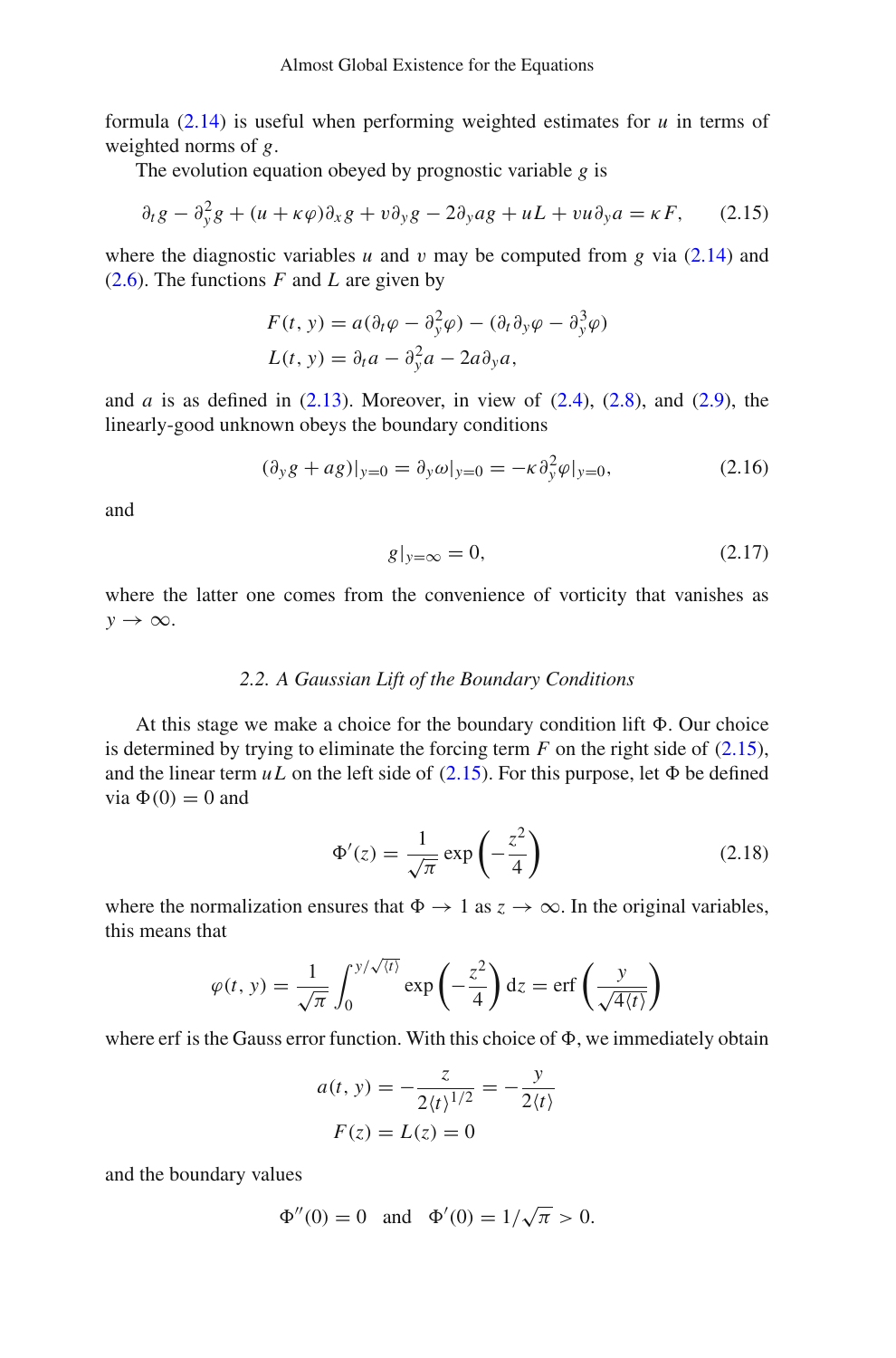formula (2.14) is useful when performing weighted estimates for $u$ in terms of weighted norms of $g$.

The evolution equation obeyed by prognostic variable $g$ is

$$\partial_t g - \partial_y^2 g + (u + \kappa\varphi)\partial_x g + v\partial_y g - 2\partial_y a g + uL + vu\partial_y a = \kappa F, \tag{2.15}$$

where the diagnostic variables $u$ and $v$ may be computed from $g$ via (2.14) and (2.6). The functions $F$ and $L$ are given by

$$F(t, y) = a(\partial_t\varphi - \partial_y^2\varphi) - (\partial_t\partial_y\varphi - \partial_y^3\varphi)$$
$$L(t, y) = \partial_t a - \partial_y^2 a - 2a\partial_y a,$$

and $a$ is as defined in (2.13). Moreover, in view of (2.4), (2.8), and (2.9), the linearly-good unknown obeys the boundary conditions

$$(\partial_y g + ag)|_{y=0} = \partial_y\omega|_{y=0} = -\kappa\partial_y^2\varphi|_{y=0}, \tag{2.16}$$

and

$$g|_{y=\infty} = 0, \tag{2.17}$$

where the latter one comes from the convenience of vorticity that vanishes as $y \to \infty$.

### *2.2. A Gaussian Lift of the Boundary Conditions*

At this stage we make a choice for the boundary condition lift $\Phi$. Our choice is determined by trying to eliminate the forcing term $F$ on the right side of (2.15), and the linear term $uL$ on the left side of (2.15). For this purpose, let $\Phi$ be defined via $\Phi(0) = 0$ and

$$\Phi'(z) = \frac{1}{\sqrt{\pi}}\exp\left(-\frac{z^2}{4}\right) \tag{2.18}$$

where the normalization ensures that $\Phi \to 1$ as $z \to \infty$. In the original variables, this means that

$$\varphi(t, y) = \frac{1}{\sqrt{\pi}}\int_0^{y/\sqrt{\langle t\rangle}} \exp\left(-\frac{z^2}{4}\right)\mathrm{d}z = \operatorname{erf}\left(\frac{y}{\sqrt{4\langle t\rangle}}\right)$$

where erf is the Gauss error function. With this choice of $\Phi$, we immediately obtain

$$a(t, y) = -\frac{z}{2\langle t\rangle^{1/2}} = -\frac{y}{2\langle t\rangle}$$
$$F(z) = L(z) = 0$$

and the boundary values

$$\Phi''(0) = 0 \quad \text{and} \quad \Phi'(0) = 1/\sqrt{\pi} > 0.$$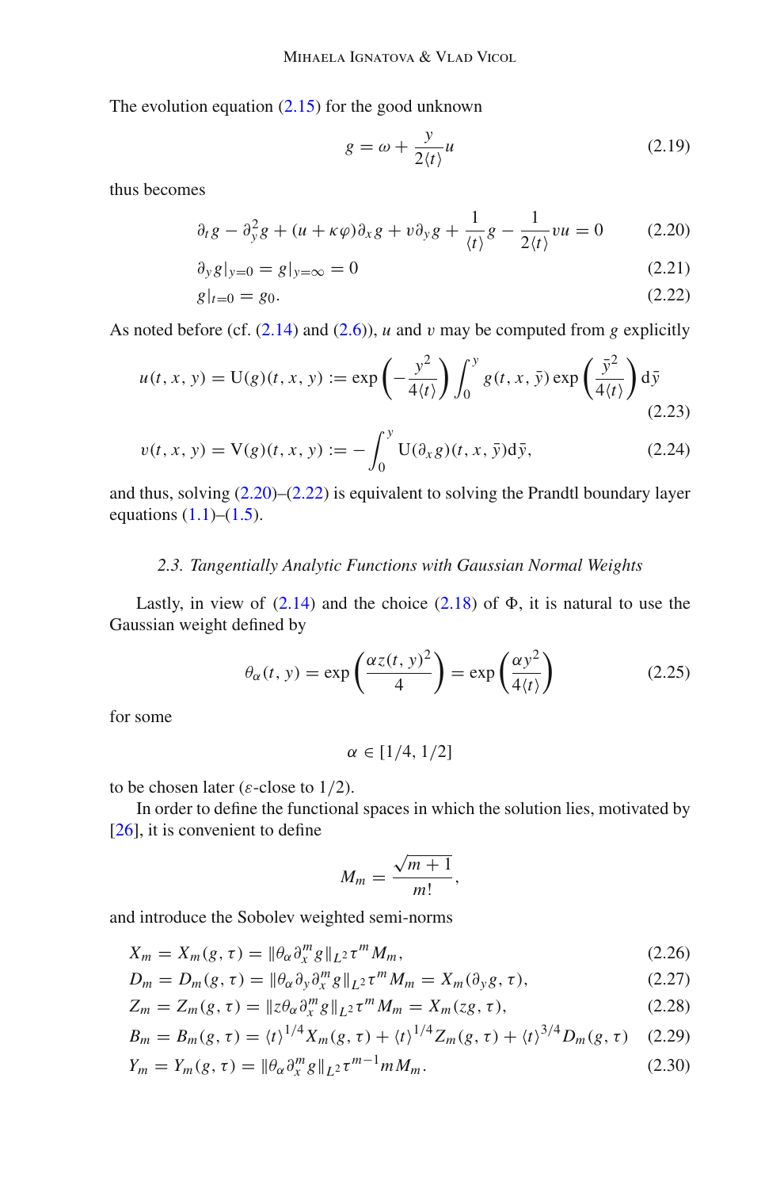The evolution equation (2.15) for the good unknown

$$g = \omega + \frac{y}{2\langle t \rangle} u \tag{2.19}$$

thus becomes

$$\partial_t g - \partial_y^2 g + (u + \kappa \varphi)\partial_x g + v \partial_y g + \frac{1}{\langle t \rangle} g - \frac{1}{2\langle t \rangle} v u = 0 \tag{2.20}$$

$$\partial_y g|_{y=0} = g|_{y=\infty} = 0 \tag{2.21}$$

$$g|_{t=0} = g_0. \tag{2.22}$$

As noted before (cf. (2.14) and (2.6)), $u$ and $v$ may be computed from $g$ explicitly

$$u(t,x,y) = \mathrm{U}(g)(t,x,y) := \exp\left(-\frac{y^2}{4\langle t \rangle}\right) \int_0^y g(t,x,\bar{y}) \exp\left(\frac{\bar{y}^2}{4\langle t \rangle}\right) \mathrm{d}\bar{y} \tag{2.23}$$

$$v(t,x,y) = \mathrm{V}(g)(t,x,y) := -\int_0^y \mathrm{U}(\partial_x g)(t,x,\bar{y}) \mathrm{d}\bar{y}, \tag{2.24}$$

and thus, solving (2.20)–(2.22) is equivalent to solving the Prandtl boundary layer equations (1.1)–(1.5).

### 2.3. Tangentially Analytic Functions with Gaussian Normal Weights

Lastly, in view of (2.14) and the choice (2.18) of $\Phi$, it is natural to use the Gaussian weight defined by

$$\theta_\alpha(t,y) = \exp\left(\frac{\alpha z(t,y)^2}{4}\right) = \exp\left(\frac{\alpha y^2}{4\langle t \rangle}\right) \tag{2.25}$$

for some

$$\alpha \in [1/4, 1/2]$$

to be chosen later ($\varepsilon$-close to $1/2$).

In order to define the functional spaces in which the solution lies, motivated by [26], it is convenient to define

$$M_m = \frac{\sqrt{m+1}}{m!},$$

and introduce the Sobolev weighted semi-norms

$$X_m = X_m(g,\tau) = \|\theta_\alpha \partial_x^m g\|_{L^2} \tau^m M_m, \tag{2.26}$$

$$D_m = D_m(g,\tau) = \|\theta_\alpha \partial_y \partial_x^m g\|_{L^2} \tau^m M_m = X_m(\partial_y g, \tau), \tag{2.27}$$

$$Z_m = Z_m(g,\tau) = \|z\theta_\alpha \partial_x^m g\|_{L^2} \tau^m M_m = X_m(zg, \tau), \tag{2.28}$$

$$B_m = B_m(g,\tau) = \langle t \rangle^{1/4} X_m(g,\tau) + \langle t \rangle^{1/4} Z_m(g,\tau) + \langle t \rangle^{3/4} D_m(g,\tau) \tag{2.29}$$

$$Y_m = Y_m(g,\tau) = \|\theta_\alpha \partial_x^m g\|_{L^2} \tau^{m-1} m M_m. \tag{2.30}$$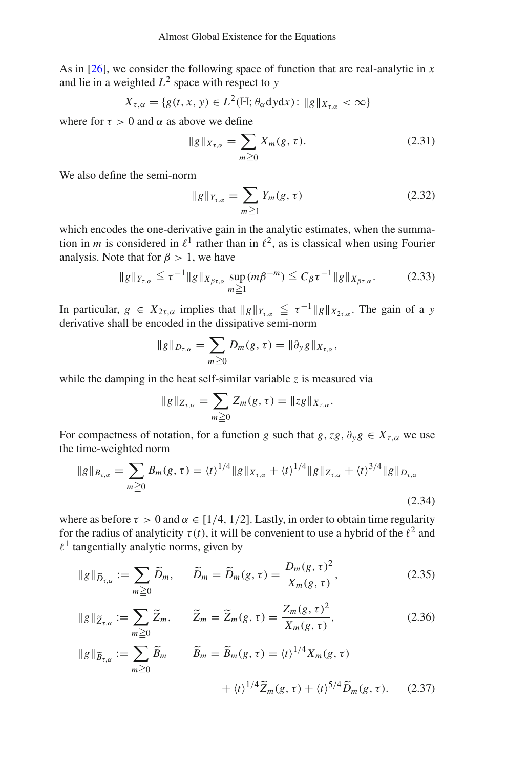As in [26], we consider the following space of function that are real-analytic in $x$ and lie in a weighted $L^2$ space with respect to $y$

$$X_{\tau,\alpha} = \{g(t, x, y) \in L^2(\mathbb{H}; \theta_\alpha \mathrm{d}y\mathrm{d}x) \colon \|g\|_{X_{\tau,\alpha}} < \infty\}$$

where for $\tau > 0$ and $\alpha$ as above we define

$$\|g\|_{X_{\tau,\alpha}} = \sum_{m \geqq 0} X_m(g, \tau). \tag{2.31}$$

We also define the semi-norm

$$\|g\|_{Y_{\tau,\alpha}} = \sum_{m \geqq 1} Y_m(g, \tau) \tag{2.32}$$

which encodes the one-derivative gain in the analytic estimates, when the summation in $m$ is considered in $\ell^1$ rather than in $\ell^2$, as is classical when using Fourier analysis. Note that for $\beta > 1$, we have

$$\|g\|_{Y_{\tau,\alpha}} \leqq \tau^{-1} \|g\|_{X_{\beta\tau,\alpha}} \sup_{m \geqq 1} (m \beta^{-m}) \leqq C_\beta \tau^{-1} \|g\|_{X_{\beta\tau,\alpha}}. \tag{2.33}$$

In particular, $g \in X_{2\tau,\alpha}$ implies that $\|g\|_{Y_{\tau,\alpha}} \leqq \tau^{-1} \|g\|_{X_{2\tau,\alpha}}$. The gain of a $y$ derivative shall be encoded in the dissipative semi-norm

$$\|g\|_{D_{\tau,\alpha}} = \sum_{m \geqq 0} D_m(g, \tau) = \|\partial_y g\|_{X_{\tau,\alpha}},$$

while the damping in the heat self-similar variable $z$ is measured via

$$\|g\|_{Z_{\tau,\alpha}} = \sum_{m \geqq 0} Z_m(g, \tau) = \|z g\|_{X_{\tau,\alpha}}.$$

For compactness of notation, for a function $g$ such that $g, zg, \partial_y g \in X_{\tau,\alpha}$ we use the time-weighted norm

$$\|g\|_{B_{\tau,\alpha}} = \sum_{m \geqq 0} B_m(g, \tau) = \langle t \rangle^{1/4} \|g\|_{X_{\tau,\alpha}} + \langle t \rangle^{1/4} \|g\|_{Z_{\tau,\alpha}} + \langle t \rangle^{3/4} \|g\|_{D_{\tau,\alpha}} \tag{2.34}$$

where as before $\tau > 0$ and $\alpha \in [1/4, 1/2]$. Lastly, in order to obtain time regularity for the radius of analyticity $\tau(t)$, it will be convenient to use a hybrid of the $\ell^2$ and $\ell^1$ tangentially analytic norms, given by

$$\|g\|_{\widetilde{D}_{\tau,\alpha}} := \sum_{m \geqq 0} \widetilde{D}_m, \qquad \widetilde{D}_m = \widetilde{D}_m(g, \tau) = \frac{D_m(g, \tau)^2}{X_m(g, \tau)}, \tag{2.35}$$

$$\|g\|_{\widetilde{Z}_{\tau,\alpha}} := \sum_{m \geqq 0} \widetilde{Z}_m, \qquad \widetilde{Z}_m = \widetilde{Z}_m(g, \tau) = \frac{Z_m(g, \tau)^2}{X_m(g, \tau)}, \tag{2.36}$$

$$\|g\|_{\widetilde{B}_{\tau,\alpha}} := \sum_{m \geqq 0} \widetilde{B}_m \qquad \widetilde{B}_m = \widetilde{B}_m(g, \tau) = \langle t \rangle^{1/4} X_m(g, \tau) + \langle t \rangle^{1/4} \widetilde{Z}_m(g, \tau) + \langle t \rangle^{5/4} \widetilde{D}_m(g, \tau). \tag{2.37}$$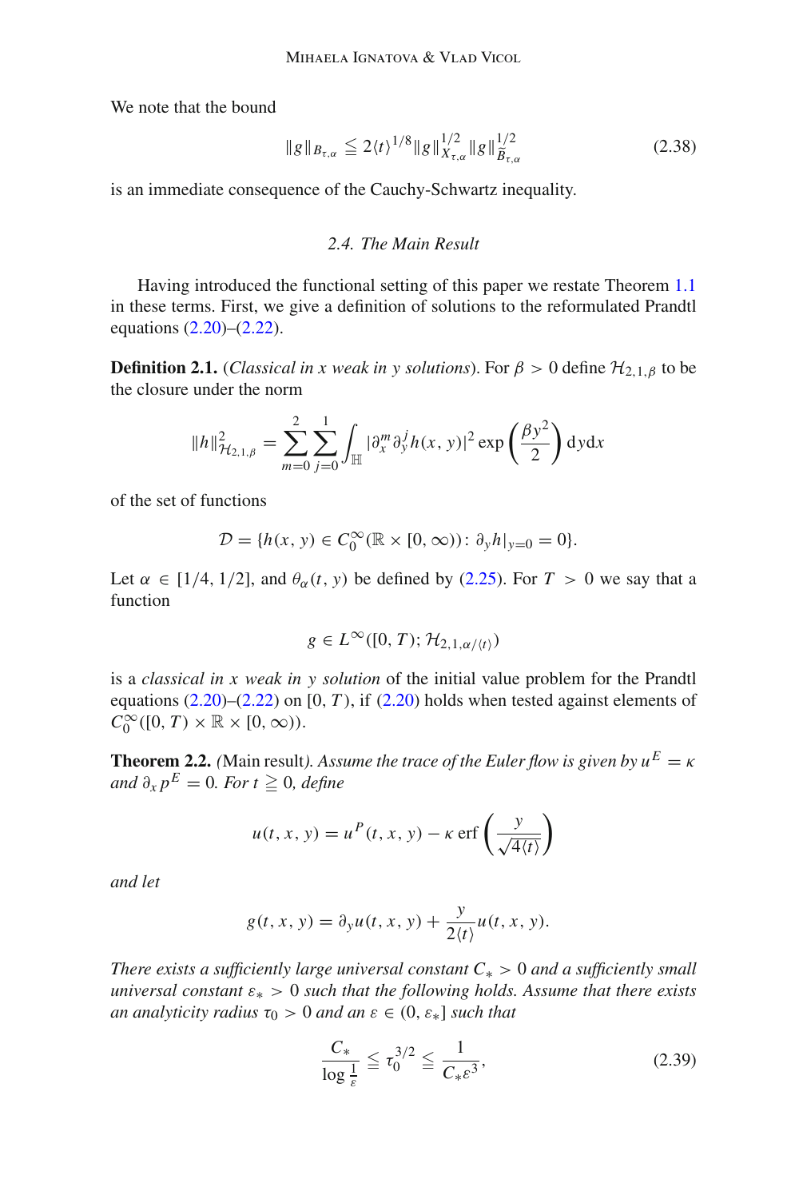We note that the bound

$$\|g\|_{B_{\tau,\alpha}} \leqq 2\langle t\rangle^{1/8} \|g\|_{X_{\tau,\alpha}}^{1/2} \|g\|_{\bar{B}_{\tau,\alpha}}^{1/2} \tag{2.38}$$

is an immediate consequence of the Cauchy-Schwartz inequality.

### 2.4. The Main Result

Having introduced the functional setting of this paper we restate Theorem 1.1 in these terms. First, we give a definition of solutions to the reformulated Prandtl equations (2.20)–(2.22).

**Definition 2.1.** (*Classical in x weak in y solutions*). For $\beta > 0$ define $\mathcal{H}_{2,1,\beta}$ to be the closure under the norm

$$\|h\|_{\mathcal{H}_{2,1,\beta}}^2 = \sum_{m=0}^{2} \sum_{j=0}^{1} \int_{\mathbb{H}} |\partial_x^m \partial_y^j h(x,y)|^2 \exp\left(\frac{\beta y^2}{2}\right) \mathrm{d}y \mathrm{d}x$$

of the set of functions

$$\mathcal{D} = \{h(x,y) \in C_0^\infty(\mathbb{R} \times [0,\infty)) \colon \partial_y h|_{y=0} = 0\}.$$

Let $\alpha \in [1/4, 1/2]$, and $\theta_\alpha(t,y)$ be defined by (2.25). For $T > 0$ we say that a function

$$g \in L^\infty([0,T); \mathcal{H}_{2,1,\alpha/\langle t\rangle})$$

is a *classical in x weak in y solution* of the initial value problem for the Prandtl equations (2.20)–(2.22) on $[0,T)$, if (2.20) holds when tested against elements of $C_0^\infty([0,T) \times \mathbb{R} \times [0,\infty))$.

**Theorem 2.2.** (Main result). *Assume the trace of the Euler flow is given by $u^E = \kappa$ and $\partial_x p^E = 0$. For $t \geqq 0$, define*

$$u(t,x,y) = u^P(t,x,y) - \kappa \operatorname{erf}\left(\frac{y}{\sqrt{4\langle t\rangle}}\right)$$

*and let*

$$g(t,x,y) = \partial_y u(t,x,y) + \frac{y}{2\langle t\rangle} u(t,x,y).$$

*There exists a sufficiently large universal constant $C_* > 0$ and a sufficiently small universal constant $\varepsilon_* > 0$ such that the following holds. Assume that there exists an analyticity radius $\tau_0 > 0$ and an $\varepsilon \in (0, \varepsilon_*]$ such that*

$$\frac{C_*}{\log\frac{1}{\varepsilon}} \leqq \tau_0^{3/2} \leqq \frac{1}{C_* \varepsilon^3}, \tag{2.39}$$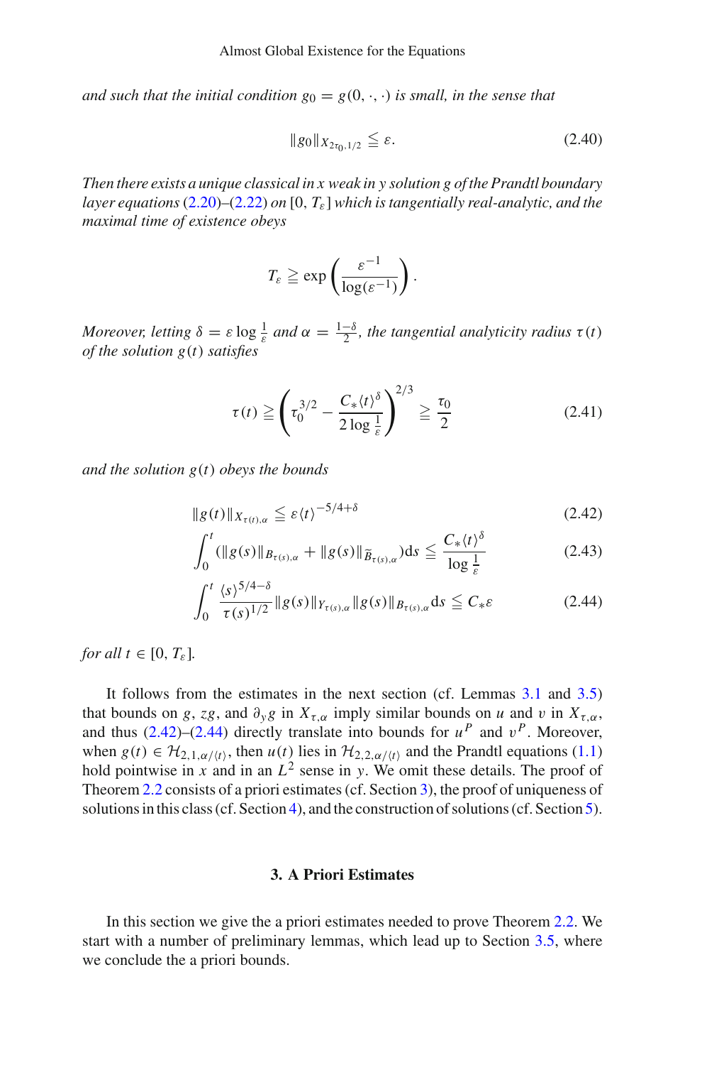*and such that the initial condition $g_0 = g(0, \cdot, \cdot)$ is small, in the sense that*

$$\|g_0\|_{X_{2\tau_0,1/2}} \leqq \varepsilon. \tag{2.40}$$

*Then there exists a unique classical in x weak in y solution g of the Prandtl boundary layer equations (2.20)–(2.22) on $[0, T_\varepsilon]$ which is tangentially real-analytic, and the maximal time of existence obeys*

$$T_\varepsilon \geqq \exp\left(\frac{\varepsilon^{-1}}{\log(\varepsilon^{-1})}\right).$$

*Moreover, letting $\delta = \varepsilon \log \frac{1}{\varepsilon}$ and $\alpha = \frac{1-\delta}{2}$, the tangential analyticity radius $\tau(t)$ of the solution $g(t)$ satisfies*

$$\tau(t) \geqq \left(\tau_0^{3/2} - \frac{C_* \langle t \rangle^\delta}{2 \log \frac{1}{\varepsilon}}\right)^{2/3} \geqq \frac{\tau_0}{2} \tag{2.41}$$

*and the solution $g(t)$ obeys the bounds*

$$\|g(t)\|_{X_{\tau(t),\alpha}} \leqq \varepsilon \langle t \rangle^{-5/4+\delta} \tag{2.42}$$

$$\int_0^t (\|g(s)\|_{B_{\tau(s),\alpha}} + \|g(s)\|_{\widetilde{B}_{\tau(s),\alpha}}) \mathrm{d}s \leqq \frac{C_* \langle t \rangle^\delta}{\log \frac{1}{\varepsilon}} \tag{2.43}$$

$$\int_0^t \frac{\langle s \rangle^{5/4-\delta}}{\tau(s)^{1/2}} \|g(s)\|_{Y_{\tau(s),\alpha}} \|g(s)\|_{B_{\tau(s),\alpha}} \mathrm{d}s \leqq C_* \varepsilon \tag{2.44}$$

*for all $t \in [0, T_\varepsilon]$.*

It follows from the estimates in the next section (cf. Lemmas 3.1 and 3.5) that bounds on $g$, $zg$, and $\partial_y g$ in $X_{\tau,\alpha}$ imply similar bounds on $u$ and $v$ in $X_{\tau,\alpha}$, and thus (2.42)–(2.44) directly translate into bounds for $u^P$ and $v^P$. Moreover, when $g(t) \in \mathcal{H}_{2,1,\alpha/\langle t \rangle}$, then $u(t)$ lies in $\mathcal{H}_{2,2,\alpha/\langle t \rangle}$ and the Prandtl equations (1.1) hold pointwise in $x$ and in an $L^2$ sense in $y$. We omit these details. The proof of Theorem 2.2 consists of a priori estimates (cf. Section 3), the proof of uniqueness of solutions in this class (cf. Section 4), and the construction of solutions (cf. Section 5).

## 3. A Priori Estimates

In this section we give the a priori estimates needed to prove Theorem 2.2. We start with a number of preliminary lemmas, which lead up to Section 3.5, where we conclude the a priori bounds.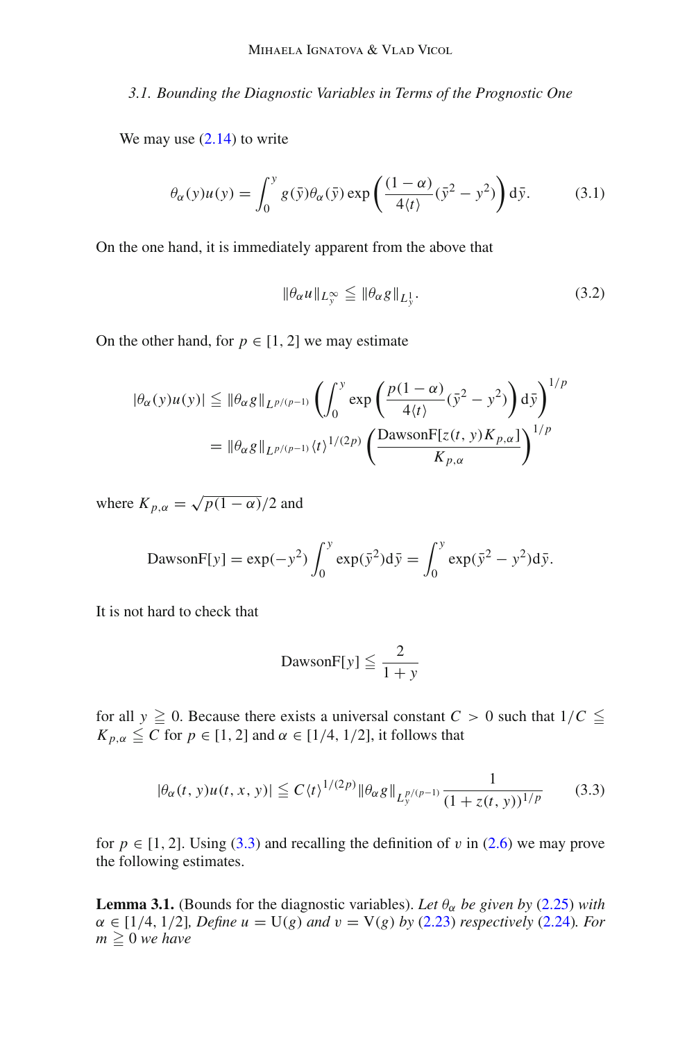### 3.1. Bounding the Diagnostic Variables in Terms of the Prognostic One

We may use (2.14) to write

$$\theta_\alpha(y) u(y) = \int_0^y g(\bar{y}) \theta_\alpha(\bar{y}) \exp\left(\frac{(1-\alpha)}{4\langle t\rangle}(\bar{y}^2 - y^2)\right) \mathrm{d}\bar{y}. \tag{3.1}$$

On the one hand, it is immediately apparent from the above that

$$\|\theta_\alpha u\|_{L^\infty_y} \leqq \|\theta_\alpha g\|_{L^1_y}. \tag{3.2}$$

On the other hand, for $p \in [1, 2]$ we may estimate

$$\begin{aligned}
|\theta_\alpha(y) u(y)| &\leqq \|\theta_\alpha g\|_{L^{p/(p-1)}} \left(\int_0^y \exp\left(\frac{p(1-\alpha)}{4\langle t\rangle}(\bar{y}^2 - y^2)\right) \mathrm{d}\bar{y}\right)^{1/p} \\
&= \|\theta_\alpha g\|_{L^{p/(p-1)}} \langle t\rangle^{1/(2p)} \left(\frac{\mathrm{DawsonF}[z(t,y) K_{p,\alpha}]}{K_{p,\alpha}}\right)^{1/p}
\end{aligned}$$

where $K_{p,\alpha} = \sqrt{p(1-\alpha)}/2$ and

$$\mathrm{DawsonF}[y] = \exp(-y^2) \int_0^y \exp(\bar{y}^2) \mathrm{d}\bar{y} = \int_0^y \exp(\bar{y}^2 - y^2) \mathrm{d}\bar{y}.$$

It is not hard to check that

$$\mathrm{DawsonF}[y] \leqq \frac{2}{1+y}$$

for all $y \geqq 0$. Because there exists a universal constant $C > 0$ such that $1/C \leqq K_{p,\alpha} \leqq C$ for $p \in [1, 2]$ and $\alpha \in [1/4, 1/2]$, it follows that

$$|\theta_\alpha(t, y) u(t, x, y)| \leqq C \langle t\rangle^{1/(2p)} \|\theta_\alpha g\|_{L_y^{p/(p-1)}} \frac{1}{(1 + z(t, y))^{1/p}} \tag{3.3}$$

for $p \in [1, 2]$. Using (3.3) and recalling the definition of $v$ in (2.6) we may prove the following estimates.

**Lemma 3.1.** (Bounds for the diagnostic variables). *Let $\theta_\alpha$ be given by (2.25) with $\alpha \in [1/4, 1/2]$, Define $u = \mathrm{U}(g)$ and $v = \mathrm{V}(g)$ by (2.23) respectively (2.24). For $m \geqq 0$ we have*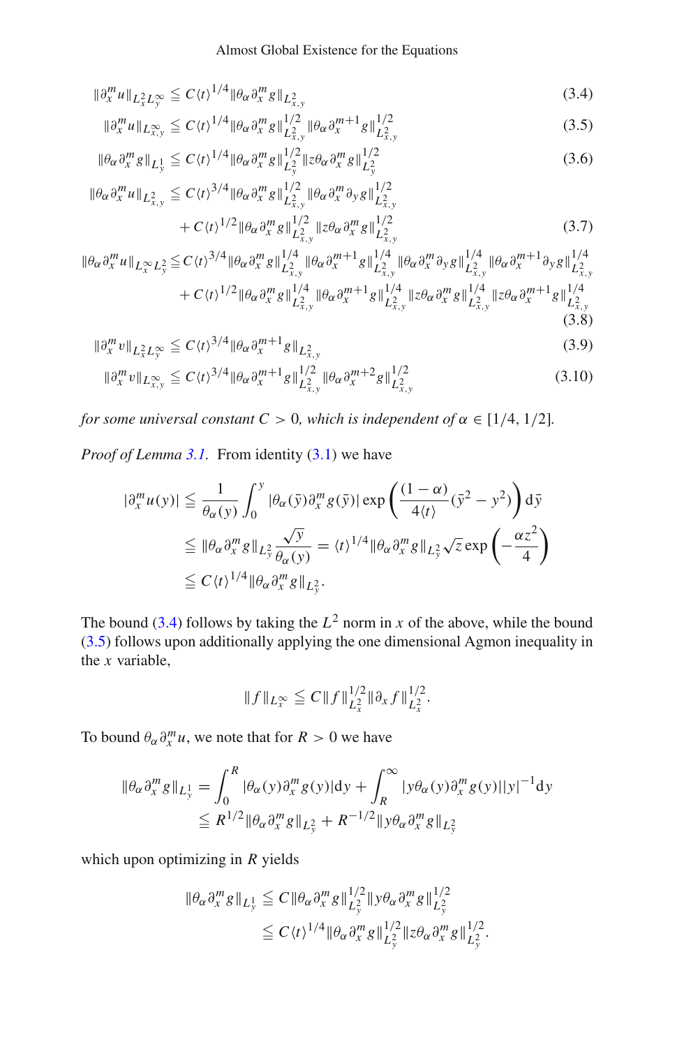$$\|\partial_x^m u\|_{L^2_x L^\infty_y} \leqq C\langle t\rangle^{1/4}\|\theta_\alpha \partial_x^m g\|_{L^2_{x,y}} \tag{3.4}$$

$$\|\partial_x^m u\|_{L^\infty_{x,y}} \leqq C\langle t\rangle^{1/4}\|\theta_\alpha \partial_x^m g\|_{L^2_{x,y}}^{1/2}\|\theta_\alpha \partial_x^{m+1} g\|_{L^2_{x,y}}^{1/2} \tag{3.5}$$

$$\|\theta_\alpha \partial_x^m g\|_{L^1_y} \leqq C\langle t\rangle^{1/4}\|\theta_\alpha \partial_x^m g\|_{L^2_y}^{1/2}\|z\theta_\alpha \partial_x^m g\|_{L^2_y}^{1/2} \tag{3.6}$$

$$\begin{aligned}\|\theta_\alpha \partial_x^m u\|_{L^2_{x,y}} \leqq\ & C\langle t\rangle^{3/4}\|\theta_\alpha \partial_x^m g\|_{L^2_{x,y}}^{1/2}\|\theta_\alpha \partial_x^m \partial_y g\|_{L^2_{x,y}}^{1/2}\\ &+ C\langle t\rangle^{1/2}\|\theta_\alpha \partial_x^m g\|_{L^2_{x,y}}^{1/2}\|z\theta_\alpha \partial_x^m g\|_{L^2_{x,y}}^{1/2}\end{aligned} \tag{3.7}$$

$$\begin{aligned}\|\theta_\alpha \partial_x^m u\|_{L^\infty_x L^2_y} \leqq\ & C\langle t\rangle^{3/4}\|\theta_\alpha \partial_x^m g\|_{L^2_{x,y}}^{1/4}\|\theta_\alpha \partial_x^{m+1} g\|_{L^2_{x,y}}^{1/4}\|\theta_\alpha \partial_x^m \partial_y g\|_{L^2_{x,y}}^{1/4}\|\theta_\alpha \partial_x^{m+1}\partial_y g\|_{L^2_{x,y}}^{1/4}\\ &+ C\langle t\rangle^{1/2}\|\theta_\alpha \partial_x^m g\|_{L^2_{x,y}}^{1/4}\|\theta_\alpha \partial_x^{m+1} g\|_{L^2_{x,y}}^{1/4}\|z\theta_\alpha \partial_x^m g\|_{L^2_{x,y}}^{1/4}\|z\theta_\alpha \partial_x^{m+1} g\|_{L^2_{x,y}}^{1/4}\end{aligned} \tag{3.8}$$

$$\|\partial_x^m v\|_{L^2_x L^\infty_y} \leqq C\langle t\rangle^{3/4}\|\theta_\alpha \partial_x^{m+1} g\|_{L^2_{x,y}} \tag{3.9}$$

$$\|\partial_x^m v\|_{L^\infty_{x,y}} \leqq C\langle t\rangle^{3/4}\|\theta_\alpha \partial_x^{m+1} g\|_{L^2_{x,y}}^{1/2}\|\theta_\alpha \partial_x^{m+2} g\|_{L^2_{x,y}}^{1/2} \tag{3.10}$$

*for some universal constant $C > 0$, which is independent of $\alpha \in [1/4, 1/2]$.*

*Proof of Lemma 3.1.* From identity (3.1) we have

$$\begin{aligned}|\partial_x^m u(y)| &\leqq \frac{1}{\theta_\alpha(y)}\int_0^y |\theta_\alpha(\bar y)\partial_x^m g(\bar y)| \exp\left(\frac{(1-\alpha)}{4\langle t\rangle}(\bar y^2 - y^2)\right)\mathrm{d}\bar y\\ &\leqq \|\theta_\alpha \partial_x^m g\|_{L^2_y}\frac{\sqrt{y}}{\theta_\alpha(y)} = \langle t\rangle^{1/4}\|\theta_\alpha \partial_x^m g\|_{L^2_y}\sqrt{z}\exp\left(-\frac{\alpha z^2}{4}\right)\\ &\leqq C\langle t\rangle^{1/4}\|\theta_\alpha \partial_x^m g\|_{L^2_y}.\end{aligned}$$

The bound (3.4) follows by taking the $L^2$ norm in $x$ of the above, while the bound (3.5) follows upon additionally applying the one dimensional Agmon inequality in the $x$ variable,

$$\|f\|_{L^\infty_x} \leqq C\|f\|_{L^2_x}^{1/2}\|\partial_x f\|_{L^2_x}^{1/2}.$$

To bound $\theta_\alpha \partial_x^m u$, we note that for $R > 0$ we have

$$\begin{aligned}\|\theta_\alpha \partial_x^m g\|_{L^1_y} &= \int_0^R |\theta_\alpha(y)\partial_x^m g(y)|\mathrm{d}y + \int_R^\infty |y\theta_\alpha(y)\partial_x^m g(y)||y|^{-1}\mathrm{d}y\\ &\leqq R^{1/2}\|\theta_\alpha \partial_x^m g\|_{L^2_y} + R^{-1/2}\|y\theta_\alpha \partial_x^m g\|_{L^2_y}\end{aligned}$$

which upon optimizing in $R$ yields

$$\begin{aligned}\|\theta_\alpha \partial_x^m g\|_{L^1_y} &\leqq C\|\theta_\alpha \partial_x^m g\|_{L^2_y}^{1/2}\|y\theta_\alpha \partial_x^m g\|_{L^2_y}^{1/2}\\ &\leqq C\langle t\rangle^{1/4}\|\theta_\alpha \partial_x^m g\|_{L^2_y}^{1/2}\|z\theta_\alpha \partial_x^m g\|_{L^2_y}^{1/2}.\end{aligned}$$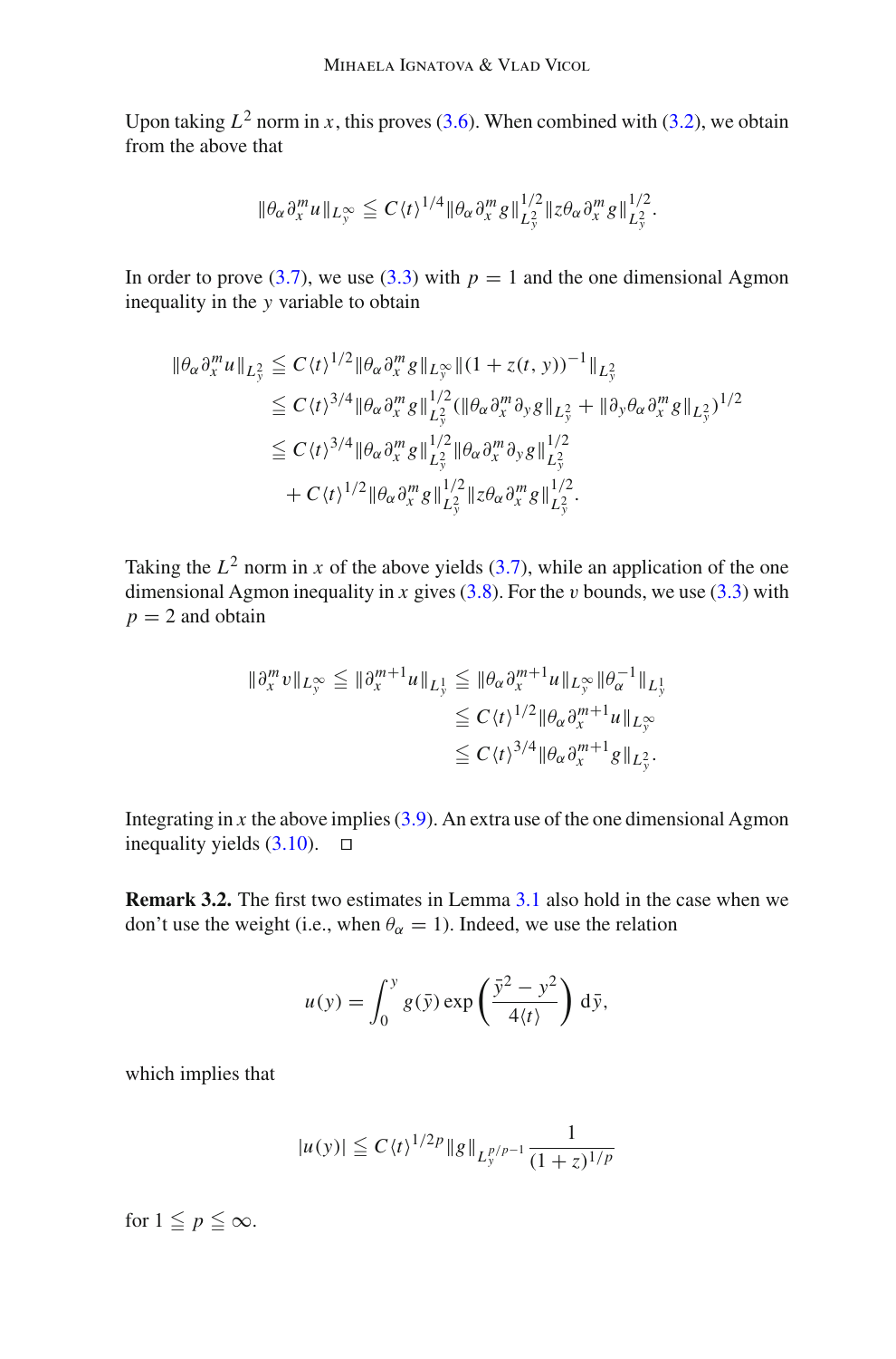Upon taking $L^2$ norm in $x$, this proves (3.6). When combined with (3.2), we obtain from the above that

$$\|\theta_\alpha \partial_x^m u\|_{L_y^\infty} \leqq C\langle t\rangle^{1/4} \|\theta_\alpha \partial_x^m g\|_{L_y^2}^{1/2} \|z\theta_\alpha \partial_x^m g\|_{L_y^2}^{1/2}.$$

In order to prove (3.7), we use (3.3) with $p = 1$ and the one dimensional Agmon inequality in the $y$ variable to obtain

$$\begin{aligned}
\|\theta_\alpha \partial_x^m u\|_{L_y^2} &\leqq C\langle t\rangle^{1/2} \|\theta_\alpha \partial_x^m g\|_{L_y^\infty} \|(1 + z(t, y))^{-1}\|_{L_y^2} \\
&\leqq C\langle t\rangle^{3/4} \|\theta_\alpha \partial_x^m g\|_{L_y^2}^{1/2} (\|\theta_\alpha \partial_x^m \partial_y g\|_{L_y^2} + \|\partial_y \theta_\alpha \partial_x^m g\|_{L_y^2})^{1/2} \\
&\leqq C\langle t\rangle^{3/4} \|\theta_\alpha \partial_x^m g\|_{L_y^2}^{1/2} \|\theta_\alpha \partial_x^m \partial_y g\|_{L_y^2}^{1/2} \\
&\quad + C\langle t\rangle^{1/2} \|\theta_\alpha \partial_x^m g\|_{L_y^2}^{1/2} \|z\theta_\alpha \partial_x^m g\|_{L_y^2}^{1/2}.
\end{aligned}$$

Taking the $L^2$ norm in $x$ of the above yields (3.7), while an application of the one dimensional Agmon inequality in $x$ gives (3.8). For the $v$ bounds, we use (3.3) with $p = 2$ and obtain

$$\begin{aligned}
\|\partial_x^m v\|_{L_y^\infty} \leqq \|\partial_x^{m+1} u\|_{L_y^1} &\leqq \|\theta_\alpha \partial_x^{m+1} u\|_{L_y^\infty} \|\theta_\alpha^{-1}\|_{L_y^1} \\
&\leqq C\langle t\rangle^{1/2} \|\theta_\alpha \partial_x^{m+1} u\|_{L_y^\infty} \\
&\leqq C\langle t\rangle^{3/4} \|\theta_\alpha \partial_x^{m+1} g\|_{L_y^2}.
\end{aligned}$$

Integrating in $x$ the above implies (3.9). An extra use of the one dimensional Agmon inequality yields (3.10). $\square$

**Remark 3.2.** The first two estimates in Lemma 3.1 also hold in the case when we don't use the weight (i.e., when $\theta_\alpha = 1$). Indeed, we use the relation

$$u(y) = \int_0^y g(\bar{y}) \exp\left(\frac{\bar{y}^2 - y^2}{4\langle t\rangle}\right) \mathrm{d}\bar{y},$$

which implies that

$$|u(y)| \leqq C\langle t\rangle^{1/2p} \|g\|_{L_y^{p/p-1}} \frac{1}{(1 + z)^{1/p}}$$

for $1 \leqq p \leqq \infty$.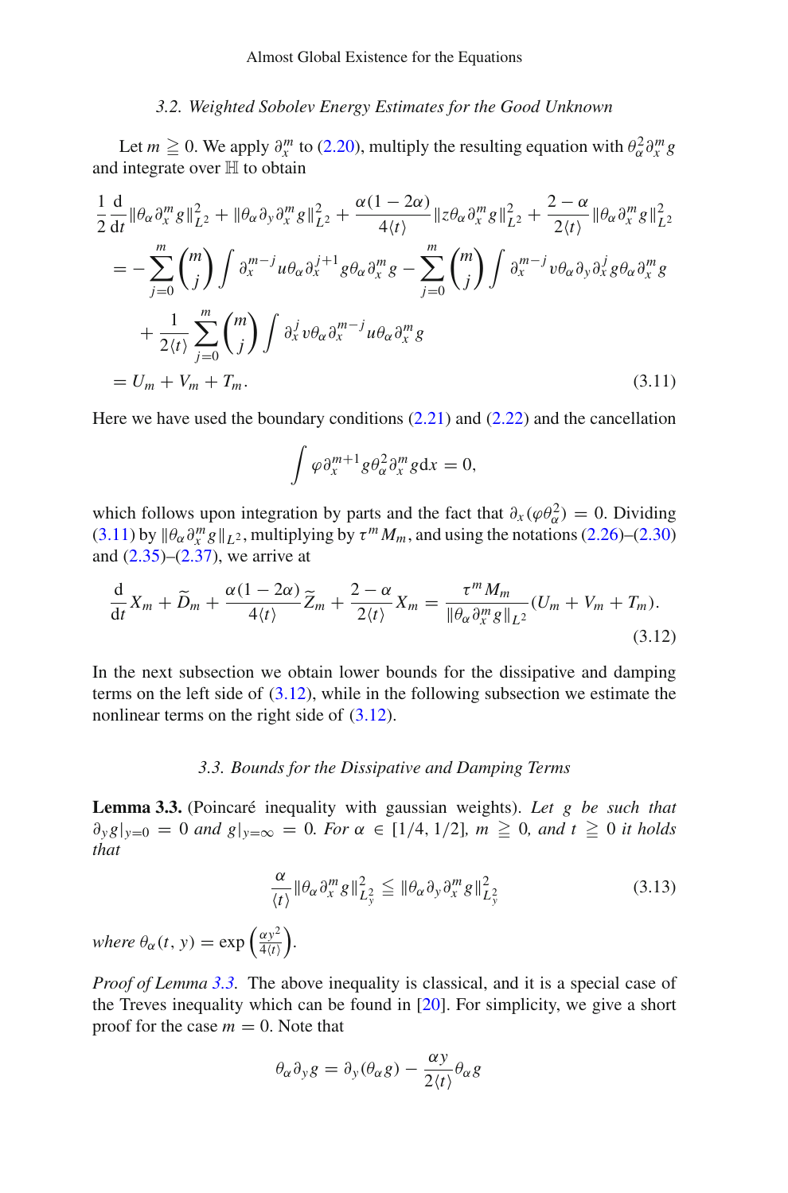### 3.2. Weighted Sobolev Energy Estimates for the Good Unknown

Let $m \geqq 0$. We apply $\partial_x^m$ to (2.20), multiply the resulting equation with $\theta_\alpha^2 \partial_x^m g$ and integrate over $\mathbb{H}$ to obtain

$$
\begin{aligned}
&\frac{1}{2}\frac{\mathrm{d}}{\mathrm{d}t}\|\theta_\alpha \partial_x^m g\|_{L^2}^2 + \|\theta_\alpha \partial_y \partial_x^m g\|_{L^2}^2 + \frac{\alpha(1-2\alpha)}{4\langle t\rangle}\|z\theta_\alpha \partial_x^m g\|_{L^2}^2 + \frac{2-\alpha}{2\langle t\rangle}\|\theta_\alpha \partial_x^m g\|_{L^2}^2 \\
&\quad = -\sum_{j=0}^{m}\binom{m}{j}\int \partial_x^{m-j} u \theta_\alpha \partial_x^{j+1} g \theta_\alpha \partial_x^m g - \sum_{j=0}^{m}\binom{m}{j}\int \partial_x^{m-j} v \theta_\alpha \partial_y \partial_x^j g \theta_\alpha \partial_x^m g \\
&\qquad + \frac{1}{2\langle t\rangle}\sum_{j=0}^{m}\binom{m}{j}\int \partial_x^j v \theta_\alpha \partial_x^{m-j} u \theta_\alpha \partial_x^m g \\
&\quad = U_m + V_m + T_m.
\end{aligned} \tag{3.11}
$$

Here we have used the boundary conditions (2.21) and (2.22) and the cancellation

$$
\int \varphi \partial_x^{m+1} g \theta_\alpha^2 \partial_x^m g \mathrm{d}x = 0,
$$

which follows upon integration by parts and the fact that $\partial_x(\varphi\theta_\alpha^2) = 0$. Dividing (3.11) by $\|\theta_\alpha \partial_x^m g\|_{L^2}$, multiplying by $\tau^m M_m$, and using the notations (2.26)–(2.30) and (2.35)–(2.37), we arrive at

$$
\frac{\mathrm{d}}{\mathrm{d}t}X_m + \widetilde{D}_m + \frac{\alpha(1-2\alpha)}{4\langle t\rangle}\widetilde{Z}_m + \frac{2-\alpha}{2\langle t\rangle}X_m = \frac{\tau^m M_m}{\|\theta_\alpha \partial_x^m g\|_{L^2}}(U_m + V_m + T_m). \tag{3.12}
$$

In the next subsection we obtain lower bounds for the dissipative and damping terms on the left side of (3.12), while in the following subsection we estimate the nonlinear terms on the right side of (3.12).

### 3.3. Bounds for the Dissipative and Damping Terms

**Lemma 3.3.** (Poincaré inequality with gaussian weights). *Let $g$ be such that $\partial_y g|_{y=0} = 0$ and $g|_{y=\infty} = 0$. For $\alpha \in [1/4, 1/2]$, $m \geqq 0$, and $t \geqq 0$ it holds that*

$$
\frac{\alpha}{\langle t\rangle}\|\theta_\alpha \partial_x^m g\|_{L_y^2}^2 \leqq \|\theta_\alpha \partial_y \partial_x^m g\|_{L_y^2}^2 \tag{3.13}
$$

*where $\theta_\alpha(t,y) = \exp\left(\frac{\alpha y^2}{4\langle t\rangle}\right)$.*

*Proof of Lemma 3.3.* The above inequality is classical, and it is a special case of the Treves inequality which can be found in [20]. For simplicity, we give a short proof for the case $m = 0$. Note that

$$
\theta_\alpha \partial_y g = \partial_y(\theta_\alpha g) - \frac{\alpha y}{2\langle t\rangle}\theta_\alpha g
$$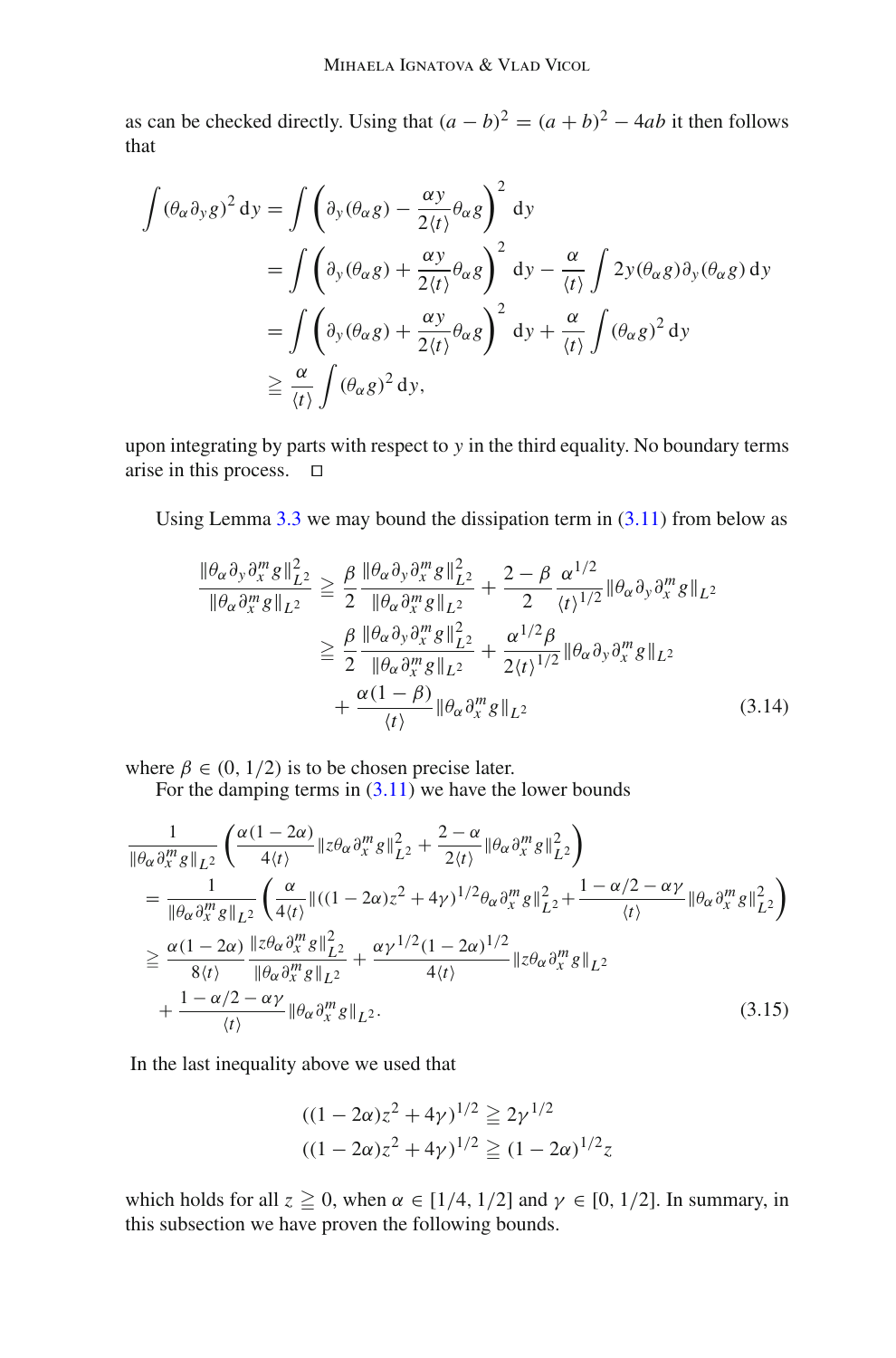as can be checked directly. Using that $(a-b)^2 = (a+b)^2 - 4ab$ it then follows that

$$
\begin{aligned}
\int (\theta_\alpha \partial_y g)^2 \, \mathrm{d}y &= \int \left( \partial_y(\theta_\alpha g) - \frac{\alpha y}{2\langle t \rangle} \theta_\alpha g \right)^2 \, \mathrm{d}y \\
&= \int \left( \partial_y(\theta_\alpha g) + \frac{\alpha y}{2\langle t \rangle} \theta_\alpha g \right)^2 \, \mathrm{d}y - \frac{\alpha}{\langle t \rangle} \int 2y(\theta_\alpha g) \partial_y(\theta_\alpha g) \, \mathrm{d}y \\
&= \int \left( \partial_y(\theta_\alpha g) + \frac{\alpha y}{2\langle t \rangle} \theta_\alpha g \right)^2 \, \mathrm{d}y + \frac{\alpha}{\langle t \rangle} \int (\theta_\alpha g)^2 \, \mathrm{d}y \\
&\geqq \frac{\alpha}{\langle t \rangle} \int (\theta_\alpha g)^2 \, \mathrm{d}y,
\end{aligned}
$$

upon integrating by parts with respect to $y$ in the third equality. No boundary terms arise in this process. $\square$

Using Lemma 3.3 we may bound the dissipation term in (3.11) from below as

$$
\begin{aligned}
\frac{\|\theta_\alpha \partial_y \partial_x^m g\|_{L^2}^2}{\|\theta_\alpha \partial_x^m g\|_{L^2}} &\geqq \frac{\beta}{2} \frac{\|\theta_\alpha \partial_y \partial_x^m g\|_{L^2}^2}{\|\theta_\alpha \partial_x^m g\|_{L^2}} + \frac{2-\beta}{2} \frac{\alpha^{1/2}}{\langle t \rangle^{1/2}} \|\theta_\alpha \partial_y \partial_x^m g\|_{L^2} \\
&\geqq \frac{\beta}{2} \frac{\|\theta_\alpha \partial_y \partial_x^m g\|_{L^2}^2}{\|\theta_\alpha \partial_x^m g\|_{L^2}} + \frac{\alpha^{1/2} \beta}{2\langle t \rangle^{1/2}} \|\theta_\alpha \partial_y \partial_x^m g\|_{L^2} \\
&\quad + \frac{\alpha(1-\beta)}{\langle t \rangle} \|\theta_\alpha \partial_x^m g\|_{L^2}
\end{aligned}
\tag{3.14}
$$

where $\beta \in (0, 1/2)$ is to be chosen precise later.

For the damping terms in (3.11) we have the lower bounds

$$
\begin{aligned}
&\frac{1}{\|\theta_\alpha \partial_x^m g\|_{L^2}} \left( \frac{\alpha(1-2\alpha)}{4\langle t \rangle} \|z\theta_\alpha \partial_x^m g\|_{L^2}^2 + \frac{2-\alpha}{2\langle t \rangle} \|\theta_\alpha \partial_x^m g\|_{L^2}^2 \right) \\
&= \frac{1}{\|\theta_\alpha \partial_x^m g\|_{L^2}} \left( \frac{\alpha}{4\langle t \rangle} \|((1-2\alpha)z^2 + 4\gamma)^{1/2} \theta_\alpha \partial_x^m g\|_{L^2}^2 + \frac{1-\alpha/2-\alpha\gamma}{\langle t \rangle} \|\theta_\alpha \partial_x^m g\|_{L^2}^2 \right) \\
&\geqq \frac{\alpha(1-2\alpha)}{8\langle t \rangle} \frac{\|z\theta_\alpha \partial_x^m g\|_{L^2}^2}{\|\theta_\alpha \partial_x^m g\|_{L^2}} + \frac{\alpha\gamma^{1/2}(1-2\alpha)^{1/2}}{4\langle t \rangle} \|z\theta_\alpha \partial_x^m g\|_{L^2} \\
&\quad + \frac{1-\alpha/2-\alpha\gamma}{\langle t \rangle} \|\theta_\alpha \partial_x^m g\|_{L^2}.
\end{aligned}
\tag{3.15}
$$

In the last inequality above we used that

$$
\begin{aligned}
((1-2\alpha)z^2 + 4\gamma)^{1/2} &\geqq 2\gamma^{1/2} \\
((1-2\alpha)z^2 + 4\gamma)^{1/2} &\geqq (1-2\alpha)^{1/2} z
\end{aligned}
$$

which holds for all $z \geqq 0$, when $\alpha \in [1/4, 1/2]$ and $\gamma \in [0, 1/2]$. In summary, in this subsection we have proven the following bounds.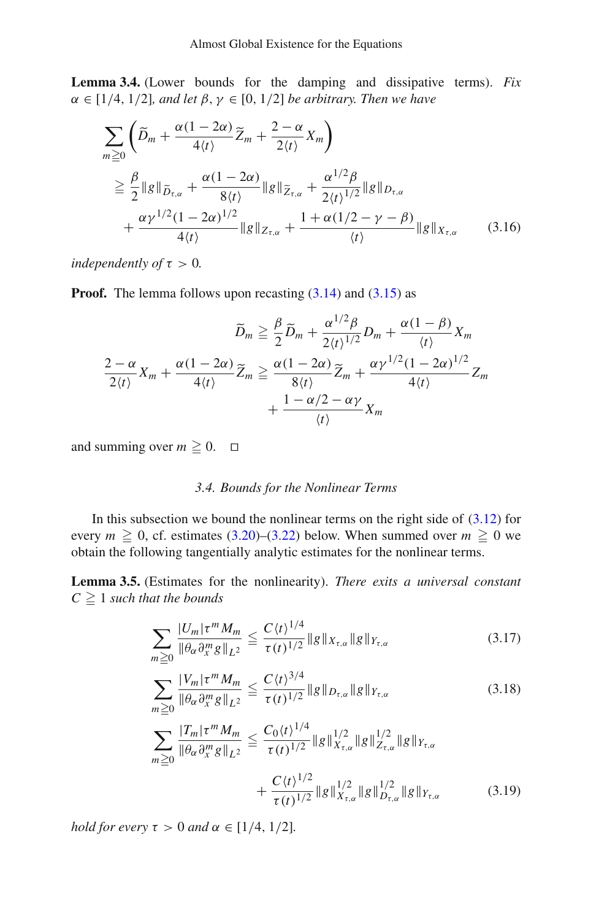**Lemma 3.4.** (Lower bounds for the damping and dissipative terms). *Fix $\alpha \in [1/4, 1/2]$, and let $\beta, \gamma \in [0, 1/2]$ be arbitrary. Then we have*

$$
\begin{aligned}
\sum_{m \geqq 0} \left( \widetilde{D}_m + \frac{\alpha(1-2\alpha)}{4\langle t \rangle} \widetilde{Z}_m + \frac{2-\alpha}{2\langle t \rangle} X_m \right) \\
\geqq \frac{\beta}{2} \|g\|_{\widetilde{D}_{\tau,\alpha}} + \frac{\alpha(1-2\alpha)}{8\langle t \rangle} \|g\|_{\widetilde{Z}_{\tau,\alpha}} + \frac{\alpha^{1/2}\beta}{2\langle t \rangle^{1/2}} \|g\|_{D_{\tau,\alpha}} \\
+ \frac{\alpha \gamma^{1/2}(1-2\alpha)^{1/2}}{4\langle t \rangle} \|g\|_{Z_{\tau,\alpha}} + \frac{1+\alpha(1/2-\gamma-\beta)}{\langle t \rangle} \|g\|_{X_{\tau,\alpha}}
\end{aligned}
\tag{3.16}
$$

*independently of $\tau > 0$.*

**Proof.** The lemma follows upon recasting (3.14) and (3.15) as

$$
\widetilde{D}_m \geqq \frac{\beta}{2} \widetilde{D}_m + \frac{\alpha^{1/2}\beta}{2\langle t \rangle^{1/2}} D_m + \frac{\alpha(1-\beta)}{\langle t \rangle} X_m
$$

$$
\begin{aligned}
\frac{2-\alpha}{2\langle t \rangle} X_m + \frac{\alpha(1-2\alpha)}{4\langle t \rangle} \widetilde{Z}_m \geqq \frac{\alpha(1-2\alpha)}{8\langle t \rangle} \widetilde{Z}_m + \frac{\alpha \gamma^{1/2}(1-2\alpha)^{1/2}}{4\langle t \rangle} Z_m \\
+ \frac{1-\alpha/2-\alpha\gamma}{\langle t \rangle} X_m
\end{aligned}
$$

and summing over $m \geqq 0$. $\square$

### 3.4. Bounds for the Nonlinear Terms

In this subsection we bound the nonlinear terms on the right side of (3.12) for every $m \geqq 0$, cf. estimates (3.20)–(3.22) below. When summed over $m \geqq 0$ we obtain the following tangentially analytic estimates for the nonlinear terms.

**Lemma 3.5.** (Estimates for the nonlinearity). *There exits a universal constant $C \geqq 1$ such that the bounds*

$$
\sum_{m \geqq 0} \frac{|U_m| \tau^m M_m}{\|\theta_\alpha \partial_x^m g\|_{L^2}} \leqq \frac{C \langle t \rangle^{1/4}}{\tau(t)^{1/2}} \|g\|_{X_{\tau,\alpha}} \|g\|_{Y_{\tau,\alpha}}
\tag{3.17}
$$

$$
\sum_{m \geqq 0} \frac{|V_m| \tau^m M_m}{\|\theta_\alpha \partial_x^m g\|_{L^2}} \leqq \frac{C \langle t \rangle^{3/4}}{\tau(t)^{1/2}} \|g\|_{D_{\tau,\alpha}} \|g\|_{Y_{\tau,\alpha}}
\tag{3.18}
$$

$$
\begin{aligned}
\sum_{m \geqq 0} \frac{|T_m| \tau^m M_m}{\|\theta_\alpha \partial_x^m g\|_{L^2}} \leqq \frac{C_0 \langle t \rangle^{1/4}}{\tau(t)^{1/2}} \|g\|_{X_{\tau,\alpha}}^{1/2} \|g\|_{Z_{\tau,\alpha}}^{1/2} \|g\|_{Y_{\tau,\alpha}} \\
+ \frac{C \langle t \rangle^{1/2}}{\tau(t)^{1/2}} \|g\|_{X_{\tau,\alpha}}^{1/2} \|g\|_{D_{\tau,\alpha}}^{1/2} \|g\|_{Y_{\tau,\alpha}}
\end{aligned}
\tag{3.19}
$$

*hold for every $\tau > 0$ and $\alpha \in [1/4, 1/2]$.*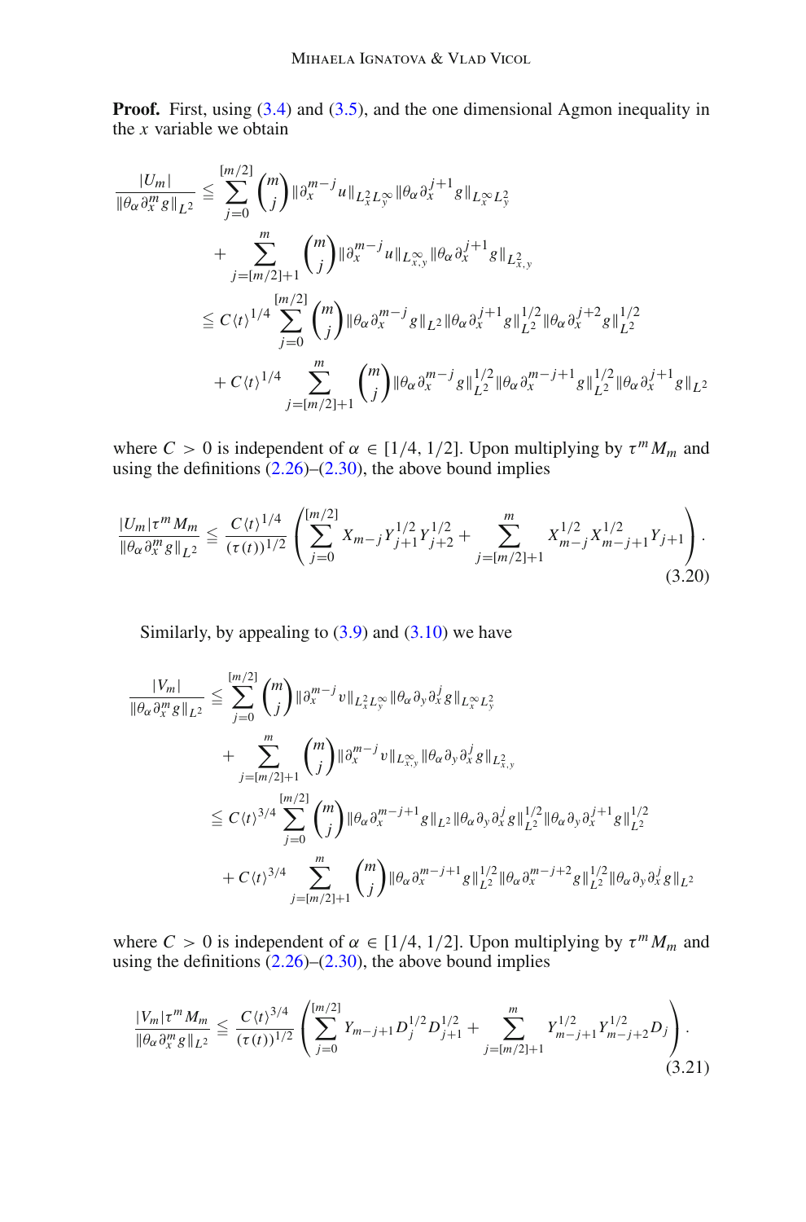**Proof.** First, using (3.4) and (3.5), and the one dimensional Agmon inequality in the $x$ variable we obtain

$$
\begin{aligned}
\frac{|U_m|}{\|\theta_\alpha \partial_x^m g\|_{L^2}} &\leqq \sum_{j=0}^{[m/2]} \binom{m}{j} \|\partial_x^{m-j} u\|_{L_x^2 L_y^\infty} \|\theta_\alpha \partial_x^{j+1} g\|_{L_x^\infty L_y^2} \\
&\quad + \sum_{j=[m/2]+1}^{m} \binom{m}{j} \|\partial_x^{m-j} u\|_{L_{x,y}^\infty} \|\theta_\alpha \partial_x^{j+1} g\|_{L_{x,y}^2} \\
&\leqq C \langle t \rangle^{1/4} \sum_{j=0}^{[m/2]} \binom{m}{j} \|\theta_\alpha \partial_x^{m-j} g\|_{L^2} \|\theta_\alpha \partial_x^{j+1} g\|_{L^2}^{1/2} \|\theta_\alpha \partial_x^{j+2} g\|_{L^2}^{1/2} \\
&\quad + C \langle t \rangle^{1/4} \sum_{j=[m/2]+1}^{m} \binom{m}{j} \|\theta_\alpha \partial_x^{m-j} g\|_{L^2}^{1/2} \|\theta_\alpha \partial_x^{m-j+1} g\|_{L^2}^{1/2} \|\theta_\alpha \partial_x^{j+1} g\|_{L^2}
\end{aligned}
$$

where $C > 0$ is independent of $\alpha \in [1/4, 1/2]$. Upon multiplying by $\tau^m M_m$ and using the definitions (2.26)–(2.30), the above bound implies

$$
\frac{|U_m| \tau^m M_m}{\|\theta_\alpha \partial_x^m g\|_{L^2}} \leqq \frac{C \langle t \rangle^{1/4}}{(\tau(t))^{1/2}} \left( \sum_{j=0}^{[m/2]} X_{m-j} Y_{j+1}^{1/2} Y_{j+2}^{1/2} + \sum_{j=[m/2]+1}^{m} X_{m-j}^{1/2} X_{m-j+1}^{1/2} Y_{j+1} \right). \tag{3.20}
$$

Similarly, by appealing to (3.9) and (3.10) we have

$$
\begin{aligned}
\frac{|V_m|}{\|\theta_\alpha \partial_x^m g\|_{L^2}} &\leqq \sum_{j=0}^{[m/2]} \binom{m}{j} \|\partial_x^{m-j} v\|_{L_x^2 L_y^\infty} \|\theta_\alpha \partial_y \partial_x^{j} g\|_{L_x^\infty L_y^2} \\
&\quad + \sum_{j=[m/2]+1}^{m} \binom{m}{j} \|\partial_x^{m-j} v\|_{L_{x,y}^\infty} \|\theta_\alpha \partial_y \partial_x^{j} g\|_{L_{x,y}^2} \\
&\leqq C \langle t \rangle^{3/4} \sum_{j=0}^{[m/2]} \binom{m}{j} \|\theta_\alpha \partial_x^{m-j+1} g\|_{L^2} \|\theta_\alpha \partial_y \partial_x^{j} g\|_{L^2}^{1/2} \|\theta_\alpha \partial_y \partial_x^{j+1} g\|_{L^2}^{1/2} \\
&\quad + C \langle t \rangle^{3/4} \sum_{j=[m/2]+1}^{m} \binom{m}{j} \|\theta_\alpha \partial_x^{m-j+1} g\|_{L^2}^{1/2} \|\theta_\alpha \partial_x^{m-j+2} g\|_{L^2}^{1/2} \|\theta_\alpha \partial_y \partial_x^{j} g\|_{L^2}
\end{aligned}
$$

where $C > 0$ is independent of $\alpha \in [1/4, 1/2]$. Upon multiplying by $\tau^m M_m$ and using the definitions (2.26)–(2.30), the above bound implies

$$
\frac{|V_m| \tau^m M_m}{\|\theta_\alpha \partial_x^m g\|_{L^2}} \leqq \frac{C \langle t \rangle^{3/4}}{(\tau(t))^{1/2}} \left( \sum_{j=0}^{[m/2]} Y_{m-j+1} D_j^{1/2} D_{j+1}^{1/2} + \sum_{j=[m/2]+1}^{m} Y_{m-j+1}^{1/2} Y_{m-j+2}^{1/2} D_j \right). \tag{3.21}
$$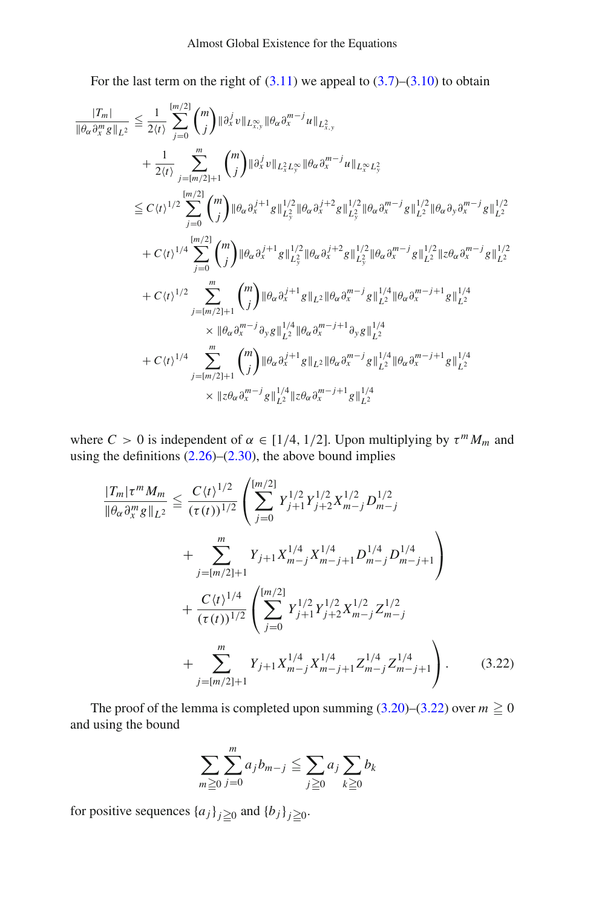For the last term on the right of (3.11) we appeal to (3.7)–(3.10) to obtain

$$
\begin{aligned}
\frac{|T_m|}{\|\theta_\alpha \partial_x^m g\|_{L^2}} &\leqq \frac{1}{2\langle t\rangle} \sum_{j=0}^{[m/2]} \binom{m}{j} \|\partial_x^j v\|_{L^\infty_{x,y}} \|\theta_\alpha \partial_x^{m-j} u\|_{L^2_{x,y}} \\
&\quad + \frac{1}{2\langle t\rangle} \sum_{j=[m/2]+1}^{m} \binom{m}{j} \|\partial_x^j v\|_{L^2_x L^\infty_y} \|\theta_\alpha \partial_x^{m-j} u\|_{L^\infty_x L^2_y} \\
&\leqq C\langle t\rangle^{1/2} \sum_{j=0}^{[m/2]} \binom{m}{j} \|\theta_\alpha \partial_x^{j+1} g\|_{L^2_y}^{1/2} \|\theta_\alpha \partial_x^{j+2} g\|_{L^2_y}^{1/2} \|\theta_\alpha \partial_x^{m-j} g\|_{L^2}^{1/2} \|\theta_\alpha \partial_y \partial_x^{m-j} g\|_{L^2}^{1/2} \\
&\quad + C\langle t\rangle^{1/4} \sum_{j=0}^{[m/2]} \binom{m}{j} \|\theta_\alpha \partial_x^{j+1} g\|_{L^2_y}^{1/2} \|\theta_\alpha \partial_x^{j+2} g\|_{L^2_y}^{1/2} \|\theta_\alpha \partial_x^{m-j} g\|_{L^2}^{1/2} \|z\theta_\alpha \partial_x^{m-j} g\|_{L^2}^{1/2} \\
&\quad + C\langle t\rangle^{1/2} \sum_{j=[m/2]+1}^{m} \binom{m}{j} \|\theta_\alpha \partial_x^{j+1} g\|_{L^2} \|\theta_\alpha \partial_x^{m-j} g\|_{L^2}^{1/4} \|\theta_\alpha \partial_x^{m-j+1} g\|_{L^2}^{1/4} \\
&\qquad \times \|\theta_\alpha \partial_x^{m-j} \partial_y g\|_{L^2}^{1/4} \|\theta_\alpha \partial_x^{m-j+1} \partial_y g\|_{L^2}^{1/4} \\
&\quad + C\langle t\rangle^{1/4} \sum_{j=[m/2]+1}^{m} \binom{m}{j} \|\theta_\alpha \partial_x^{j+1} g\|_{L^2} \|\theta_\alpha \partial_x^{m-j} g\|_{L^2}^{1/4} \|\theta_\alpha \partial_x^{m-j+1} g\|_{L^2}^{1/4} \\
&\qquad \times \|z\theta_\alpha \partial_x^{m-j} g\|_{L^2}^{1/4} \|z\theta_\alpha \partial_x^{m-j+1} g\|_{L^2}^{1/4}
\end{aligned}
$$

where $C > 0$ is independent of $\alpha \in [1/4, 1/2]$. Upon multiplying by $\tau^m M_m$ and using the definitions (2.26)–(2.30), the above bound implies

$$
\begin{aligned}
\frac{|T_m| \tau^m M_m}{\|\theta_\alpha \partial_x^m g\|_{L^2}} &\leqq \frac{C\langle t\rangle^{1/2}}{(\tau(t))^{1/2}} \left( \sum_{j=0}^{[m/2]} Y_{j+1}^{1/2} Y_{j+2}^{1/2} X_{m-j}^{1/2} D_{m-j}^{1/2} \right. \\
&\quad \left. + \sum_{j=[m/2]+1}^{m} Y_{j+1} X_{m-j}^{1/4} X_{m-j+1}^{1/4} D_{m-j}^{1/4} D_{m-j+1}^{1/4} \right) \\
&\quad + \frac{C\langle t\rangle^{1/4}}{(\tau(t))^{1/2}} \left( \sum_{j=0}^{[m/2]} Y_{j+1}^{1/2} Y_{j+2}^{1/2} X_{m-j}^{1/2} Z_{m-j}^{1/2} \right. \\
&\quad \left. + \sum_{j=[m/2]+1}^{m} Y_{j+1} X_{m-j}^{1/4} X_{m-j+1}^{1/4} Z_{m-j}^{1/4} Z_{m-j+1}^{1/4} \right). \qquad (3.22)
\end{aligned}
$$

The proof of the lemma is completed upon summing (3.20)–(3.22) over $m \geqq 0$ and using the bound

$$
\sum_{m \geqq 0} \sum_{j=0}^{m} a_j b_{m-j} \leqq \sum_{j \geqq 0} a_j \sum_{k \geqq 0} b_k
$$

for positive sequences $\{a_j\}_{j \geqq 0}$ and $\{b_j\}_{j \geqq 0}$.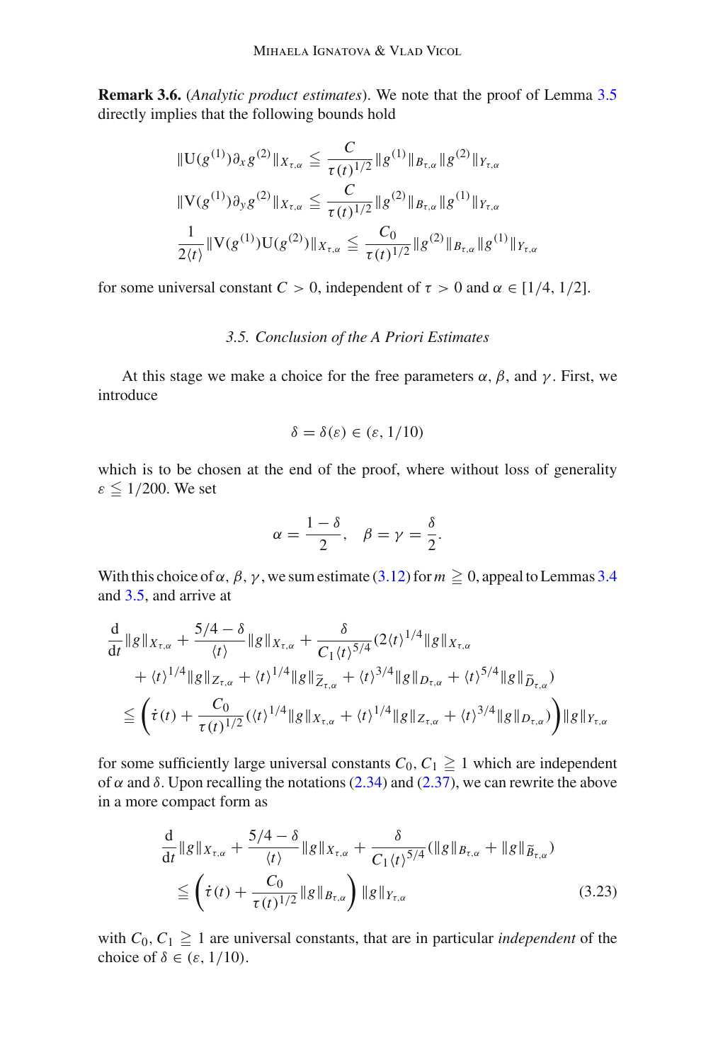**Remark 3.6.** (*Analytic product estimates*). We note that the proof of Lemma 3.5 directly implies that the following bounds hold

$$
\begin{aligned}
\|\mathrm{U}(g^{(1)})\partial_x g^{(2)}\|_{X_{\tau,\alpha}} &\leqq \frac{C}{\tau(t)^{1/2}}\|g^{(1)}\|_{B_{\tau,\alpha}}\|g^{(2)}\|_{Y_{\tau,\alpha}}\\
\|\mathrm{V}(g^{(1)})\partial_y g^{(2)}\|_{X_{\tau,\alpha}} &\leqq \frac{C}{\tau(t)^{1/2}}\|g^{(2)}\|_{B_{\tau,\alpha}}\|g^{(1)}\|_{Y_{\tau,\alpha}}\\
\frac{1}{2\langle t\rangle}\|\mathrm{V}(g^{(1)})\mathrm{U}(g^{(2)})\|_{X_{\tau,\alpha}} &\leqq \frac{C_0}{\tau(t)^{1/2}}\|g^{(2)}\|_{B_{\tau,\alpha}}\|g^{(1)}\|_{Y_{\tau,\alpha}}
\end{aligned}
$$

for some universal constant $C > 0$, independent of $\tau > 0$ and $\alpha \in [1/4, 1/2]$.

### *3.5. Conclusion of the A Priori Estimates*

At this stage we make a choice for the free parameters $\alpha$, $\beta$, and $\gamma$. First, we introduce

$$
\delta = \delta(\varepsilon) \in (\varepsilon, 1/10)
$$

which is to be chosen at the end of the proof, where without loss of generality $\varepsilon \leqq 1/200$. We set

$$
\alpha = \frac{1-\delta}{2}, \quad \beta = \gamma = \frac{\delta}{2}.
$$

With this choice of $\alpha, \beta, \gamma$, we sum estimate (3.12) for $m \geqq 0$, appeal to Lemmas 3.4 and 3.5, and arrive at

$$
\begin{aligned}
&\frac{\mathrm{d}}{\mathrm{d}t}\|g\|_{X_{\tau,\alpha}} + \frac{5/4-\delta}{\langle t\rangle}\|g\|_{X_{\tau,\alpha}} + \frac{\delta}{C_1\langle t\rangle^{5/4}}\big(2\langle t\rangle^{1/4}\|g\|_{X_{\tau,\alpha}}\\
&\quad + \langle t\rangle^{1/4}\|g\|_{Z_{\tau,\alpha}} + \langle t\rangle^{1/4}\|g\|_{\widetilde{Z}_{\tau,\alpha}} + \langle t\rangle^{3/4}\|g\|_{D_{\tau,\alpha}} + \langle t\rangle^{5/4}\|g\|_{\widetilde{D}_{\tau,\alpha}}\big)\\
&\leqq \left(\dot\tau(t) + \frac{C_0}{\tau(t)^{1/2}}\big(\langle t\rangle^{1/4}\|g\|_{X_{\tau,\alpha}} + \langle t\rangle^{1/4}\|g\|_{Z_{\tau,\alpha}} + \langle t\rangle^{3/4}\|g\|_{D_{\tau,\alpha}}\big)\right)\|g\|_{Y_{\tau,\alpha}}
\end{aligned}
$$

for some sufficiently large universal constants $C_0, C_1 \geqq 1$ which are independent of $\alpha$ and $\delta$. Upon recalling the notations (2.34) and (2.37), we can rewrite the above in a more compact form as

$$
\begin{aligned}
&\frac{\mathrm{d}}{\mathrm{d}t}\|g\|_{X_{\tau,\alpha}} + \frac{5/4-\delta}{\langle t\rangle}\|g\|_{X_{\tau,\alpha}} + \frac{\delta}{C_1\langle t\rangle^{5/4}}\big(\|g\|_{B_{\tau,\alpha}} + \|g\|_{\widetilde{B}_{\tau,\alpha}}\big)\\
&\quad \leqq \left(\dot\tau(t) + \frac{C_0}{\tau(t)^{1/2}}\|g\|_{B_{\tau,\alpha}}\right)\|g\|_{Y_{\tau,\alpha}}
\end{aligned} \tag{3.23}
$$

with $C_0, C_1 \geqq 1$ are universal constants, that are in particular *independent* of the choice of $\delta \in (\varepsilon, 1/10)$.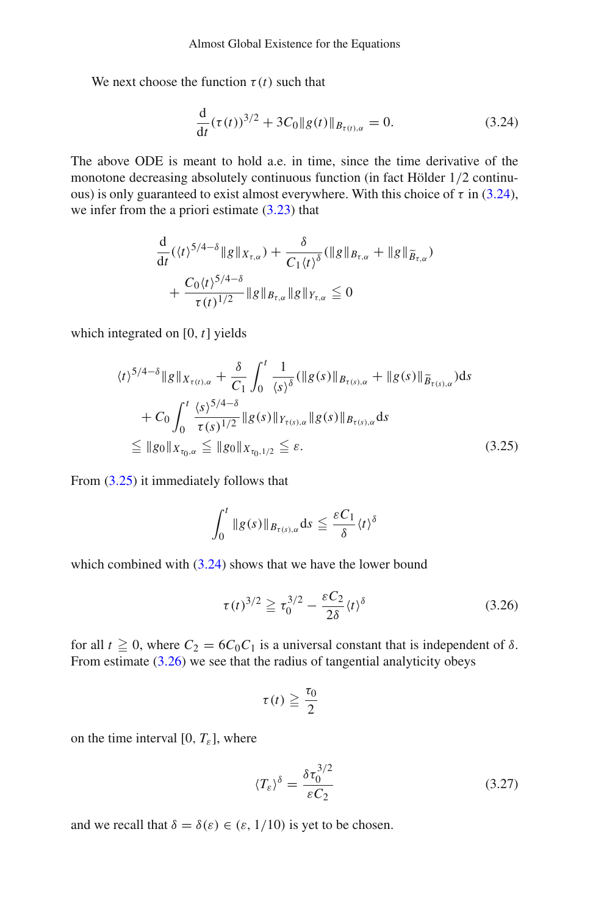We next choose the function $\tau(t)$ such that

$$\frac{\mathrm{d}}{\mathrm{d}t}(\tau(t))^{3/2} + 3C_0 \|g(t)\|_{B_{\tau(t),\alpha}} = 0. \tag{3.24}$$

The above ODE is meant to hold a.e. in time, since the time derivative of the monotone decreasing absolutely continuous function (in fact Hölder $1/2$ continuous) is only guaranteed to exist almost everywhere. With this choice of $\tau$ in (3.24), we infer from the a priori estimate (3.23) that

$$\frac{\mathrm{d}}{\mathrm{d}t}(\langle t\rangle^{5/4-\delta}\|g\|_{X_{\tau,\alpha}}) + \frac{\delta}{C_1\langle t\rangle^{\delta}}(\|g\|_{B_{\tau,\alpha}} + \|g\|_{\widetilde{B}_{\tau,\alpha}})$$
$$+ \frac{C_0\langle t\rangle^{5/4-\delta}}{\tau(t)^{1/2}}\|g\|_{B_{\tau,\alpha}}\|g\|_{Y_{\tau,\alpha}} \leqq 0$$

which integrated on $[0, t]$ yields

$$\begin{aligned}
&\langle t\rangle^{5/4-\delta}\|g\|_{X_{\tau(t),\alpha}} + \frac{\delta}{C_1}\int_0^t \frac{1}{\langle s\rangle^{\delta}}(\|g(s)\|_{B_{\tau(s),\alpha}} + \|g(s)\|_{\widetilde{B}_{\tau(s),\alpha}})\mathrm{d}s \\
&\quad + C_0\int_0^t \frac{\langle s\rangle^{5/4-\delta}}{\tau(s)^{1/2}}\|g(s)\|_{Y_{\tau(s),\alpha}}\|g(s)\|_{B_{\tau(s),\alpha}}\mathrm{d}s \\
&\leqq \|g_0\|_{X_{\tau_0,\alpha}} \leqq \|g_0\|_{X_{\tau_0,1/2}} \leqq \varepsilon.
\end{aligned} \tag{3.25}$$

From (3.25) it immediately follows that

$$\int_0^t \|g(s)\|_{B_{\tau(s),\alpha}}\mathrm{d}s \leqq \frac{\varepsilon C_1}{\delta}\langle t\rangle^{\delta}$$

which combined with (3.24) shows that we have the lower bound

$$\tau(t)^{3/2} \geqq \tau_0^{3/2} - \frac{\varepsilon C_2}{2\delta}\langle t\rangle^{\delta} \tag{3.26}$$

for all $t \geqq 0$, where $C_2 = 6C_0C_1$ is a universal constant that is independent of $\delta$. From estimate (3.26) we see that the radius of tangential analyticity obeys

$$\tau(t) \geqq \frac{\tau_0}{2}$$

on the time interval $[0, T_\varepsilon]$, where

$$\langle T_\varepsilon\rangle^{\delta} = \frac{\delta\tau_0^{3/2}}{\varepsilon C_2} \tag{3.27}$$

and we recall that $\delta = \delta(\varepsilon) \in (\varepsilon, 1/10)$ is yet to be chosen.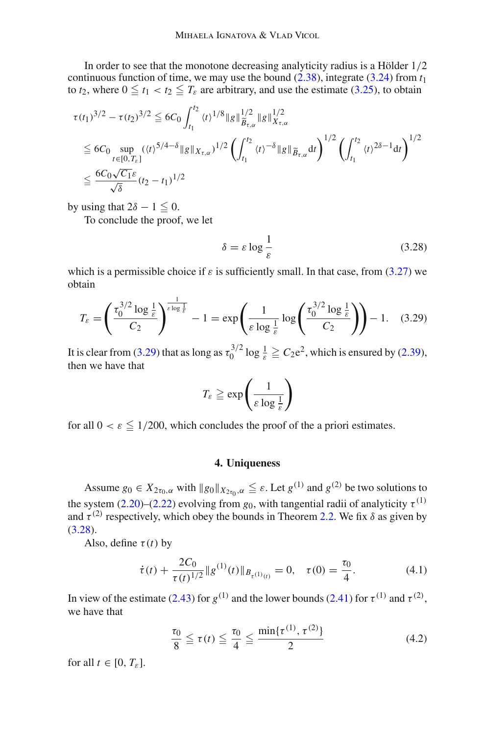In order to see that the monotone decreasing analyticity radius is a Hölder $1/2$ continuous function of time, we may use the bound (2.38), integrate (3.24) from $t_1$ to $t_2$, where $0 \leqq t_1 < t_2 \leqq T_\varepsilon$ are arbitrary, and use the estimate (3.25), to obtain

$$
\begin{aligned}
\tau(t_1)^{3/2} - \tau(t_2)^{3/2} &\leqq 6C_0 \int_{t_1}^{t_2} \langle t \rangle^{1/8} \|g\|_{\widetilde{B}_{\tau,\alpha}}^{1/2} \|g\|_{X_{\tau,\alpha}}^{1/2} \\
&\leqq 6C_0 \sup_{t\in[0,T_\varepsilon]} \left(\langle t \rangle^{5/4-\delta} \|g\|_{X_{\tau,\alpha}}\right)^{1/2} \left( \int_{t_1}^{t_2} \langle t \rangle^{-\delta} \|g\|_{\widetilde{B}_{\tau,\alpha}} \mathrm{d}t \right)^{1/2} \left( \int_{t_1}^{t_2} \langle t \rangle^{2\delta-1} \mathrm{d}t \right)^{1/2} \\
&\leqq \frac{6C_0\sqrt{C_1}\varepsilon}{\sqrt{\delta}} (t_2 - t_1)^{1/2}
\end{aligned}
$$

by using that $2\delta - 1 \leqq 0$.

To conclude the proof, we let

$$
\delta = \varepsilon \log \frac{1}{\varepsilon} \tag{3.28}
$$

which is a permissible choice if $\varepsilon$ is sufficiently small. In that case, from (3.27) we obtain

$$
T_\varepsilon = \left( \frac{\tau_0^{3/2} \log \frac{1}{\varepsilon}}{C_2} \right)^{\frac{1}{\varepsilon \log \frac{1}{\varepsilon}}} - 1 = \exp\left( \frac{1}{\varepsilon \log \frac{1}{\varepsilon}} \log \left( \frac{\tau_0^{3/2} \log \frac{1}{\varepsilon}}{C_2} \right) \right) - 1. \tag{3.29}
$$

It is clear from (3.29) that as long as $\tau_0^{3/2} \log \frac{1}{\varepsilon} \geqq C_2 \mathrm{e}^2$, which is ensured by (2.39), then we have that

$$
T_\varepsilon \geqq \exp\left( \frac{1}{\varepsilon \log \frac{1}{\varepsilon}} \right)
$$

for all $0 < \varepsilon \leqq 1/200$, which concludes the proof of the a priori estimates.

## 4. Uniqueness

Assume $g_0 \in X_{2\tau_0,\alpha}$ with $\|g_0\|_{X_{2\tau_0,\alpha}} \leqq \varepsilon$. Let $g^{(1)}$ and $g^{(2)}$ be two solutions to the system (2.20)–(2.22) evolving from $g_0$, with tangential radii of analyticity $\tau^{(1)}$ and $\tau^{(2)}$ respectively, which obey the bounds in Theorem 2.2. We fix $\delta$ as given by (3.28).

Also, define $\tau(t)$ by

$$
\dot{\tau}(t) + \frac{2C_0}{\tau(t)^{1/2}} \|g^{(1)}(t)\|_{B_{\tau^{(1)}(t)}} = 0, \quad \tau(0) = \frac{\tau_0}{4}. \tag{4.1}
$$

In view of the estimate (2.43) for $g^{(1)}$ and the lower bounds (2.41) for $\tau^{(1)}$ and $\tau^{(2)}$, we have that

$$
\frac{\tau_0}{8} \leqq \tau(t) \leqq \frac{\tau_0}{4} \leqq \frac{\min\{\tau^{(1)}, \tau^{(2)}\}}{2} \tag{4.2}
$$

for all $t \in [0, T_\varepsilon]$.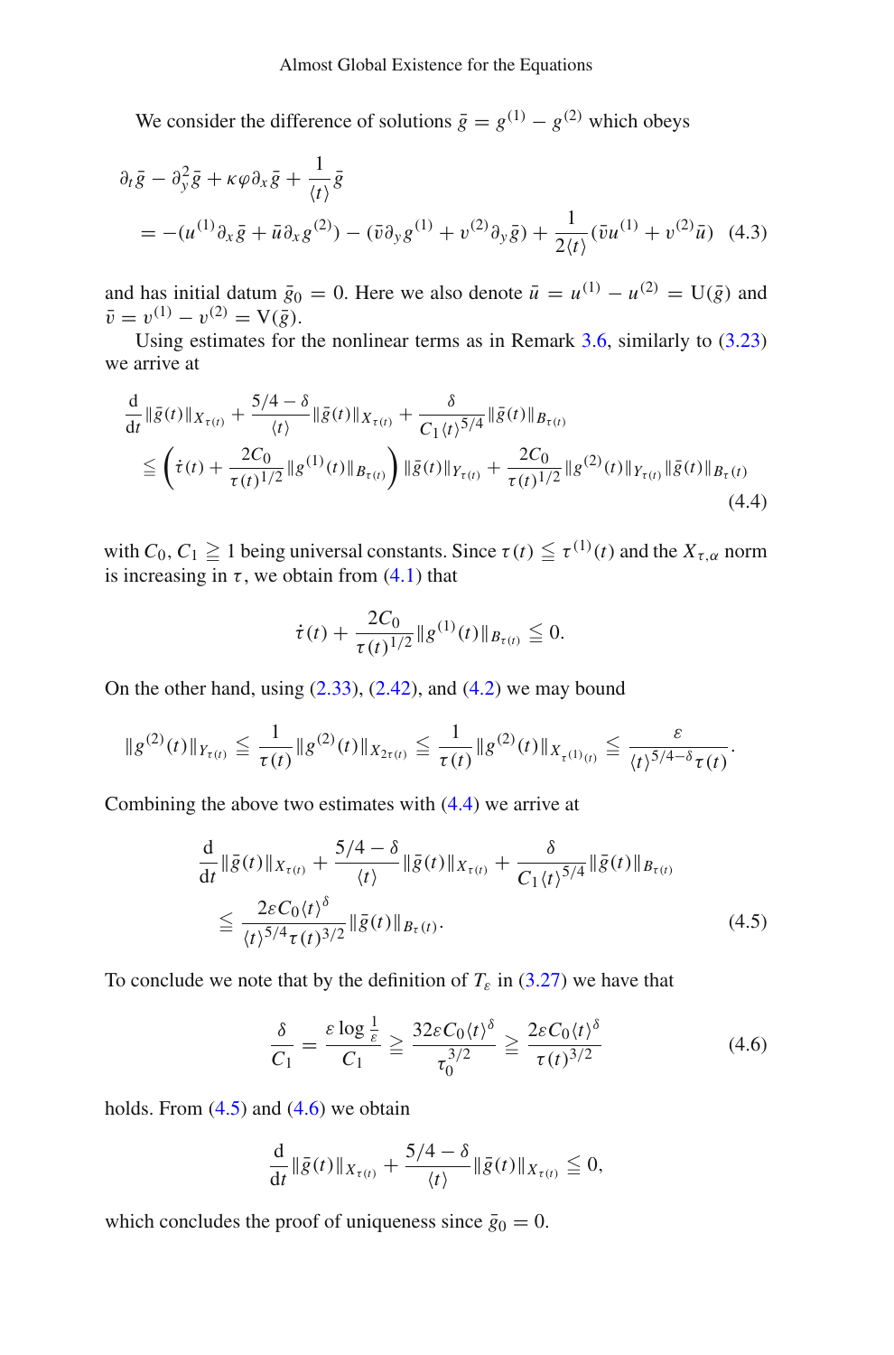We consider the difference of solutions $\bar{g} = g^{(1)} - g^{(2)}$ which obeys

$$
\begin{aligned}
&\partial_t \bar{g} - \partial_y^2 \bar{g} + \kappa \varphi \partial_x \bar{g} + \frac{1}{\langle t \rangle} \bar{g} \\
&\quad = -(u^{(1)} \partial_x \bar{g} + \bar{u} \partial_x g^{(2)}) - (\bar{v} \partial_y g^{(1)} + v^{(2)} \partial_y \bar{g}) + \frac{1}{2\langle t \rangle} (\bar{v} u^{(1)} + v^{(2)} \bar{u}) \quad (4.3)
\end{aligned}
$$

and has initial datum $\bar{g}_0 = 0$. Here we also denote $\bar{u} = u^{(1)} - u^{(2)} = \mathrm{U}(\bar{g})$ and $\bar{v} = v^{(1)} - v^{(2)} = \mathrm{V}(\bar{g})$.

Using estimates for the nonlinear terms as in Remark 3.6, similarly to (3.23) we arrive at

$$
\begin{aligned}
&\frac{\mathrm{d}}{\mathrm{d}t} \|\bar{g}(t)\|_{X_{\tau(t)}} + \frac{5/4 - \delta}{\langle t \rangle} \|\bar{g}(t)\|_{X_{\tau(t)}} + \frac{\delta}{C_1 \langle t \rangle^{5/4}} \|\bar{g}(t)\|_{B_{\tau(t)}} \\
&\quad \leqq \left( \dot{\tau}(t) + \frac{2C_0}{\tau(t)^{1/2}} \|g^{(1)}(t)\|_{B_{\tau(t)}} \right) \|\bar{g}(t)\|_{Y_{\tau(t)}} + \frac{2C_0}{\tau(t)^{1/2}} \|g^{(2)}(t)\|_{Y_{\tau(t)}} \|\bar{g}(t)\|_{B_{\tau}(t)}
\end{aligned} \tag{4.4}
$$

with $C_0, C_1 \geqq 1$ being universal constants. Since $\tau(t) \leqq \tau^{(1)}(t)$ and the $X_{\tau,\alpha}$ norm is increasing in $\tau$, we obtain from (4.1) that

$$
\dot{\tau}(t) + \frac{2C_0}{\tau(t)^{1/2}} \|g^{(1)}(t)\|_{B_{\tau(t)}} \leqq 0.
$$

On the other hand, using (2.33), (2.42), and (4.2) we may bound

$$
\|g^{(2)}(t)\|_{Y_{\tau(t)}} \leqq \frac{1}{\tau(t)} \|g^{(2)}(t)\|_{X_{2\tau(t)}} \leqq \frac{1}{\tau(t)} \|g^{(2)}(t)\|_{X_{\tau^{(1)}(t)}} \leqq \frac{\varepsilon}{\langle t \rangle^{5/4-\delta} \tau(t)}.
$$

Combining the above two estimates with (4.4) we arrive at

$$
\begin{aligned}
&\frac{\mathrm{d}}{\mathrm{d}t} \|\bar{g}(t)\|_{X_{\tau(t)}} + \frac{5/4 - \delta}{\langle t \rangle} \|\bar{g}(t)\|_{X_{\tau(t)}} + \frac{\delta}{C_1 \langle t \rangle^{5/4}} \|\bar{g}(t)\|_{B_{\tau(t)}} \\
&\quad \leqq \frac{2\varepsilon C_0 \langle t \rangle^{\delta}}{\langle t \rangle^{5/4} \tau(t)^{3/2}} \|\bar{g}(t)\|_{B_{\tau}(t)}.
\end{aligned} \tag{4.5}
$$

To conclude we note that by the definition of $T_\varepsilon$ in (3.27) we have that

$$
\frac{\delta}{C_1} = \frac{\varepsilon \log \frac{1}{\varepsilon}}{C_1} \geqq \frac{32 \varepsilon C_0 \langle t \rangle^{\delta}}{\tau_0^{3/2}} \geqq \frac{2\varepsilon C_0 \langle t \rangle^{\delta}}{\tau(t)^{3/2}} \tag{4.6}
$$

holds. From (4.5) and (4.6) we obtain

$$
\frac{\mathrm{d}}{\mathrm{d}t} \|\bar{g}(t)\|_{X_{\tau(t)}} + \frac{5/4 - \delta}{\langle t \rangle} \|\bar{g}(t)\|_{X_{\tau(t)}} \leqq 0,
$$

which concludes the proof of uniqueness since $\bar{g}_0 = 0$.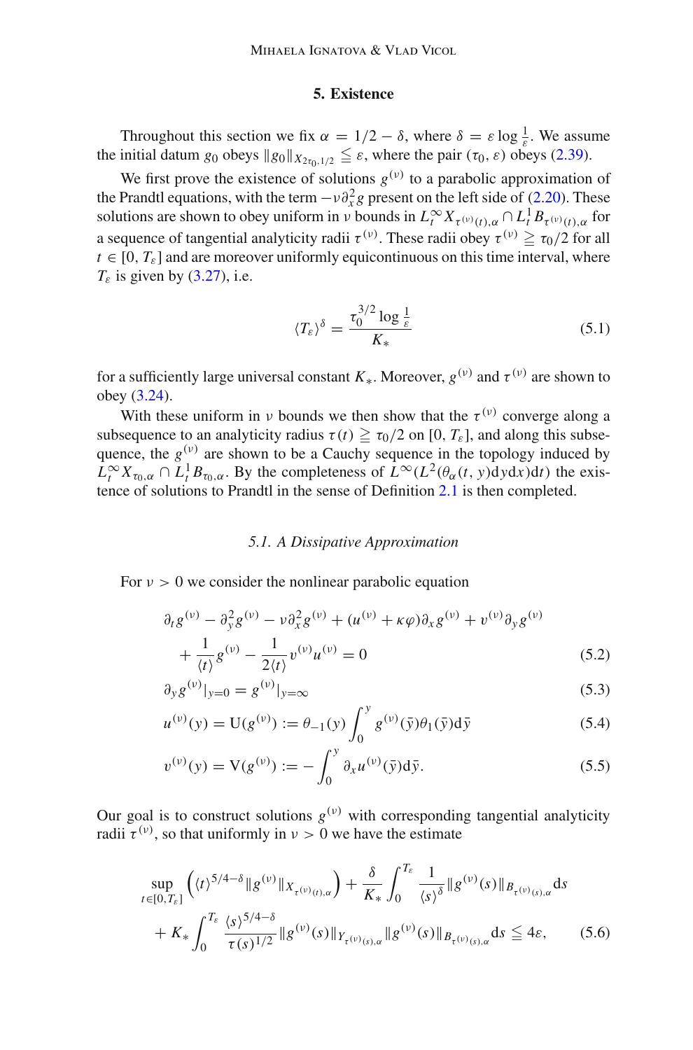## 5. Existence

Throughout this section we fix $\alpha = 1/2 - \delta$, where $\delta = \varepsilon \log \frac{1}{\varepsilon}$. We assume the initial datum $g_0$ obeys $\|g_0\|_{X_{2\tau_0,1/2}} \leqq \varepsilon$, where the pair $(\tau_0, \varepsilon)$ obeys (2.39).

We first prove the existence of solutions $g^{(\nu)}$ to a parabolic approximation of the Prandtl equations, with the term $-\nu \partial_x^2 g$ present on the left side of (2.20). These solutions are shown to obey uniform in $\nu$ bounds in $L_t^\infty X_{\tau^{(\nu)}(t),\alpha} \cap L_t^1 B_{\tau^{(\nu)}(t),\alpha}$ for a sequence of tangential analyticity radii $\tau^{(\nu)}$. These radii obey $\tau^{(\nu)} \geqq \tau_0/2$ for all $t \in [0, T_\varepsilon]$ and are moreover uniformly equicontinuous on this time interval, where $T_\varepsilon$ is given by (3.27), i.e.

$$
\langle T_\varepsilon \rangle^\delta = \frac{\tau_0^{3/2} \log \frac{1}{\varepsilon}}{K_*} \tag{5.1}
$$

for a sufficiently large universal constant $K_*$. Moreover, $g^{(\nu)}$ and $\tau^{(\nu)}$ are shown to obey (3.24).

With these uniform in $\nu$ bounds we then show that the $\tau^{(\nu)}$ converge along a subsequence to an analyticity radius $\tau(t) \geqq \tau_0/2$ on $[0, T_\varepsilon]$, and along this subsequence, the $g^{(\nu)}$ are shown to be a Cauchy sequence in the topology induced by $L_t^\infty X_{\tau_0,\alpha} \cap L_t^1 B_{\tau_0,\alpha}$. By the completeness of $L^\infty(L^2(\theta_\alpha(t, y) \mathrm{d}y \mathrm{d}x) \mathrm{d}t)$ the existence of solutions to Prandtl in the sense of Definition 2.1 is then completed.

### *5.1. A Dissipative Approximation*

For $\nu > 0$ we consider the nonlinear parabolic equation

$$
\begin{aligned}
&\partial_t g^{(\nu)} - \partial_y^2 g^{(\nu)} - \nu \partial_x^2 g^{(\nu)} + (u^{(\nu)} + \kappa \varphi) \partial_x g^{(\nu)} + v^{(\nu)} \partial_y g^{(\nu)} \\
&\quad + \frac{1}{\langle t \rangle} g^{(\nu)} - \frac{1}{2\langle t \rangle} v^{(\nu)} u^{(\nu)} = 0
\end{aligned} \tag{5.2}
$$

$$
\partial_y g^{(\nu)}|_{y=0} = g^{(\nu)}|_{y=\infty} \tag{5.3}
$$

$$
u^{(\nu)}(y) = \mathrm{U}(g^{(\nu)}) := \theta_{-1}(y) \int_0^y g^{(\nu)}(\bar{y}) \theta_1(\bar{y}) \mathrm{d}\bar{y} \tag{5.4}
$$

$$
v^{(\nu)}(y) = \mathrm{V}(g^{(\nu)}) := -\int_0^y \partial_x u^{(\nu)}(\bar{y}) \mathrm{d}\bar{y}. \tag{5.5}
$$

Our goal is to construct solutions $g^{(\nu)}$ with corresponding tangential analyticity radii $\tau^{(\nu)}$, so that uniformly in $\nu > 0$ we have the estimate

$$
\begin{aligned}
&\sup_{t \in [0, T_\varepsilon]} \left( \langle t \rangle^{5/4 - \delta} \|g^{(\nu)}\|_{X_{\tau^{(\nu)}(t),\alpha}} \right) + \frac{\delta}{K_*} \int_0^{T_\varepsilon} \frac{1}{\langle s \rangle^\delta} \|g^{(\nu)}(s)\|_{B_{\tau^{(\nu)}(s),\alpha}} \mathrm{d}s \\
&\quad + K_* \int_0^{T_\varepsilon} \frac{\langle s \rangle^{5/4 - \delta}}{\tau(s)^{1/2}} \|g^{(\nu)}(s)\|_{Y_{\tau^{(\nu)}(s),\alpha}} \|g^{(\nu)}(s)\|_{B_{\tau^{(\nu)}(s),\alpha}} \mathrm{d}s \leqq 4\varepsilon,
\end{aligned} \tag{5.6}
$$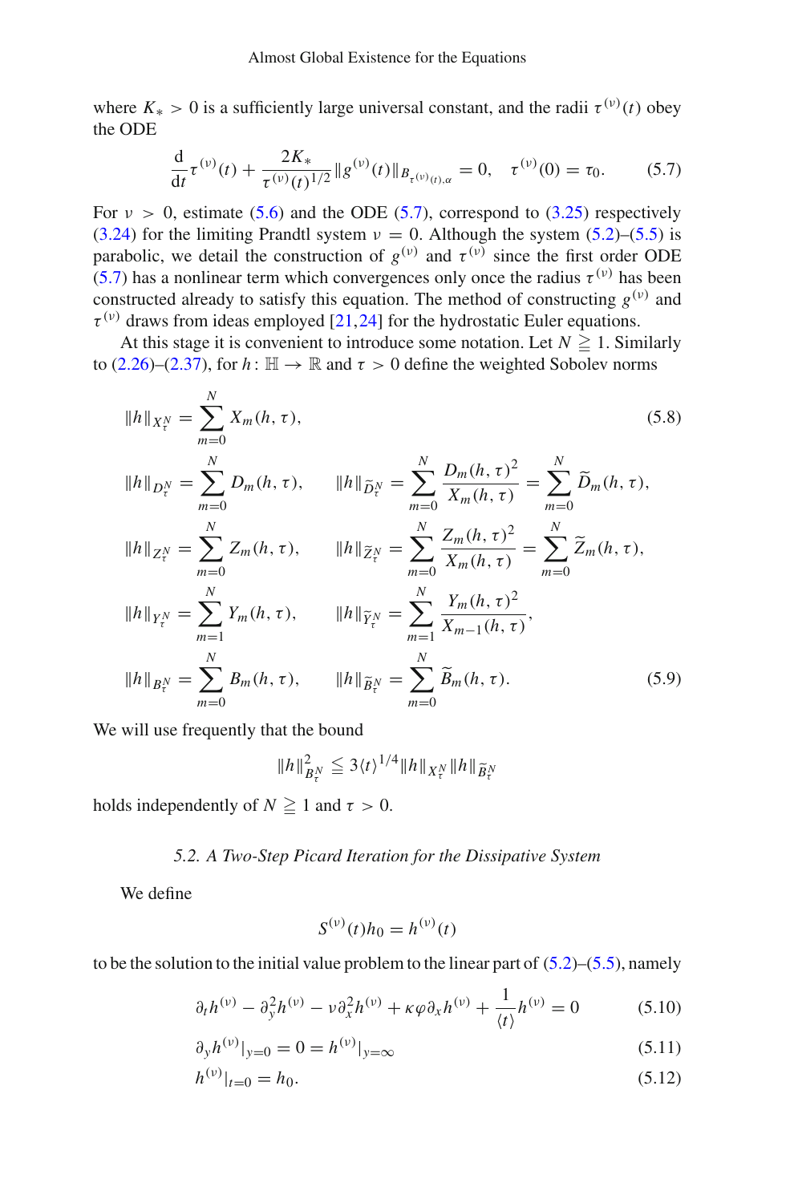where $K_* > 0$ is a sufficiently large universal constant, and the radii $\tau^{(\nu)}(t)$ obey the ODE

$$\frac{\mathrm{d}}{\mathrm{d}t}\tau^{(\nu)}(t) + \frac{2K_*}{\tau^{(\nu)}(t)^{1/2}}\|g^{(\nu)}(t)\|_{B_{\tau^{(\nu)}(t),\alpha}} = 0, \quad \tau^{(\nu)}(0) = \tau_0. \tag{5.7}$$

For $\nu > 0$, estimate (5.6) and the ODE (5.7), correspond to (3.25) respectively (3.24) for the limiting Prandtl system $\nu = 0$. Although the system (5.2)–(5.5) is parabolic, we detail the construction of $g^{(\nu)}$ and $\tau^{(\nu)}$ since the first order ODE (5.7) has a nonlinear term which convergences only once the radius $\tau^{(\nu)}$ has been constructed already to satisfy this equation. The method of constructing $g^{(\nu)}$ and $\tau^{(\nu)}$ draws from ideas employed [21,24] for the hydrostatic Euler equations.

At this stage it is convenient to introduce some notation. Let $N \geqq 1$. Similarly to (2.26)–(2.37), for $h\colon \mathbb{H} \to \mathbb{R}$ and $\tau > 0$ define the weighted Sobolev norms

$$\|h\|_{X_\tau^N} = \sum_{m=0}^{N} X_m(h,\tau), \tag{5.8}$$

$$\begin{aligned}
\|h\|_{D_\tau^N} &= \sum_{m=0}^{N} D_m(h,\tau), \qquad \|h\|_{\widetilde{D}_\tau^N} = \sum_{m=0}^{N} \frac{D_m(h,\tau)^2}{X_m(h,\tau)} = \sum_{m=0}^{N} \widetilde{D}_m(h,\tau),\\
\|h\|_{Z_\tau^N} &= \sum_{m=0}^{N} Z_m(h,\tau), \qquad \|h\|_{\widetilde{Z}_\tau^N} = \sum_{m=0}^{N} \frac{Z_m(h,\tau)^2}{X_m(h,\tau)} = \sum_{m=0}^{N} \widetilde{Z}_m(h,\tau),\\
\|h\|_{Y_\tau^N} &= \sum_{m=1}^{N} Y_m(h,\tau), \qquad \|h\|_{\widetilde{Y}_\tau^N} = \sum_{m=1}^{N} \frac{Y_m(h,\tau)^2}{X_{m-1}(h,\tau)},\\
\|h\|_{B_\tau^N} &= \sum_{m=0}^{N} B_m(h,\tau), \qquad \|h\|_{\widetilde{B}_\tau^N} = \sum_{m=0}^{N} \widetilde{B}_m(h,\tau).
\end{aligned} \tag{5.9}$$

We will use frequently that the bound

$$\|h\|_{B_\tau^N}^2 \leqq 3\langle t\rangle^{1/4}\|h\|_{X_\tau^N}\|h\|_{\widetilde{B}_\tau^N}$$

holds independently of $N \geqq 1$ and $\tau > 0$.

### 5.2. A Two-Step Picard Iteration for the Dissipative System

We define

$$S^{(\nu)}(t)h_0 = h^{(\nu)}(t)$$

to be the solution to the initial value problem to the linear part of (5.2)–(5.5), namely

$$\partial_t h^{(\nu)} - \partial_y^2 h^{(\nu)} - \nu\partial_x^2 h^{(\nu)} + \kappa\varphi\partial_x h^{(\nu)} + \frac{1}{\langle t\rangle}h^{(\nu)} = 0 \tag{5.10}$$

$$\partial_y h^{(\nu)}|_{y=0} = 0 = h^{(\nu)}|_{y=\infty} \tag{5.11}$$

$$h^{(\nu)}|_{t=0} = h_0. \tag{5.12}$$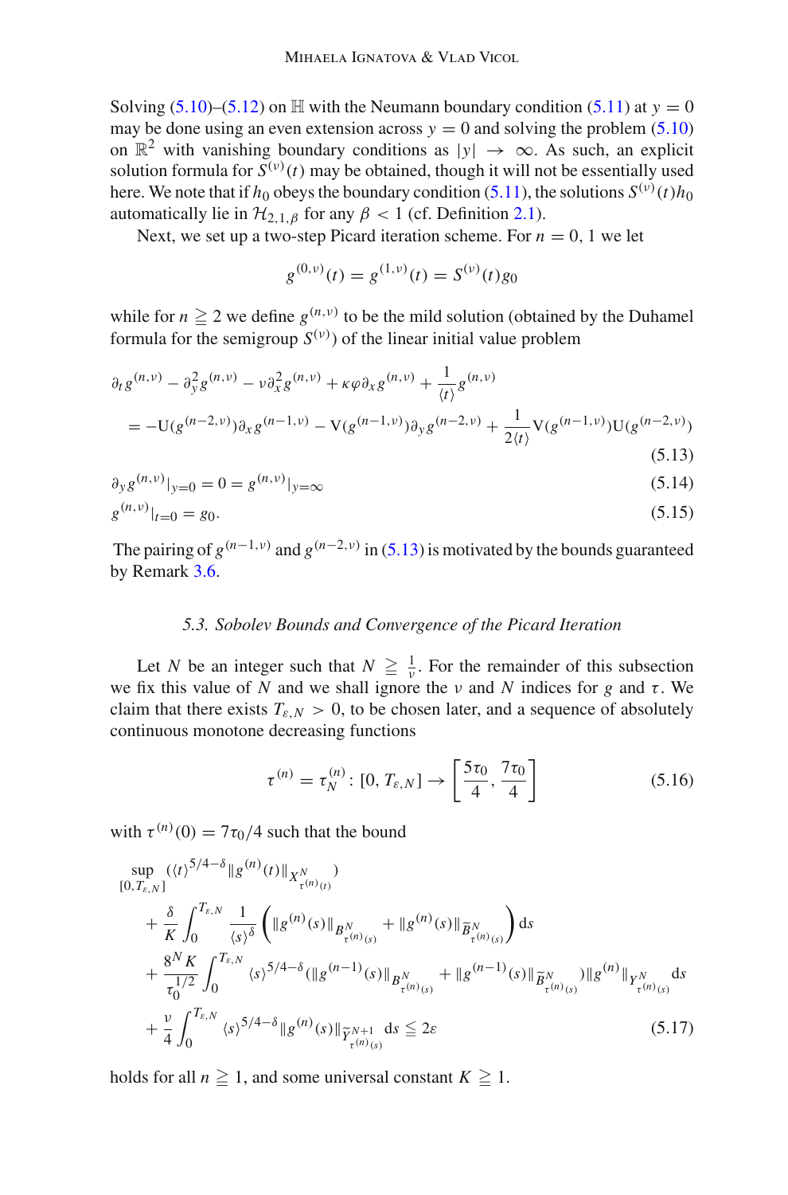Solving (5.10)–(5.12) on $\mathbb{H}$ with the Neumann boundary condition (5.11) at $y = 0$ may be done using an even extension across $y = 0$ and solving the problem (5.10) on $\mathbb{R}^2$ with vanishing boundary conditions as $|y| \to \infty$. As such, an explicit solution formula for $S^{(\nu)}(t)$ may be obtained, though it will not be essentially used here. We note that if $h_0$ obeys the boundary condition (5.11), the solutions $S^{(\nu)}(t)h_0$ automatically lie in $\mathcal{H}_{2,1,\beta}$ for any $\beta < 1$ (cf. Definition 2.1).

Next, we set up a two-step Picard iteration scheme. For $n = 0, 1$ we let

$$g^{(0,\nu)}(t) = g^{(1,\nu)}(t) = S^{(\nu)}(t) g_0$$

while for $n \geqq 2$ we define $g^{(n,\nu)}$ to be the mild solution (obtained by the Duhamel formula for the semigroup $S^{(\nu)}$) of the linear initial value problem

$$\partial_t g^{(n,\nu)} - \partial_y^2 g^{(n,\nu)} - \nu \partial_x^2 g^{(n,\nu)} + \kappa \varphi \partial_x g^{(n,\nu)} + \frac{1}{\langle t \rangle} g^{(n,\nu)}$$
$$= -\mathrm{U}(g^{(n-2,\nu)}) \partial_x g^{(n-1,\nu)} - \mathrm{V}(g^{(n-1,\nu)}) \partial_y g^{(n-2,\nu)} + \frac{1}{2\langle t \rangle} \mathrm{V}(g^{(n-1,\nu)}) \mathrm{U}(g^{(n-2,\nu)}) \tag{5.13}$$

$$\partial_y g^{(n,\nu)}|_{y=0} = 0 = g^{(n,\nu)}|_{y=\infty} \tag{5.14}$$

$$g^{(n,\nu)}|_{t=0} = g_0. \tag{5.15}$$

The pairing of $g^{(n-1,\nu)}$ and $g^{(n-2,\nu)}$ in (5.13) is motivated by the bounds guaranteed by Remark 3.6.

### *5.3. Sobolev Bounds and Convergence of the Picard Iteration*

Let $N$ be an integer such that $N \geqq \frac{1}{\nu}$. For the remainder of this subsection we fix this value of $N$ and we shall ignore the $\nu$ and $N$ indices for $g$ and $\tau$. We claim that there exists $T_{\varepsilon,N} > 0$, to be chosen later, and a sequence of absolutely continuous monotone decreasing functions

$$\tau^{(n)} = \tau_N^{(n)} \colon [0, T_{\varepsilon,N}] \to \left[\frac{5\tau_0}{4}, \frac{7\tau_0}{4}\right] \tag{5.16}$$

with $\tau^{(n)}(0) = 7\tau_0/4$ such that the bound

$$\begin{aligned}
&\sup_{[0,T_{\varepsilon,N}]} (\langle t \rangle^{5/4-\delta} \| g^{(n)}(t) \|_{X^N_{\tau^{(n)}(t)}}) \\
&\quad + \frac{\delta}{K} \int_0^{T_{\varepsilon,N}} \frac{1}{\langle s \rangle^{\delta}} \left( \| g^{(n)}(s) \|_{B^N_{\tau^{(n)}(s)}} + \| g^{(n)}(s) \|_{\widetilde{B}^N_{\tau^{(n)}(s)}} \right) \mathrm{d}s \\
&\quad + \frac{8^N K}{\tau_0^{1/2}} \int_0^{T_{\varepsilon,N}} \langle s \rangle^{5/4-\delta} (\| g^{(n-1)}(s) \|_{B^N_{\tau^{(n)}(s)}} + \| g^{(n-1)}(s) \|_{\widetilde{B}^N_{\tau^{(n)}(s)}}) \| g^{(n)} \|_{Y^N_{\tau^{(n)}(s)}} \mathrm{d}s \\
&\quad + \frac{\nu}{4} \int_0^{T_{\varepsilon,N}} \langle s \rangle^{5/4-\delta} \| g^{(n)}(s) \|_{\widetilde{Y}^{N+1}_{\tau^{(n)}(s)}} \mathrm{d}s \leqq 2\varepsilon
\end{aligned} \tag{5.17}$$

holds for all $n \geqq 1$, and some universal constant $K \geqq 1$.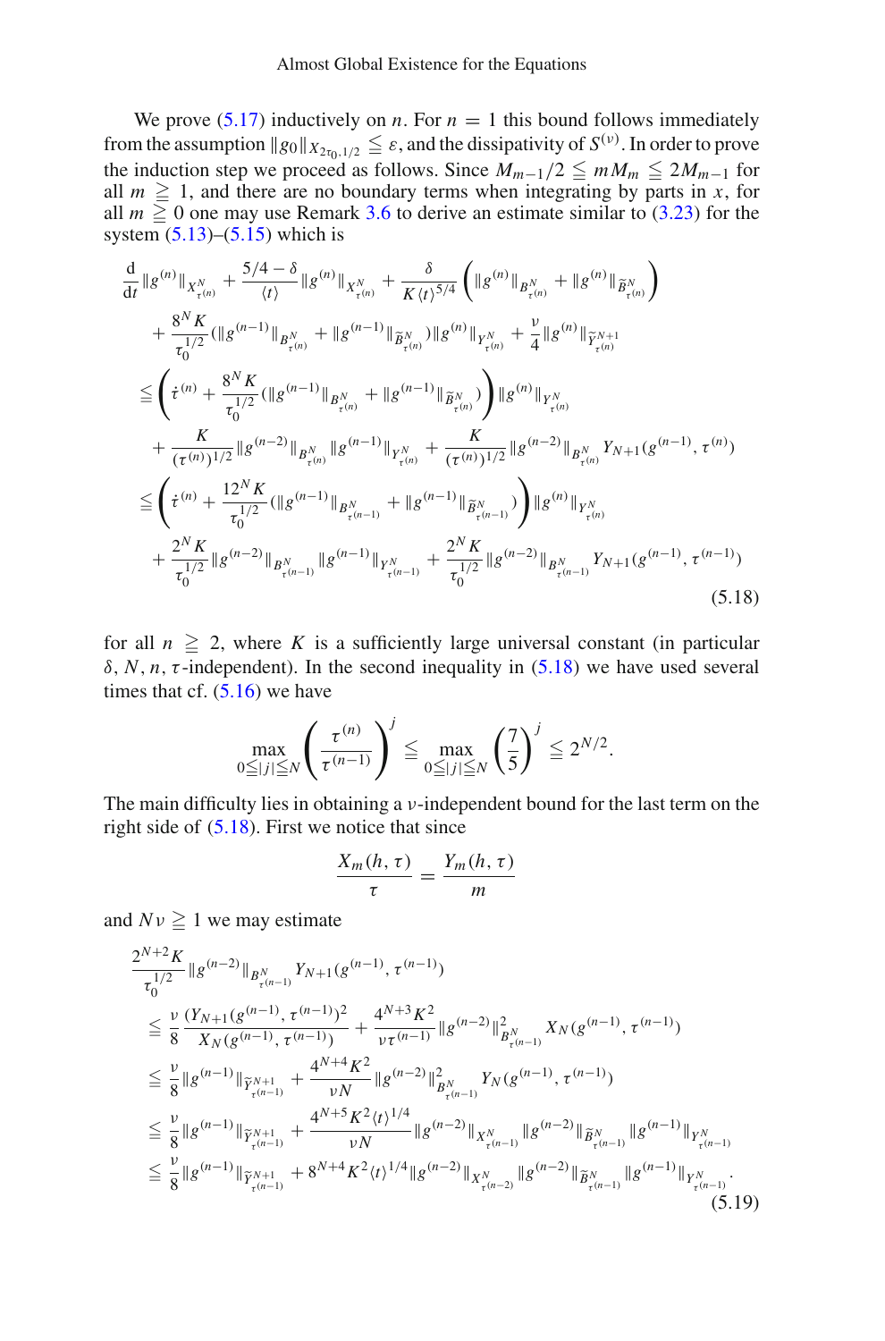We prove (5.17) inductively on $n$. For $n = 1$ this bound follows immediately from the assumption $\|g_0\|_{X_{2\tau_0,1/2}} \leqq \varepsilon$, and the dissipativity of $S^{(\nu)}$. In order to prove the induction step we proceed as follows. Since $M_{m-1}/2 \leqq mM_m \leqq 2M_{m-1}$ for all $m \geqq 1$, and there are no boundary terms when integrating by parts in $x$, for all $m \geqq 0$ one may use Remark 3.6 to derive an estimate similar to (3.23) for the system (5.13)–(5.15) which is

$$
\begin{aligned}
&\frac{\mathrm{d}}{\mathrm{d}t}\|g^{(n)}\|_{X^N_{\tau^{(n)}}} + \frac{5/4-\delta}{\langle t\rangle}\|g^{(n)}\|_{X^N_{\tau^{(n)}}} + \frac{\delta}{K\langle t\rangle^{5/4}}\left(\|g^{(n)}\|_{B^N_{\tau^{(n)}}} + \|g^{(n)}\|_{\widetilde{B}^N_{\tau^{(n)}}}\right)\\
&\quad + \frac{8^N K}{\tau_0^{1/2}}(\|g^{(n-1)}\|_{B^N_{\tau^{(n)}}} + \|g^{(n-1)}\|_{\widetilde{B}^N_{\tau^{(n)}}})\|g^{(n)}\|_{Y^N_{\tau^{(n)}}} + \frac{\nu}{4}\|g^{(n)}\|_{\widetilde{Y}^{N+1}_{\tau^{(n)}}}\\
&\leqq \left(\dot{\tau}^{(n)} + \frac{8^N K}{\tau_0^{1/2}}(\|g^{(n-1)}\|_{B^N_{\tau^{(n)}}} + \|g^{(n-1)}\|_{\widetilde{B}^N_{\tau^{(n)}}})\right)\|g^{(n)}\|_{Y^N_{\tau^{(n)}}}\\
&\quad + \frac{K}{(\tau^{(n)})^{1/2}}\|g^{(n-2)}\|_{B^N_{\tau^{(n)}}}\|g^{(n-1)}\|_{Y^N_{\tau^{(n)}}} + \frac{K}{(\tau^{(n)})^{1/2}}\|g^{(n-2)}\|_{B^N_{\tau^{(n)}}} Y_{N+1}(g^{(n-1)},\tau^{(n)})\\
&\leqq \left(\dot{\tau}^{(n)} + \frac{12^N K}{\tau_0^{1/2}}(\|g^{(n-1)}\|_{B^N_{\tau^{(n-1)}}} + \|g^{(n-1)}\|_{\widetilde{B}^N_{\tau^{(n-1)}}})\right)\|g^{(n)}\|_{Y^N_{\tau^{(n)}}}\\
&\quad + \frac{2^N K}{\tau_0^{1/2}}\|g^{(n-2)}\|_{B^N_{\tau^{(n-1)}}}\|g^{(n-1)}\|_{Y^N_{\tau^{(n-1)}}} + \frac{2^N K}{\tau_0^{1/2}}\|g^{(n-2)}\|_{B^N_{\tau^{(n-1)}}} Y_{N+1}(g^{(n-1)},\tau^{(n-1)})
\end{aligned}
\tag{5.18}
$$

for all $n \geqq 2$, where $K$ is a sufficiently large universal constant (in particular $\delta, N, n, \tau$-independent). In the second inequality in (5.18) we have used several times that cf. (5.16) we have

$$
\max_{0\leqq|j|\leqq N}\left(\frac{\tau^{(n)}}{\tau^{(n-1)}}\right)^j \leqq \max_{0\leqq|j|\leqq N}\left(\frac{7}{5}\right)^j \leqq 2^{N/2}.
$$

The main difficulty lies in obtaining a $\nu$-independent bound for the last term on the right side of (5.18). First we notice that since

$$
\frac{X_m(h,\tau)}{\tau} = \frac{Y_m(h,\tau)}{m}
$$

and $N\nu \geqq 1$ we may estimate

$$
\begin{aligned}
&\frac{2^{N+2}K}{\tau_0^{1/2}}\|g^{(n-2)}\|_{B^N_{\tau^{(n-1)}}} Y_{N+1}(g^{(n-1)},\tau^{(n-1)})\\
&\leqq \frac{\nu}{8}\frac{(Y_{N+1}(g^{(n-1)},\tau^{(n-1)}))^2}{X_N(g^{(n-1)},\tau^{(n-1)})} + \frac{4^{N+3}K^2}{\nu\tau^{(n-1)}}\|g^{(n-2)}\|^2_{B^N_{\tau^{(n-1)}}} X_N(g^{(n-1)},\tau^{(n-1)})\\
&\leqq \frac{\nu}{8}\|g^{(n-1)}\|_{\widetilde{Y}^{N+1}_{\tau^{(n-1)}}} + \frac{4^{N+4}K^2}{\nu N}\|g^{(n-2)}\|^2_{B^N_{\tau^{(n-1)}}} Y_N(g^{(n-1)},\tau^{(n-1)})\\
&\leqq \frac{\nu}{8}\|g^{(n-1)}\|_{\widetilde{Y}^{N+1}_{\tau^{(n-1)}}} + \frac{4^{N+5}K^2\langle t\rangle^{1/4}}{\nu N}\|g^{(n-2)}\|_{X^N_{\tau^{(n-1)}}}\|g^{(n-2)}\|_{\widetilde{B}^N_{\tau^{(n-1)}}}\|g^{(n-1)}\|_{Y^N_{\tau^{(n-1)}}}\\
&\leqq \frac{\nu}{8}\|g^{(n-1)}\|_{\widetilde{Y}^{N+1}_{\tau^{(n-1)}}} + 8^{N+4}K^2\langle t\rangle^{1/4}\|g^{(n-2)}\|_{X^N_{\tau^{(n-2)}}}\|g^{(n-2)}\|_{\widetilde{B}^N_{\tau^{(n-1)}}}\|g^{(n-1)}\|_{Y^N_{\tau^{(n-1)}}}.
\end{aligned}
\tag{5.19}
$$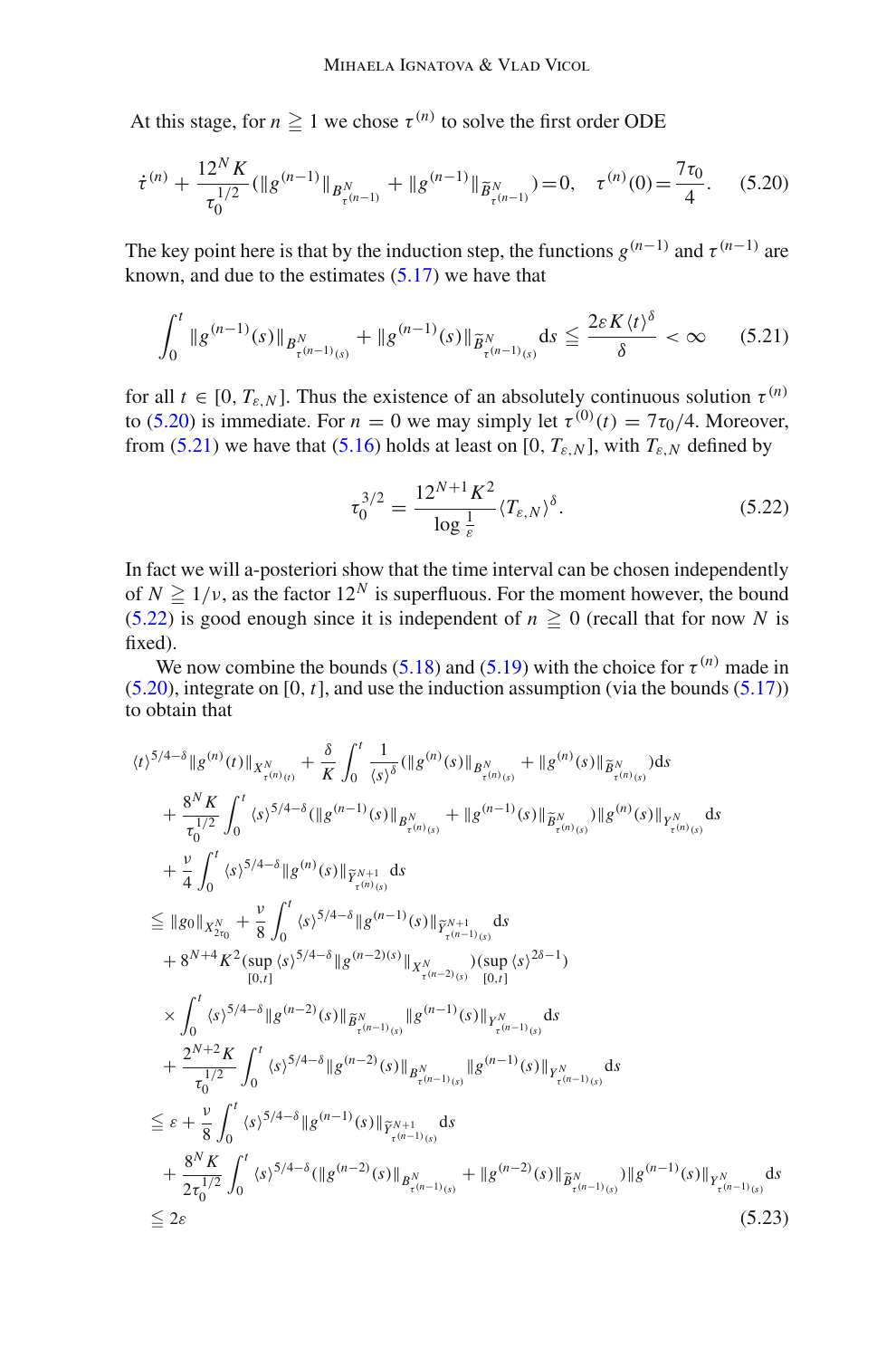At this stage, for $n \geqq 1$ we chose $\tau^{(n)}$ to solve the first order ODE

$$
\dot{\tau}^{(n)} + \frac{12^N K}{\tau_0^{1/2}} (\|g^{(n-1)}\|_{B^N_{\tau^{(n-1)}}} + \|g^{(n-1)}\|_{\widetilde{B}^N_{\tau^{(n-1)}}}) = 0, \quad \tau^{(n)}(0) = \frac{7\tau_0}{4}. \tag{5.20}
$$

The key point here is that by the induction step, the functions $g^{(n-1)}$ and $\tau^{(n-1)}$ are known, and due to the estimates (5.17) we have that

$$
\int_0^t \|g^{(n-1)}(s)\|_{B^N_{\tau^{(n-1)}(s)}} + \|g^{(n-1)}(s)\|_{\widetilde{B}^N_{\tau^{(n-1)}(s)}} \mathrm{d}s \leqq \frac{2\varepsilon K \langle t \rangle^\delta}{\delta} < \infty \tag{5.21}
$$

for all $t \in [0, T_{\varepsilon,N}]$. Thus the existence of an absolutely continuous solution $\tau^{(n)}$ to (5.20) is immediate. For $n = 0$ we may simply let $\tau^{(0)}(t) = 7\tau_0/4$. Moreover, from (5.21) we have that (5.16) holds at least on $[0, T_{\varepsilon,N}]$, with $T_{\varepsilon,N}$ defined by

$$
\tau_0^{3/2} = \frac{12^{N+1} K^2}{\log \frac{1}{\varepsilon}} \langle T_{\varepsilon,N} \rangle^\delta. \tag{5.22}
$$

In fact we will a-posteriori show that the time interval can be chosen independently of $N \geqq 1/\nu$, as the factor $12^N$ is superfluous. For the moment however, the bound (5.22) is good enough since it is independent of $n \geqq 0$ (recall that for now $N$ is fixed).

We now combine the bounds (5.18) and (5.19) with the choice for $\tau^{(n)}$ made in (5.20), integrate on $[0, t]$, and use the induction assumption (via the bounds (5.17)) to obtain that

$$
\begin{aligned}
&\langle t \rangle^{5/4-\delta} \|g^{(n)}(t)\|_{X^N_{\tau^{(n)}(t)}} + \frac{\delta}{K} \int_0^t \frac{1}{\langle s \rangle^\delta} (\|g^{(n)}(s)\|_{B^N_{\tau^{(n)}(s)}} + \|g^{(n)}(s)\|_{\widetilde{B}^N_{\tau^{(n)}(s)}}) \mathrm{d}s \\
&\quad + \frac{8^N K}{\tau_0^{1/2}} \int_0^t \langle s \rangle^{5/4-\delta} (\|g^{(n-1)}(s)\|_{B^N_{\tau^{(n)}(s)}} + \|g^{(n-1)}(s)\|_{\widetilde{B}^N_{\tau^{(n)}(s)}}) \|g^{(n)}(s)\|_{Y^N_{\tau^{(n)}(s)}} \mathrm{d}s \\
&\quad + \frac{\nu}{4} \int_0^t \langle s \rangle^{5/4-\delta} \|g^{(n)}(s)\|_{\widetilde{Y}^{N+1}_{\tau^{(n)}(s)}} \mathrm{d}s \\
&\leqq \|g_0\|_{X^N_{2\tau_0}} + \frac{\nu}{8} \int_0^t \langle s \rangle^{5/4-\delta} \|g^{(n-1)}(s)\|_{\widetilde{Y}^{N+1}_{\tau^{(n-1)}(s)}} \mathrm{d}s \\
&\quad + 8^{N+4} K^2 (\sup_{[0,t]} \langle s \rangle^{5/4-\delta} \|g^{(n-2)(s)}\|_{X^N_{\tau^{(n-2)}(s)}}) (\sup_{[0,t]} \langle s \rangle^{2\delta-1}) \\
&\quad \times \int_0^t \langle s \rangle^{5/4-\delta} \|g^{(n-2)}(s)\|_{\widetilde{B}^N_{\tau^{(n-1)}(s)}} \|g^{(n-1)}(s)\|_{Y^N_{\tau^{(n-1)}(s)}} \mathrm{d}s \\
&\quad + \frac{2^{N+2} K}{\tau_0^{1/2}} \int_0^t \langle s \rangle^{5/4-\delta} \|g^{(n-2)}(s)\|_{B^N_{\tau^{(n-1)}(s)}} \|g^{(n-1)}(s)\|_{Y^N_{\tau^{(n-1)}(s)}} \mathrm{d}s \\
&\leqq \varepsilon + \frac{\nu}{8} \int_0^t \langle s \rangle^{5/4-\delta} \|g^{(n-1)}(s)\|_{\widetilde{Y}^{N+1}_{\tau^{(n-1)}(s)}} \mathrm{d}s \\
&\quad + \frac{8^N K}{2\tau_0^{1/2}} \int_0^t \langle s \rangle^{5/4-\delta} (\|g^{(n-2)}(s)\|_{B^N_{\tau^{(n-1)}(s)}} + \|g^{(n-2)}(s)\|_{\widetilde{B}^N_{\tau^{(n-1)}(s)}}) \|g^{(n-1)}(s)\|_{Y^N_{\tau^{(n-1)}(s)}} \mathrm{d}s \\
&\leqq 2\varepsilon
\end{aligned} \tag{5.23}
$$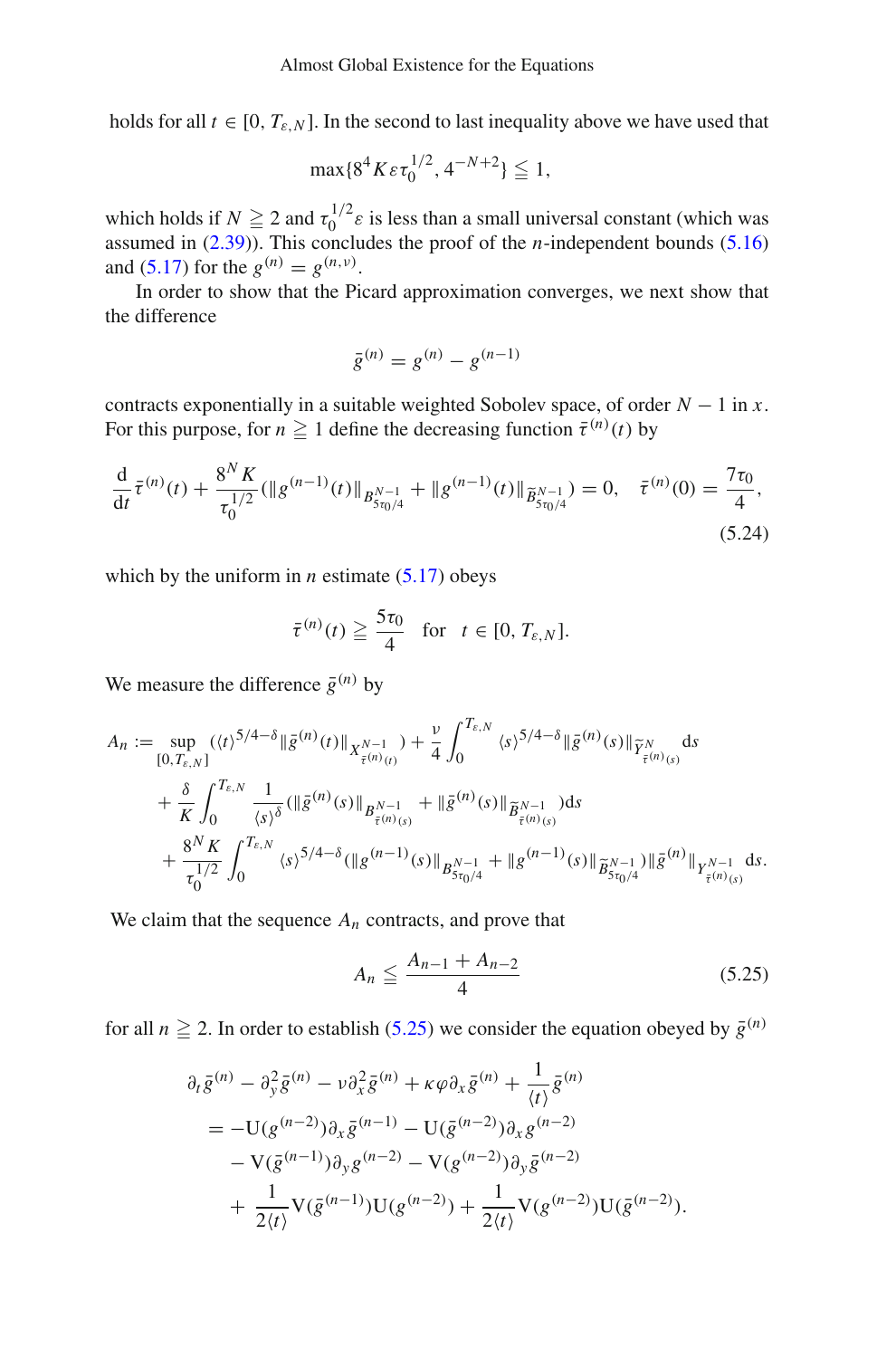holds for all $t \in [0, T_{\varepsilon,N}]$. In the second to last inequality above we have used that

$$\max\{8^4 K \varepsilon \tau_0^{1/2}, 4^{-N+2}\} \leqq 1,$$

which holds if $N \geqq 2$ and $\tau_0^{1/2}\varepsilon$ is less than a small universal constant (which was assumed in (2.39)). This concludes the proof of the $n$-independent bounds (5.16) and (5.17) for the $g^{(n)} = g^{(n,\nu)}$.

In order to show that the Picard approximation converges, we next show that the difference

$$\bar{g}^{(n)} = g^{(n)} - g^{(n-1)}$$

contracts exponentially in a suitable weighted Sobolev space, of order $N-1$ in $x$. For this purpose, for $n \geqq 1$ define the decreasing function $\bar{\tau}^{(n)}(t)$ by

$$\frac{\mathrm{d}}{\mathrm{d}t}\bar{\tau}^{(n)}(t) + \frac{8^N K}{\tau_0^{1/2}}(\|g^{(n-1)}(t)\|_{B^{N-1}_{5\tau_0/4}} + \|g^{(n-1)}(t)\|_{\widetilde{B}^{N-1}_{5\tau_0/4}}) = 0, \quad \bar{\tau}^{(n)}(0) = \frac{7\tau_0}{4}, \tag{5.24}$$

which by the uniform in $n$ estimate (5.17) obeys

$$\bar{\tau}^{(n)}(t) \geqq \frac{5\tau_0}{4} \quad \text{for} \quad t \in [0, T_{\varepsilon,N}].$$

We measure the difference $\bar{g}^{(n)}$ by

$$\begin{aligned}
A_n := &\sup_{[0,T_{\varepsilon,N}]} (\langle t\rangle^{5/4-\delta}\|\bar{g}^{(n)}(t)\|_{X^{N-1}_{\bar{\tau}^{(n)}(t)}}) + \frac{\nu}{4}\int_0^{T_{\varepsilon,N}} \langle s\rangle^{5/4-\delta}\|\bar{g}^{(n)}(s)\|_{\widetilde{Y}^{N}_{\bar{\tau}^{(n)}(s)}}\mathrm{d}s \\
&+ \frac{\delta}{K}\int_0^{T_{\varepsilon,N}} \frac{1}{\langle s\rangle^{\delta}}(\|\bar{g}^{(n)}(s)\|_{B^{N-1}_{\bar{\tau}^{(n)}(s)}} + \|\bar{g}^{(n)}(s)\|_{\widetilde{B}^{N-1}_{\bar{\tau}^{(n)}(s)}})\mathrm{d}s \\
&+ \frac{8^N K}{\tau_0^{1/2}}\int_0^{T_{\varepsilon,N}} \langle s\rangle^{5/4-\delta}(\|g^{(n-1)}(s)\|_{B^{N-1}_{5\tau_0/4}} + \|g^{(n-1)}(s)\|_{\widetilde{B}^{N-1}_{5\tau_0/4}})\|\bar{g}^{(n)}\|_{Y^{N-1}_{\bar{\tau}^{(n)}(s)}}\mathrm{d}s.
\end{aligned}$$

We claim that the sequence $A_n$ contracts, and prove that

$$A_n \leqq \frac{A_{n-1} + A_{n-2}}{4} \tag{5.25}$$

for all $n \geqq 2$. In order to establish (5.25) we consider the equation obeyed by $\bar{g}^{(n)}$

$$\begin{aligned}
&\partial_t \bar{g}^{(n)} - \partial_y^2 \bar{g}^{(n)} - \nu\partial_x^2 \bar{g}^{(n)} + \kappa\varphi\partial_x \bar{g}^{(n)} + \frac{1}{\langle t\rangle}\bar{g}^{(n)} \\
&\quad = -\mathrm{U}(g^{(n-2)})\partial_x \bar{g}^{(n-1)} - \mathrm{U}(\bar{g}^{(n-2)})\partial_x g^{(n-2)} \\
&\qquad - \mathrm{V}(\bar{g}^{(n-1)})\partial_y g^{(n-2)} - \mathrm{V}(g^{(n-2)})\partial_y \bar{g}^{(n-2)} \\
&\qquad + \frac{1}{2\langle t\rangle}\mathrm{V}(\bar{g}^{(n-1)})\mathrm{U}(g^{(n-2)}) + \frac{1}{2\langle t\rangle}\mathrm{V}(g^{(n-2)})\mathrm{U}(\bar{g}^{(n-2)}).
\end{aligned}$$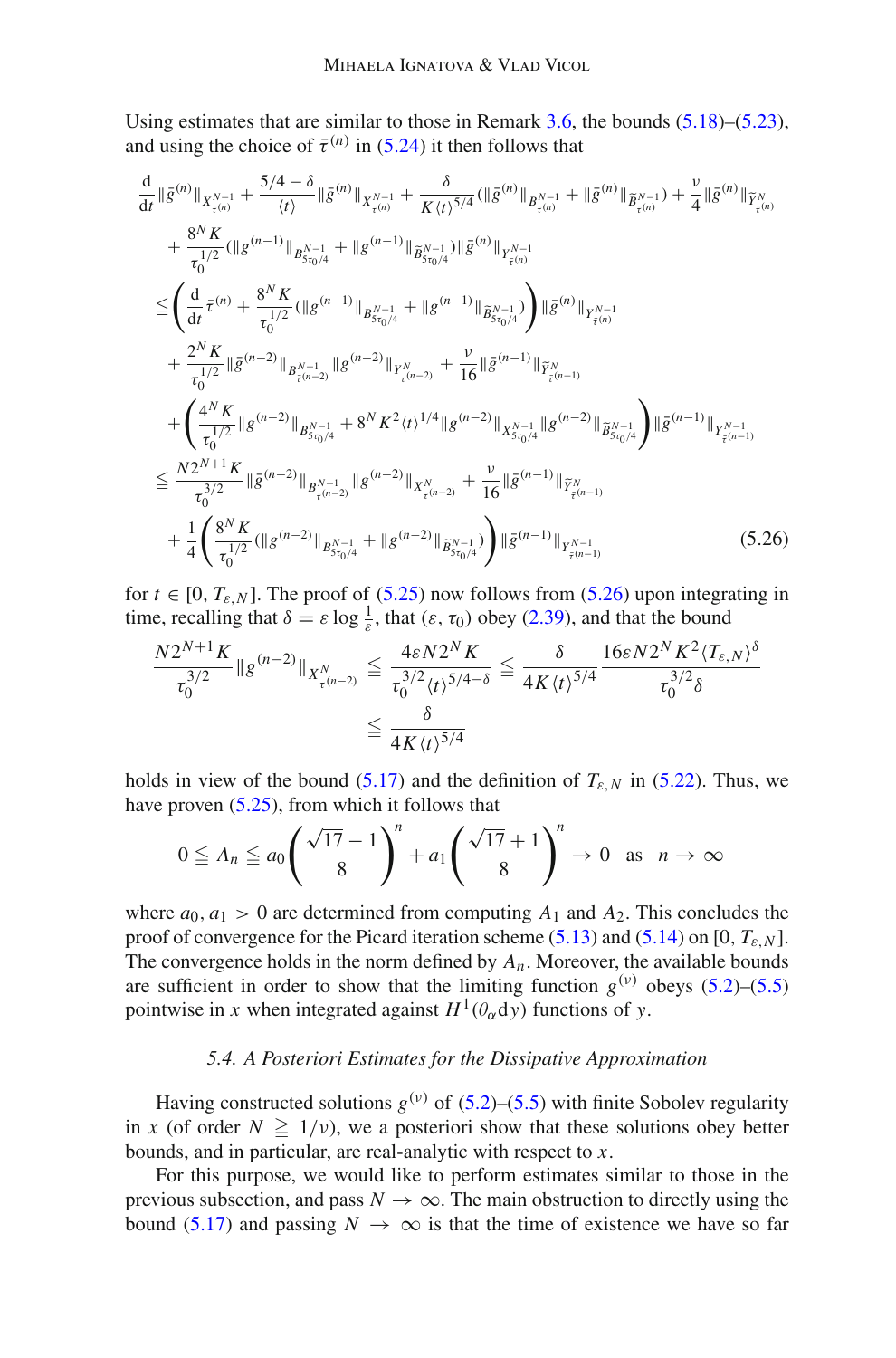Using estimates that are similar to those in Remark 3.6, the bounds (5.18)–(5.23), and using the choice of $\bar{\tau}^{(n)}$ in (5.24) it then follows that

$$
\begin{aligned}
&\frac{\mathrm{d}}{\mathrm{d}t}\|\bar{g}^{(n)}\|_{X^{N-1}_{\bar{\tau}^{(n)}}} + \frac{5/4-\delta}{\langle t\rangle}\|\bar{g}^{(n)}\|_{X^{N-1}_{\bar{\tau}^{(n)}}} + \frac{\delta}{K\langle t\rangle^{5/4}}(\|\bar{g}^{(n)}\|_{B^{N-1}_{\bar{\tau}^{(n)}}} + \|\bar{g}^{(n)}\|_{\widetilde{B}^{N-1}_{\bar{\tau}^{(n)}}}) + \frac{\nu}{4}\|\bar{g}^{(n)}\|_{\widetilde{Y}^{N}_{\bar{\tau}^{(n)}}}\\
&\quad + \frac{8^N K}{\tau_0^{1/2}}(\|g^{(n-1)}\|_{B^{N-1}_{5\tau_0/4}} + \|g^{(n-1)}\|_{\widetilde{B}^{N-1}_{5\tau_0/4}})\|\bar{g}^{(n)}\|_{Y^{N-1}_{\bar{\tau}^{(n)}}}\\
&\leqq \left(\frac{\mathrm{d}}{\mathrm{d}t}\bar{\tau}^{(n)} + \frac{8^N K}{\tau_0^{1/2}}(\|g^{(n-1)}\|_{B^{N-1}_{5\tau_0/4}} + \|g^{(n-1)}\|_{\widetilde{B}^{N-1}_{5\tau_0/4}})\right)\|\bar{g}^{(n)}\|_{Y^{N-1}_{\bar{\tau}^{(n)}}}\\
&\quad + \frac{2^N K}{\tau_0^{1/2}}\|\bar{g}^{(n-2)}\|_{B^{N-1}_{\bar{\tau}^{(n-2)}}}\|g^{(n-2)}\|_{Y^{N}_{\tau^{(n-2)}}} + \frac{\nu}{16}\|\bar{g}^{(n-1)}\|_{\widetilde{Y}^{N}_{\bar{\tau}^{(n-1)}}}\\
&\quad + \left(\frac{4^N K}{\tau_0^{1/2}}\|g^{(n-2)}\|_{B^{N-1}_{5\tau_0/4}} + 8^N K^2\langle t\rangle^{1/4}\|g^{(n-2)}\|_{X^{N-1}_{5\tau_0/4}}\|g^{(n-2)}\|_{\widetilde{B}^{N-1}_{5\tau_0/4}}\right)\|\bar{g}^{(n-1)}\|_{Y^{N-1}_{\bar{\tau}^{(n-1)}}}\\
&\leqq \frac{N2^{N+1}K}{\tau_0^{3/2}}\|\bar{g}^{(n-2)}\|_{B^{N-1}_{\bar{\tau}^{(n-2)}}}\|g^{(n-2)}\|_{X^{N}_{\tau^{(n-2)}}} + \frac{\nu}{16}\|\bar{g}^{(n-1)}\|_{\widetilde{Y}^{N}_{\bar{\tau}^{(n-1)}}}\\
&\quad + \frac{1}{4}\left(\frac{8^N K}{\tau_0^{1/2}}(\|g^{(n-2)}\|_{B^{N-1}_{5\tau_0/4}} + \|g^{(n-2)}\|_{\widetilde{B}^{N-1}_{5\tau_0/4}})\right)\|\bar{g}^{(n-1)}\|_{Y^{N-1}_{\bar{\tau}^{(n-1)}}}
\end{aligned}
\tag{5.26}
$$

for $t \in [0, T_{\varepsilon,N}]$. The proof of (5.25) now follows from (5.26) upon integrating in time, recalling that $\delta = \varepsilon \log \frac{1}{\varepsilon}$, that $(\varepsilon, \tau_0)$ obey (2.39), and that the bound

$$
\begin{aligned}
\frac{N2^{N+1}K}{\tau_0^{3/2}}\|g^{(n-2)}\|_{X^{N}_{\tau^{(n-2)}}} &\leqq \frac{4\varepsilon N 2^N K}{\tau_0^{3/2}\langle t\rangle^{5/4-\delta}} \leqq \frac{\delta}{4K\langle t\rangle^{5/4}}\frac{16\varepsilon N 2^N K^2\langle T_{\varepsilon,N}\rangle^{\delta}}{\tau_0^{3/2}\delta}\\
&\leqq \frac{\delta}{4K\langle t\rangle^{5/4}}
\end{aligned}
$$

holds in view of the bound (5.17) and the definition of $T_{\varepsilon,N}$ in (5.22). Thus, we have proven (5.25), from which it follows that

$$
0 \leqq A_n \leqq a_0\left(\frac{\sqrt{17}-1}{8}\right)^n + a_1\left(\frac{\sqrt{17}+1}{8}\right)^n \to 0 \quad \text{as} \quad n \to \infty
$$

where $a_0, a_1 > 0$ are determined from computing $A_1$ and $A_2$. This concludes the proof of convergence for the Picard iteration scheme (5.13) and (5.14) on $[0, T_{\varepsilon,N}]$. The convergence holds in the norm defined by $A_n$. Moreover, the available bounds are sufficient in order to show that the limiting function $g^{(\nu)}$ obeys (5.2)–(5.5) pointwise in $x$ when integrated against $H^1(\theta_\alpha \mathrm{d}y)$ functions of $y$.

### *5.4. A Posteriori Estimates for the Dissipative Approximation*

Having constructed solutions $g^{(\nu)}$ of (5.2)–(5.5) with finite Sobolev regularity in $x$ (of order $N \geqq 1/\nu$), we a posteriori show that these solutions obey better bounds, and in particular, are real-analytic with respect to $x$.

For this purpose, we would like to perform estimates similar to those in the previous subsection, and pass $N \to \infty$. The main obstruction to directly using the bound (5.17) and passing $N \to \infty$ is that the time of existence we have so far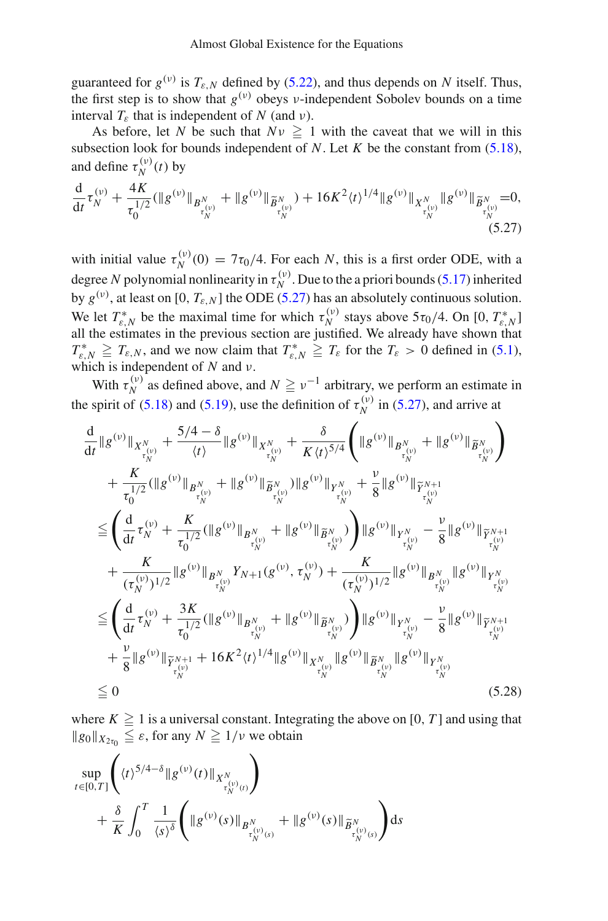guaranteed for $g^{(\nu)}$ is $T_{\varepsilon,N}$ defined by (5.22), and thus depends on $N$ itself. Thus, the first step is to show that $g^{(\nu)}$ obeys $\nu$-independent Sobolev bounds on a time interval $T_\varepsilon$ that is independent of $N$ (and $\nu$).

As before, let $N$ be such that $N\nu \geqq 1$ with the caveat that we will in this subsection look for bounds independent of $N$. Let $K$ be the constant from (5.18), and define $\tau_N^{(\nu)}(t)$ by

$$
\frac{\mathrm{d}}{\mathrm{d}t}\tau_N^{(\nu)} + \frac{4K}{\tau_0^{1/2}}(\|g^{(\nu)}\|_{B^N_{\tau_N^{(\nu)}}} + \|g^{(\nu)}\|_{\widetilde{B}^N_{\tau_N^{(\nu)}}}) + 16K^2\langle t\rangle^{1/4}\|g^{(\nu)}\|_{X^N_{\tau_N^{(\nu)}}}\|g^{(\nu)}\|_{\widetilde{B}^N_{\tau_N^{(\nu)}}} = 0, \tag{5.27}
$$

with initial value $\tau_N^{(\nu)}(0) = 7\tau_0/4$. For each $N$, this is a first order ODE, with a degree $N$ polynomial nonlinearity in $\tau_N^{(\nu)}$. Due to the a priori bounds (5.17) inherited by $g^{(\nu)}$, at least on $[0, T_{\varepsilon,N}]$ the ODE (5.27) has an absolutely continuous solution. We let $T^*_{\varepsilon,N}$ be the maximal time for which $\tau_N^{(\nu)}$ stays above $5\tau_0/4$. On $[0, T^*_{\varepsilon,N}]$ all the estimates in the previous section are justified. We already have shown that $T^*_{\varepsilon,N} \geqq T_{\varepsilon,N}$, and we now claim that $T^*_{\varepsilon,N} \geqq T_\varepsilon$ for the $T_\varepsilon > 0$ defined in (5.1), which is independent of $N$ and $\nu$.

With $\tau_N^{(\nu)}$ as defined above, and $N \geqq \nu^{-1}$ arbitrary, we perform an estimate in the spirit of (5.18) and (5.19), use the definition of $\tau_N^{(\nu)}$ in (5.27), and arrive at

$$
\begin{aligned}
&\frac{\mathrm{d}}{\mathrm{d}t}\|g^{(\nu)}\|_{X^N_{\tau_N^{(\nu)}}} + \frac{5/4-\delta}{\langle t\rangle}\|g^{(\nu)}\|_{X^N_{\tau_N^{(\nu)}}} + \frac{\delta}{K\langle t\rangle^{5/4}}\left(\|g^{(\nu)}\|_{B^N_{\tau_N^{(\nu)}}} + \|g^{(\nu)}\|_{\widetilde{B}^N_{\tau_N^{(\nu)}}}\right) \\
&\quad + \frac{K}{\tau_0^{1/2}}(\|g^{(\nu)}\|_{B^N_{\tau_N^{(\nu)}}} + \|g^{(\nu)}\|_{\widetilde{B}^N_{\tau_N^{(\nu)}}})\|g^{(\nu)}\|_{Y^N_{\tau_N^{(\nu)}}} + \frac{\nu}{8}\|g^{(\nu)}\|_{\widetilde{Y}^{N+1}_{\tau_N^{(\nu)}}} \\
&\leqq \left(\frac{\mathrm{d}}{\mathrm{d}t}\tau_N^{(\nu)} + \frac{K}{\tau_0^{1/2}}(\|g^{(\nu)}\|_{B^N_{\tau_N^{(\nu)}}} + \|g^{(\nu)}\|_{\widetilde{B}^N_{\tau_N^{(\nu)}}})\right)\|g^{(\nu)}\|_{Y^N_{\tau_N^{(\nu)}}} - \frac{\nu}{8}\|g^{(\nu)}\|_{\widetilde{Y}^{N+1}_{\tau_N^{(\nu)}}} \\
&\quad + \frac{K}{(\tau_N^{(\nu)})^{1/2}}\|g^{(\nu)}\|_{B^N_{\tau_N^{(\nu)}}} Y_{N+1}(g^{(\nu)}, \tau_N^{(\nu)}) + \frac{K}{(\tau_N^{(\nu)})^{1/2}}\|g^{(\nu)}\|_{B^N_{\tau_N^{(\nu)}}}\|g^{(\nu)}\|_{Y^N_{\tau_N^{(\nu)}}} \\
&\leqq \left(\frac{\mathrm{d}}{\mathrm{d}t}\tau_N^{(\nu)} + \frac{3K}{\tau_0^{1/2}}(\|g^{(\nu)}\|_{B^N_{\tau_N^{(\nu)}}} + \|g^{(\nu)}\|_{\widetilde{B}^N_{\tau_N^{(\nu)}}})\right)\|g^{(\nu)}\|_{Y^N_{\tau_N^{(\nu)}}} - \frac{\nu}{8}\|g^{(\nu)}\|_{\widetilde{Y}^{N+1}_{\tau_N^{(\nu)}}} \\
&\quad + \frac{\nu}{8}\|g^{(\nu)}\|_{\widetilde{Y}^{N+1}_{\tau_N^{(\nu)}}} + 16K^2\langle t\rangle^{1/4}\|g^{(\nu)}\|_{X^N_{\tau_N^{(\nu)}}}\|g^{(\nu)}\|_{\widetilde{B}^N_{\tau_N^{(\nu)}}}\|g^{(\nu)}\|_{Y^N_{\tau_N^{(\nu)}}} \\
&\leqq 0
\end{aligned} \tag{5.28}
$$

where $K \geqq 1$ is a universal constant. Integrating the above on $[0, T]$ and using that $\|g_0\|_{X_{2\tau_0}} \leqq \varepsilon$, for any $N \geqq 1/\nu$ we obtain

$$
\begin{aligned}
&\sup_{t\in[0,T]}\left(\langle t\rangle^{5/4-\delta}\|g^{(\nu)}(t)\|_{X^N_{\tau_N^{(\nu)}(t)}}\right) \\
&\quad + \frac{\delta}{K}\int_0^T \frac{1}{\langle s\rangle^\delta}\left(\|g^{(\nu)}(s)\|_{B^N_{\tau_N^{(\nu)}(s)}} + \|g^{(\nu)}(s)\|_{\widetilde{B}^N_{\tau_N^{(\nu)}(s)}}\right)\mathrm{d}s
\end{aligned}
$$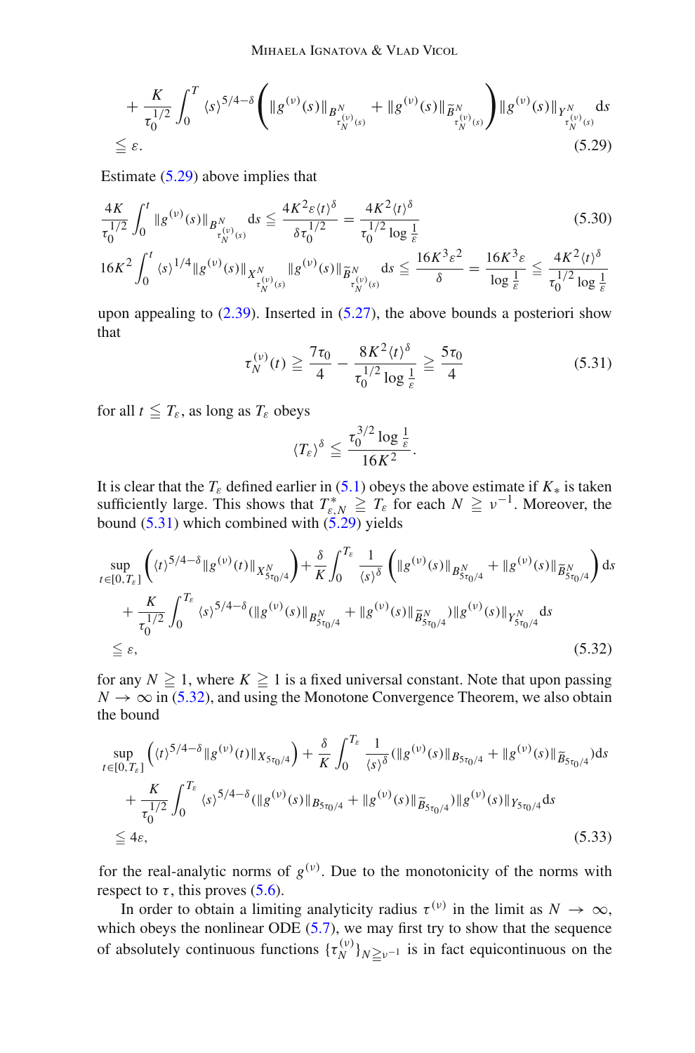$$
+ \frac{K}{\tau_0^{1/2}} \int_0^T \langle s \rangle^{5/4-\delta} \left( \|g^{(\nu)}(s)\|_{B^N_{\tau_N^{(\nu)}(s)}} + \|g^{(\nu)}(s)\|_{\widetilde{B}^N_{\tau_N^{(\nu)}(s)}} \right) \|g^{(\nu)}(s)\|_{Y^N_{\tau_N^{(\nu)}(s)}} \mathrm{d}s
$$
$$
\leqq \varepsilon. \tag{5.29}
$$

Estimate (5.29) above implies that

$$
\frac{4K}{\tau_0^{1/2}} \int_0^t \|g^{(\nu)}(s)\|_{B^N_{\tau_N^{(\nu)}(s)}} \mathrm{d}s \leqq \frac{4K^2 \varepsilon \langle t \rangle^\delta}{\delta \tau_0^{1/2}} = \frac{4K^2 \langle t \rangle^\delta}{\tau_0^{1/2} \log \frac{1}{\varepsilon}} \tag{5.30}
$$
$$
16K^2 \int_0^t \langle s \rangle^{1/4} \|g^{(\nu)}(s)\|_{X^N_{\tau_N^{(\nu)}(s)}} \|g^{(\nu)}(s)\|_{\widetilde{B}^N_{\tau_N^{(\nu)}(s)}} \mathrm{d}s \leqq \frac{16K^3 \varepsilon^2}{\delta} = \frac{16K^3 \varepsilon}{\log \frac{1}{\varepsilon}} \leqq \frac{4K^2 \langle t \rangle^\delta}{\tau_0^{1/2} \log \frac{1}{\varepsilon}}
$$

upon appealing to (2.39). Inserted in (5.27), the above bounds a posteriori show that

$$
\tau_N^{(\nu)}(t) \geqq \frac{7\tau_0}{4} - \frac{8K^2 \langle t \rangle^\delta}{\tau_0^{1/2} \log \frac{1}{\varepsilon}} \geqq \frac{5\tau_0}{4} \tag{5.31}
$$

for all $t \leqq T_\varepsilon$, as long as $T_\varepsilon$ obeys

$$
\langle T_\varepsilon \rangle^\delta \leqq \frac{\tau_0^{3/2} \log \frac{1}{\varepsilon}}{16K^2}.
$$

It is clear that the $T_\varepsilon$ defined earlier in (5.1) obeys the above estimate if $K_*$ is taken sufficiently large. This shows that $T^*_{\varepsilon,N} \geqq T_\varepsilon$ for each $N \geqq \nu^{-1}$. Moreover, the bound (5.31) which combined with (5.29) yields

$$
\sup_{t \in [0,T_\varepsilon]} \left( \langle t \rangle^{5/4-\delta} \|g^{(\nu)}(t)\|_{X^N_{5\tau_0/4}} \right) + \frac{\delta}{K} \int_0^{T_\varepsilon} \frac{1}{\langle s \rangle^\delta} \left( \|g^{(\nu)}(s)\|_{B^N_{5\tau_0/4}} + \|g^{(\nu)}(s)\|_{\widetilde{B}^N_{5\tau_0/4}} \right) \mathrm{d}s
$$
$$
+ \frac{K}{\tau_0^{1/2}} \int_0^{T_\varepsilon} \langle s \rangle^{5/4-\delta} (\|g^{(\nu)}(s)\|_{B^N_{5\tau_0/4}} + \|g^{(\nu)}(s)\|_{\widetilde{B}^N_{5\tau_0/4}}) \|g^{(\nu)}(s)\|_{Y^N_{5\tau_0/4}} \mathrm{d}s
$$
$$
\leqq \varepsilon, \tag{5.32}
$$

for any $N \geqq 1$, where $K \geqq 1$ is a fixed universal constant. Note that upon passing $N \to \infty$ in (5.32), and using the Monotone Convergence Theorem, we also obtain the bound

$$
\sup_{t \in [0,T_\varepsilon]} \left( \langle t \rangle^{5/4-\delta} \|g^{(\nu)}(t)\|_{X_{5\tau_0/4}} \right) + \frac{\delta}{K} \int_0^{T_\varepsilon} \frac{1}{\langle s \rangle^\delta} (\|g^{(\nu)}(s)\|_{B_{5\tau_0/4}} + \|g^{(\nu)}(s)\|_{\widetilde{B}_{5\tau_0/4}}) \mathrm{d}s
$$
$$
+ \frac{K}{\tau_0^{1/2}} \int_0^{T_\varepsilon} \langle s \rangle^{5/4-\delta} (\|g^{(\nu)}(s)\|_{B_{5\tau_0/4}} + \|g^{(\nu)}(s)\|_{\widetilde{B}_{5\tau_0/4}}) \|g^{(\nu)}(s)\|_{Y_{5\tau_0/4}} \mathrm{d}s
$$
$$
\leqq 4\varepsilon, \tag{5.33}
$$

for the real-analytic norms of $g^{(\nu)}$. Due to the monotonicity of the norms with respect to $\tau$, this proves (5.6).

In order to obtain a limiting analyticity radius $\tau^{(\nu)}$ in the limit as $N \to \infty$, which obeys the nonlinear ODE (5.7), we may first try to show that the sequence of absolutely continuous functions $\{\tau_N^{(\nu)}\}_{N \geqq \nu^{-1}}$ is in fact equicontinuous on the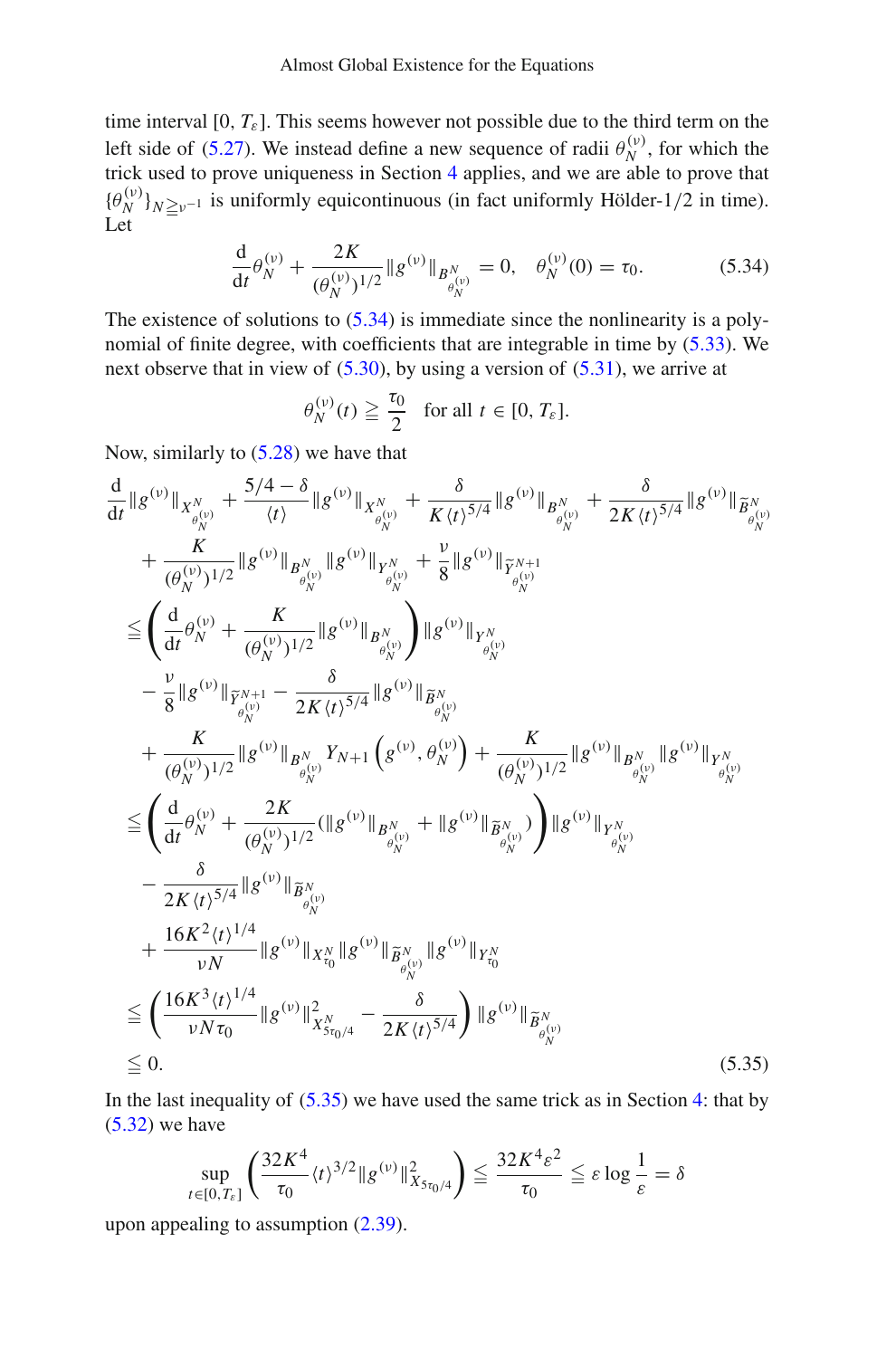time interval $[0, T_\varepsilon]$. This seems however not possible due to the third term on the left side of (5.27). We instead define a new sequence of radii $\theta_N^{(\nu)}$, for which the trick used to prove uniqueness in Section 4 applies, and we are able to prove that $\{\theta_N^{(\nu)}\}_{N \geqq \nu^{-1}}$ is uniformly equicontinuous (in fact uniformly Hölder-1/2 in time). Let

$$\frac{\mathrm{d}}{\mathrm{d}t}\theta_N^{(\nu)} + \frac{2K}{(\theta_N^{(\nu)})^{1/2}}\|g^{(\nu)}\|_{B^N_{\theta_N^{(\nu)}}} = 0, \quad \theta_N^{(\nu)}(0) = \tau_0. \tag{5.34}$$

The existence of solutions to (5.34) is immediate since the nonlinearity is a polynomial of finite degree, with coefficients that are integrable in time by (5.33). We next observe that in view of (5.30), by using a version of (5.31), we arrive at

$$\theta_N^{(\nu)}(t) \geqq \frac{\tau_0}{2} \quad \text{for all } t \in [0, T_\varepsilon].$$

Now, similarly to (5.28) we have that

$$\begin{aligned}
&\frac{\mathrm{d}}{\mathrm{d}t}\|g^{(\nu)}\|_{X^N_{\theta_N^{(\nu)}}} + \frac{5/4-\delta}{\langle t\rangle}\|g^{(\nu)}\|_{X^N_{\theta_N^{(\nu)}}} + \frac{\delta}{K\langle t\rangle^{5/4}}\|g^{(\nu)}\|_{B^N_{\theta_N^{(\nu)}}} + \frac{\delta}{2K\langle t\rangle^{5/4}}\|g^{(\nu)}\|_{\widetilde{B}^N_{\theta_N^{(\nu)}}} \\
&\quad + \frac{K}{(\theta_N^{(\nu)})^{1/2}}\|g^{(\nu)}\|_{B^N_{\theta_N^{(\nu)}}}\|g^{(\nu)}\|_{Y^N_{\theta_N^{(\nu)}}} + \frac{\nu}{8}\|g^{(\nu)}\|_{\widetilde{Y}^{N+1}_{\theta_N^{(\nu)}}} \\
&\leqq \left(\frac{\mathrm{d}}{\mathrm{d}t}\theta_N^{(\nu)} + \frac{K}{(\theta_N^{(\nu)})^{1/2}}\|g^{(\nu)}\|_{B^N_{\theta_N^{(\nu)}}}\right)\|g^{(\nu)}\|_{Y^N_{\theta_N^{(\nu)}}} \\
&\quad - \frac{\nu}{8}\|g^{(\nu)}\|_{\widetilde{Y}^{N+1}_{\theta_N^{(\nu)}}} - \frac{\delta}{2K\langle t\rangle^{5/4}}\|g^{(\nu)}\|_{\widetilde{B}^N_{\theta_N^{(\nu)}}} \\
&\quad + \frac{K}{(\theta_N^{(\nu)})^{1/2}}\|g^{(\nu)}\|_{B^N_{\theta_N^{(\nu)}}} Y_{N+1}\left(g^{(\nu)}, \theta_N^{(\nu)}\right) + \frac{K}{(\theta_N^{(\nu)})^{1/2}}\|g^{(\nu)}\|_{B^N_{\theta_N^{(\nu)}}}\|g^{(\nu)}\|_{Y^N_{\theta_N^{(\nu)}}} \\
&\leqq \left(\frac{\mathrm{d}}{\mathrm{d}t}\theta_N^{(\nu)} + \frac{2K}{(\theta_N^{(\nu)})^{1/2}}(\|g^{(\nu)}\|_{B^N_{\theta_N^{(\nu)}}} + \|g^{(\nu)}\|_{\widetilde{B}^N_{\theta_N^{(\nu)}}})\right)\|g^{(\nu)}\|_{Y^N_{\theta_N^{(\nu)}}} \\
&\quad - \frac{\delta}{2K\langle t\rangle^{5/4}}\|g^{(\nu)}\|_{\widetilde{B}^N_{\theta_N^{(\nu)}}} \\
&\quad + \frac{16K^2\langle t\rangle^{1/4}}{\nu N}\|g^{(\nu)}\|_{X^N_{\tau_0}}\|g^{(\nu)}\|_{\widetilde{B}^N_{\theta_N^{(\nu)}}}\|g^{(\nu)}\|_{Y^N_{\tau_0}} \\
&\leqq \left(\frac{16K^3\langle t\rangle^{1/4}}{\nu N\tau_0}\|g^{(\nu)}\|^2_{X^N_{5\tau_0/4}} - \frac{\delta}{2K\langle t\rangle^{5/4}}\right)\|g^{(\nu)}\|_{\widetilde{B}^N_{\theta_N^{(\nu)}}} \\
&\leqq 0.
\end{aligned} \tag{5.35}$$

In the last inequality of (5.35) we have used the same trick as in Section 4: that by (5.32) we have

$$\sup_{t\in[0,T_\varepsilon]}\left(\frac{32K^4}{\tau_0}\langle t\rangle^{3/2}\|g^{(\nu)}\|^2_{X_{5\tau_0/4}}\right) \leqq \frac{32K^4\varepsilon^2}{\tau_0} \leqq \varepsilon\log\frac{1}{\varepsilon} = \delta$$

upon appealing to assumption (2.39).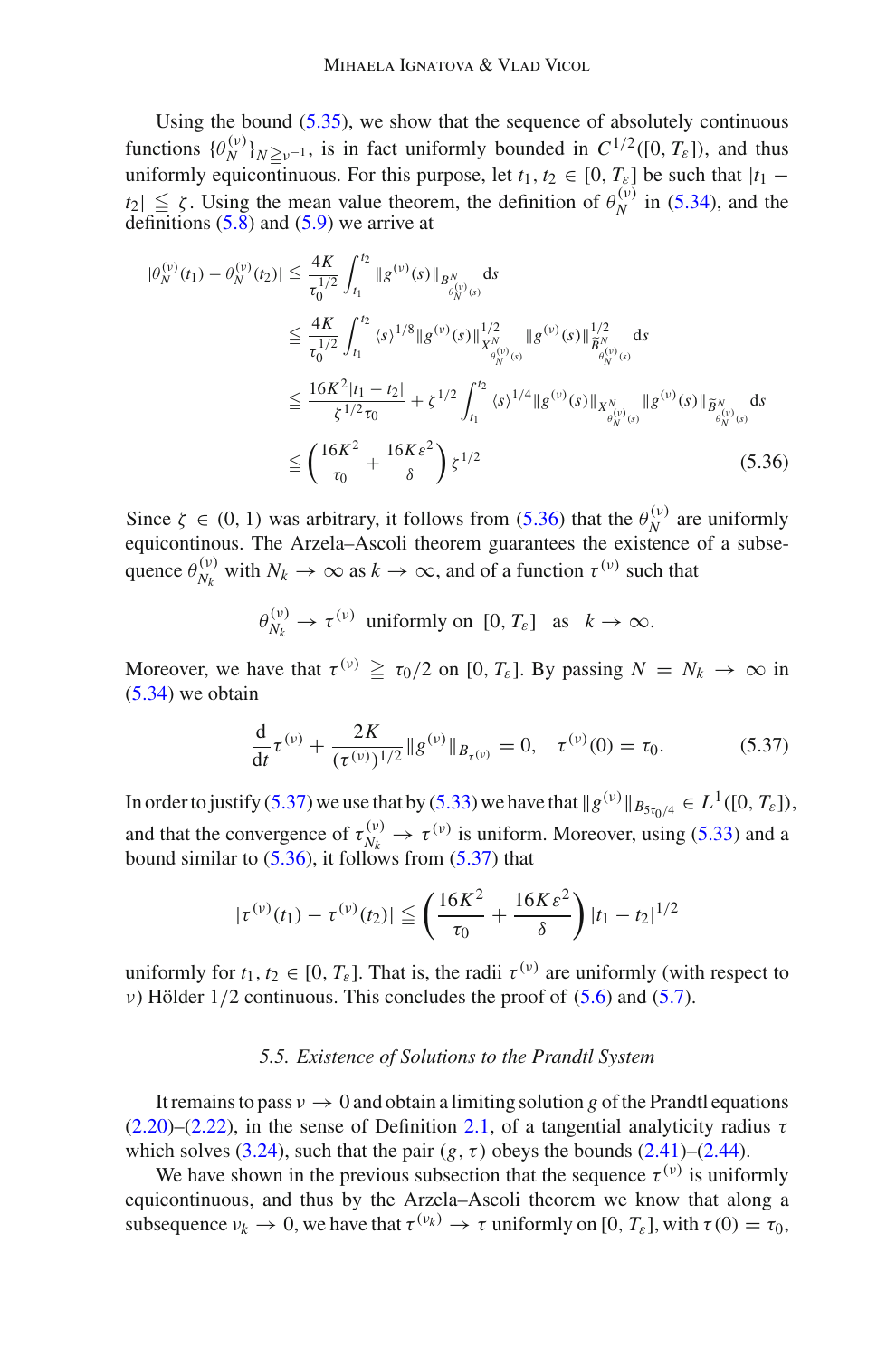Using the bound (5.35), we show that the sequence of absolutely continuous functions $\{\theta_N^{(\nu)}\}_{N \geqq \nu^{-1}}$, is in fact uniformly bounded in $C^{1/2}([0, T_\varepsilon])$, and thus uniformly equicontinuous. For this purpose, let $t_1, t_2 \in [0, T_\varepsilon]$ be such that $|t_1 - t_2| \leqq \zeta$. Using the mean value theorem, the definition of $\theta_N^{(\nu)}$ in (5.34), and the definitions (5.8) and (5.9) we arrive at

$$
\begin{aligned}
|\theta_N^{(\nu)}(t_1) - \theta_N^{(\nu)}(t_2)| &\leqq \frac{4K}{\tau_0^{1/2}} \int_{t_1}^{t_2} \|g^{(\nu)}(s)\|_{B^N_{\theta_N^{(\nu)}(s)}} \, \mathrm{d}s \\
&\leqq \frac{4K}{\tau_0^{1/2}} \int_{t_1}^{t_2} \langle s \rangle^{1/8} \|g^{(\nu)}(s)\|^{1/2}_{X^N_{\theta_N^{(\nu)}(s)}} \|g^{(\nu)}(s)\|^{1/2}_{\widetilde{B}^N_{\theta_N^{(\nu)}(s)}} \, \mathrm{d}s \\
&\leqq \frac{16K^2 |t_1 - t_2|}{\zeta^{1/2} \tau_0} + \zeta^{1/2} \int_{t_1}^{t_2} \langle s \rangle^{1/4} \|g^{(\nu)}(s)\|_{X^N_{\theta_N^{(\nu)}(s)}} \|g^{(\nu)}(s)\|_{\widetilde{B}^N_{\theta_N^{(\nu)}(s)}} \, \mathrm{d}s \\
&\leqq \left( \frac{16K^2}{\tau_0} + \frac{16K\varepsilon^2}{\delta} \right) \zeta^{1/2} \qquad (5.36)
\end{aligned}
$$

Since $\zeta \in (0, 1)$ was arbitrary, it follows from (5.36) that the $\theta_N^{(\nu)}$ are uniformly equicontinous. The Arzela–Ascoli theorem guarantees the existence of a subsequence $\theta_{N_k}^{(\nu)}$ with $N_k \to \infty$ as $k \to \infty$, and of a function $\tau^{(\nu)}$ such that

$$
\theta_{N_k}^{(\nu)} \to \tau^{(\nu)} \text{ uniformly on } [0, T_\varepsilon] \text{ as } k \to \infty.
$$

Moreover, we have that $\tau^{(\nu)} \geqq \tau_0/2$ on $[0, T_\varepsilon]$. By passing $N = N_k \to \infty$ in (5.34) we obtain

$$
\frac{\mathrm{d}}{\mathrm{d}t} \tau^{(\nu)} + \frac{2K}{(\tau^{(\nu)})^{1/2}} \|g^{(\nu)}\|_{B_{\tau^{(\nu)}}} = 0, \quad \tau^{(\nu)}(0) = \tau_0. \qquad (5.37)
$$

In order to justify (5.37) we use that by (5.33) we have that $\|g^{(\nu)}\|_{B_{5\tau_0/4}} \in L^1([0, T_\varepsilon])$, and that the convergence of $\tau_{N_k}^{(\nu)} \to \tau^{(\nu)}$ is uniform. Moreover, using (5.33) and a bound similar to (5.36), it follows from (5.37) that

$$
|\tau^{(\nu)}(t_1) - \tau^{(\nu)}(t_2)| \leqq \left( \frac{16K^2}{\tau_0} + \frac{16K\varepsilon^2}{\delta} \right) |t_1 - t_2|^{1/2}
$$

uniformly for $t_1, t_2 \in [0, T_\varepsilon]$. That is, the radii $\tau^{(\nu)}$ are uniformly (with respect to $\nu$) Hölder $1/2$ continuous. This concludes the proof of (5.6) and (5.7).

### *5.5. Existence of Solutions to the Prandtl System*

It remains to pass $\nu \to 0$ and obtain a limiting solution $g$ of the Prandtl equations (2.20)–(2.22), in the sense of Definition 2.1, of a tangential analyticity radius $\tau$ which solves (3.24), such that the pair $(g, \tau)$ obeys the bounds (2.41)–(2.44).

We have shown in the previous subsection that the sequence $\tau^{(\nu)}$ is uniformly equicontinuous, and thus by the Arzela–Ascoli theorem we know that along a subsequence $\nu_k \to 0$, we have that $\tau^{(\nu_k)} \to \tau$ uniformly on $[0, T_\varepsilon]$, with $\tau(0) = \tau_0$,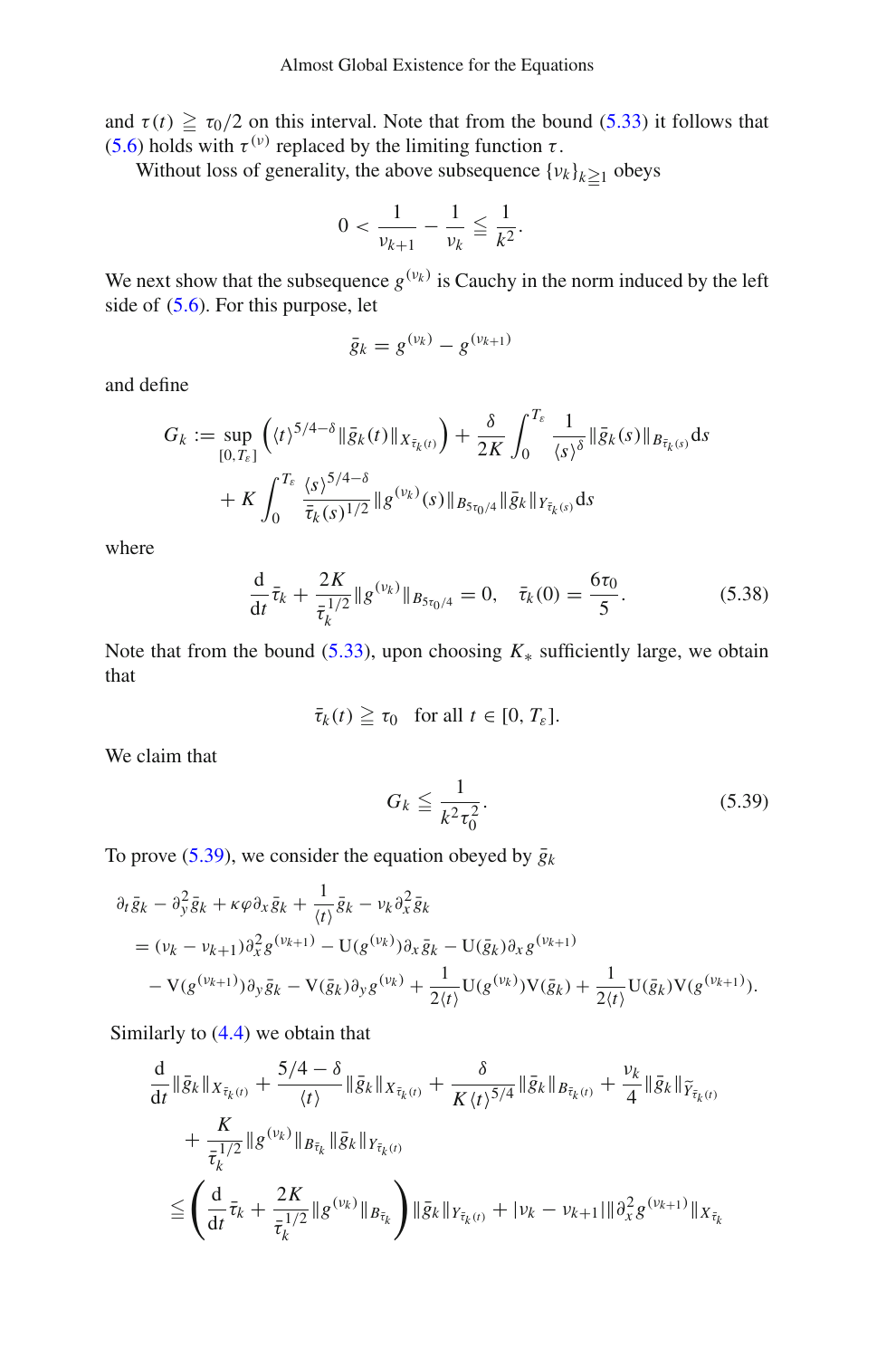and $\tau(t) \geqq \tau_0/2$ on this interval. Note that from the bound (5.33) it follows that (5.6) holds with $\tau^{(\nu)}$ replaced by the limiting function $\tau$.

Without loss of generality, the above subsequence $\{\nu_k\}_{k \geqq 1}$ obeys

$$0 < \frac{1}{\nu_{k+1}} - \frac{1}{\nu_k} \leqq \frac{1}{k^2}.$$

We next show that the subsequence $g^{(\nu_k)}$ is Cauchy in the norm induced by the left side of (5.6). For this purpose, let

$$\bar{g}_k = g^{(\nu_k)} - g^{(\nu_{k+1})}$$

and define

$$G_k := \sup_{[0,T_\varepsilon]} \left( \langle t \rangle^{5/4-\delta} \|\bar{g}_k(t)\|_{X_{\bar{\tau}_k(t)}} \right) + \frac{\delta}{2K} \int_0^{T_\varepsilon} \frac{1}{\langle s \rangle^{\delta}} \|\bar{g}_k(s)\|_{B_{\bar{\tau}_k(s)}} \mathrm{d}s$$
$$+ K \int_0^{T_\varepsilon} \frac{\langle s \rangle^{5/4-\delta}}{\bar{\tau}_k(s)^{1/2}} \|g^{(\nu_k)}(s)\|_{B_{5\tau_0/4}} \|\bar{g}_k\|_{Y_{\bar{\tau}_k(s)}} \mathrm{d}s$$

where

$$\frac{\mathrm{d}}{\mathrm{d}t}\bar{\tau}_k + \frac{2K}{\bar{\tau}_k^{1/2}} \|g^{(\nu_k)}\|_{B_{5\tau_0/4}} = 0, \quad \bar{\tau}_k(0) = \frac{6\tau_0}{5}. \tag{5.38}$$

Note that from the bound (5.33), upon choosing $K_*$ sufficiently large, we obtain that

$$\bar{\tau}_k(t) \geqq \tau_0 \quad \text{for all } t \in [0, T_\varepsilon].$$

We claim that

$$G_k \leqq \frac{1}{k^2 \tau_0^2}. \tag{5.39}$$

To prove (5.39), we consider the equation obeyed by $\bar{g}_k$

$$\begin{aligned}
&\partial_t \bar{g}_k - \partial_y^2 \bar{g}_k + \kappa\varphi \partial_x \bar{g}_k + \frac{1}{\langle t \rangle}\bar{g}_k - \nu_k \partial_x^2 \bar{g}_k \\
&= (\nu_k - \nu_{k+1})\partial_x^2 g^{(\nu_{k+1})} - \mathrm{U}(g^{(\nu_k)})\partial_x \bar{g}_k - \mathrm{U}(\bar{g}_k)\partial_x g^{(\nu_{k+1})} \\
&\quad - \mathrm{V}(g^{(\nu_{k+1})})\partial_y \bar{g}_k - \mathrm{V}(\bar{g}_k)\partial_y g^{(\nu_k)} + \frac{1}{2\langle t \rangle}\mathrm{U}(g^{(\nu_k)})\mathrm{V}(\bar{g}_k) + \frac{1}{2\langle t \rangle}\mathrm{U}(\bar{g}_k)\mathrm{V}(g^{(\nu_{k+1})}).
\end{aligned}$$

Similarly to (4.4) we obtain that

$$\begin{aligned}
&\frac{\mathrm{d}}{\mathrm{d}t}\|\bar{g}_k\|_{X_{\bar{\tau}_k(t)}} + \frac{5/4-\delta}{\langle t \rangle}\|\bar{g}_k\|_{X_{\bar{\tau}_k(t)}} + \frac{\delta}{K\langle t \rangle^{5/4}}\|\bar{g}_k\|_{B_{\bar{\tau}_k(t)}} + \frac{\nu_k}{4}\|\bar{g}_k\|_{\widetilde{Y}_{\bar{\tau}_k(t)}} \\
&\quad + \frac{K}{\bar{\tau}_k^{1/2}}\|g^{(\nu_k)}\|_{B_{\bar{\tau}_k}}\|\bar{g}_k\|_{Y_{\bar{\tau}_k(t)}} \\
&\leqq \left( \frac{\mathrm{d}}{\mathrm{d}t}\bar{\tau}_k + \frac{2K}{\bar{\tau}_k^{1/2}}\|g^{(\nu_k)}\|_{B_{\bar{\tau}_k}} \right)\|\bar{g}_k\|_{Y_{\bar{\tau}_k(t)}} + |\nu_k - \nu_{k+1}|\|\partial_x^2 g^{(\nu_{k+1})}\|_{X_{\bar{\tau}_k}}
\end{aligned}$$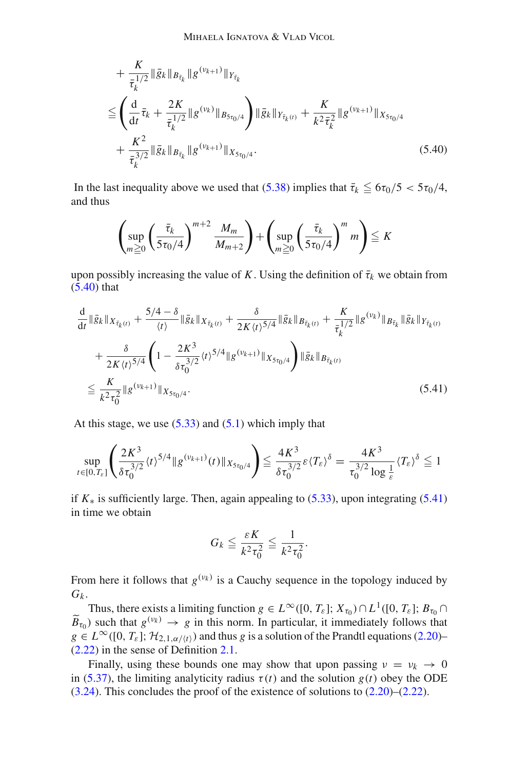$$
\begin{aligned}
&+ \frac{K}{\bar{\tau}_k^{1/2}} \|\bar{g}_k\|_{B_{\bar{\tau}_k}} \|g^{(\nu_{k+1})}\|_{Y_{\bar{\tau}_k}} \\
&\leqq \left( \frac{\mathrm{d}}{\mathrm{d}t} \bar{\tau}_k + \frac{2K}{\bar{\tau}_k^{1/2}} \|g^{(\nu_k)}\|_{B_{5\tau_0/4}} \right) \|\bar{g}_k\|_{Y_{\bar{\tau}_k(t)}} + \frac{K}{k^2 \bar{\tau}_k^2} \|g^{(\nu_{k+1})}\|_{X_{5\tau_0/4}} \\
&+ \frac{K^2}{\bar{\tau}_k^{3/2}} \|\bar{g}_k\|_{B_{\bar{\tau}_k}} \|g^{(\nu_{k+1})}\|_{X_{5\tau_0/4}}. \qquad (5.40)
\end{aligned}
$$

In the last inequality above we used that (5.38) implies that $\bar{\tau}_k \leqq 6\tau_0/5 < 5\tau_0/4$, and thus

$$
\left( \sup_{m \geqq 0} \left( \frac{\bar{\tau}_k}{5\tau_0/4} \right)^{m+2} \frac{M_m}{M_{m+2}} \right) + \left( \sup_{m \geqq 0} \left( \frac{\bar{\tau}_k}{5\tau_0/4} \right)^{m} m \right) \leqq K
$$

upon possibly increasing the value of $K$. Using the definition of $\bar{\tau}_k$ we obtain from (5.40) that

$$
\begin{aligned}
&\frac{\mathrm{d}}{\mathrm{d}t} \|\bar{g}_k\|_{X_{\bar{\tau}_k(t)}} + \frac{5/4 - \delta}{\langle t \rangle} \|\bar{g}_k\|_{X_{\bar{\tau}_k(t)}} + \frac{\delta}{2K \langle t \rangle^{5/4}} \|\bar{g}_k\|_{B_{\bar{\tau}_k(t)}} + \frac{K}{\bar{\tau}_k^{1/2}} \|g^{(\nu_k)}\|_{B_{\bar{\tau}_k}} \|\bar{g}_k\|_{Y_{\bar{\tau}_k(t)}} \\
&+ \frac{\delta}{2K \langle t \rangle^{5/4}} \left( 1 - \frac{2K^3}{\delta \tau_0^{3/2}} \langle t \rangle^{5/4} \|g^{(\nu_{k+1})}\|_{X_{5\tau_0/4}} \right) \|\bar{g}_k\|_{B_{\bar{\tau}_k(t)}} \\
&\leqq \frac{K}{k^2 \tau_0^2} \|g^{(\nu_{k+1})}\|_{X_{5\tau_0/4}}. \qquad (5.41)
\end{aligned}
$$

At this stage, we use (5.33) and (5.1) which imply that

$$
\sup_{t \in [0, T_\varepsilon]} \left( \frac{2K^3}{\delta \tau_0^{3/2}} \langle t \rangle^{5/4} \|g^{(\nu_{k+1})}(t)\|_{X_{5\tau_0/4}} \right) \leqq \frac{4K^3}{\delta \tau_0^{3/2}} \varepsilon \langle T_\varepsilon \rangle^{\delta} = \frac{4K^3}{\tau_0^{3/2} \log \frac{1}{\varepsilon}} \langle T_\varepsilon \rangle^{\delta} \leqq 1
$$

if $K_*$ is sufficiently large. Then, again appealing to (5.33), upon integrating (5.41) in time we obtain

$$
G_k \leqq \frac{\varepsilon K}{k^2 \tau_0^2} \leqq \frac{1}{k^2 \tau_0^2}.
$$

From here it follows that $g^{(\nu_k)}$ is a Cauchy sequence in the topology induced by $G_k$.

Thus, there exists a limiting function $g \in L^\infty([0, T_\varepsilon]; X_{\tau_0}) \cap L^1([0, T_\varepsilon]; B_{\tau_0} \cap \widetilde{B}_{\tau_0})$ such that $g^{(\nu_k)} \to g$ in this norm. In particular, it immediately follows that $g \in L^\infty([0, T_\varepsilon]; \mathcal{H}_{2,1,\alpha/\langle t \rangle})$ and thus $g$ is a solution of the Prandtl equations (2.20)–(2.22) in the sense of Definition 2.1.

Finally, using these bounds one may show that upon passing $\nu = \nu_k \to 0$ in (5.37), the limiting analyticity radius $\tau(t)$ and the solution $g(t)$ obey the ODE (3.24). This concludes the proof of the existence of solutions to (2.20)–(2.22).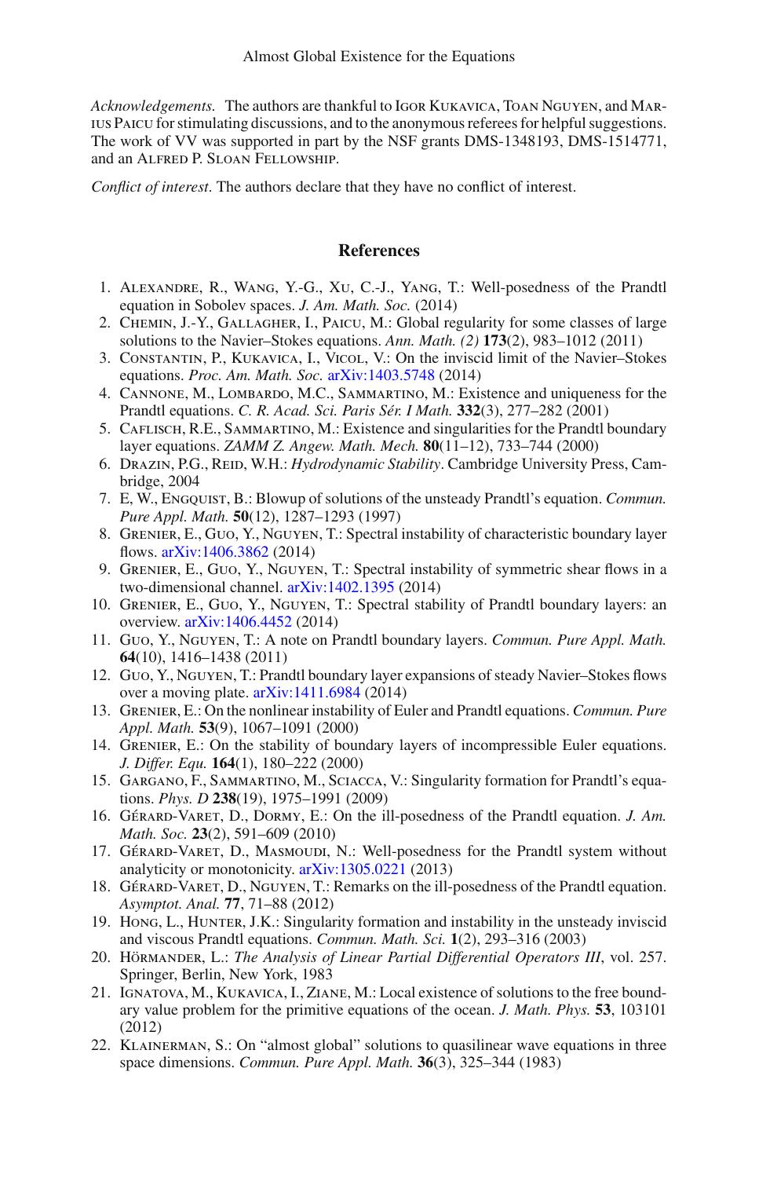*Acknowledgements.* The authors are thankful to Igor Kukavica, Toan Nguyen, and Marius Paicu for stimulating discussions, and to the anonymous referees for helpful suggestions. The work of VV was supported in part by the NSF grants DMS-1348193, DMS-1514771, and an Alfred P. Sloan Fellowship.

*Conflict of interest*. The authors declare that they have no conflict of interest.

## References

1. Alexandre, R., Wang, Y.-G., Xu, C.-J., Yang, T.: Well-posedness of the Prandtl equation in Sobolev spaces. *J. Am. Math. Soc.* (2014)
2. Chemin, J.-Y., Gallagher, I., Paicu, M.: Global regularity for some classes of large solutions to the Navier–Stokes equations. *Ann. Math. (2)* **173**(2), 983–1012 (2011)
3. Constantin, P., Kukavica, I., Vicol, V.: On the inviscid limit of the Navier–Stokes equations. *Proc. Am. Math. Soc.* arXiv:1403.5748 (2014)
4. Cannone, M., Lombardo, M.C., Sammartino, M.: Existence and uniqueness for the Prandtl equations. *C. R. Acad. Sci. Paris Sér. I Math.* **332**(3), 277–282 (2001)
5. Caflisch, R.E., Sammartino, M.: Existence and singularities for the Prandtl boundary layer equations. *ZAMM Z. Angew. Math. Mech.* **80**(11–12), 733–744 (2000)
6. Drazin, P.G., Reid, W.H.: *Hydrodynamic Stability*. Cambridge University Press, Cambridge, 2004
7. E, W., Engquist, B.: Blowup of solutions of the unsteady Prandtl's equation. *Commun. Pure Appl. Math.* **50**(12), 1287–1293 (1997)
8. Grenier, E., Guo, Y., Nguyen, T.: Spectral instability of characteristic boundary layer flows. arXiv:1406.3862 (2014)
9. Grenier, E., Guo, Y., Nguyen, T.: Spectral instability of symmetric shear flows in a two-dimensional channel. arXiv:1402.1395 (2014)
10. Grenier, E., Guo, Y., Nguyen, T.: Spectral stability of Prandtl boundary layers: an overview. arXiv:1406.4452 (2014)
11. Guo, Y., Nguyen, T.: A note on Prandtl boundary layers. *Commun. Pure Appl. Math.* **64**(10), 1416–1438 (2011)
12. Guo, Y., Nguyen, T.: Prandtl boundary layer expansions of steady Navier–Stokes flows over a moving plate. arXiv:1411.6984 (2014)
13. Grenier, E.: On the nonlinear instability of Euler and Prandtl equations. *Commun. Pure Appl. Math.* **53**(9), 1067–1091 (2000)
14. Grenier, E.: On the stability of boundary layers of incompressible Euler equations. *J. Differ. Equ.* **164**(1), 180–222 (2000)
15. Gargano, F., Sammartino, M., Sciacca, V.: Singularity formation for Prandtl's equations. *Phys. D* **238**(19), 1975–1991 (2009)
16. Gérard-Varet, D., Dormy, E.: On the ill-posedness of the Prandtl equation. *J. Am. Math. Soc.* **23**(2), 591–609 (2010)
17. Gérard-Varet, D., Masmoudi, N.: Well-posedness for the Prandtl system without analyticity or monotonicity. arXiv:1305.0221 (2013)
18. Gérard-Varet, D., Nguyen, T.: Remarks on the ill-posedness of the Prandtl equation. *Asymptot. Anal.* **77**, 71–88 (2012)
19. Hong, L., Hunter, J.K.: Singularity formation and instability in the unsteady inviscid and viscous Prandtl equations. *Commun. Math. Sci.* **1**(2), 293–316 (2003)
20. Hörmander, L.: *The Analysis of Linear Partial Differential Operators III*, vol. 257. Springer, Berlin, New York, 1983
21. Ignatova, M., Kukavica, I., Ziane, M.: Local existence of solutions to the free boundary value problem for the primitive equations of the ocean. *J. Math. Phys.* **53**, 103101 (2012)
22. Klainerman, S.: On "almost global" solutions to quasilinear wave equations in three space dimensions. *Commun. Pure Appl. Math.* **36**(3), 325–344 (1983)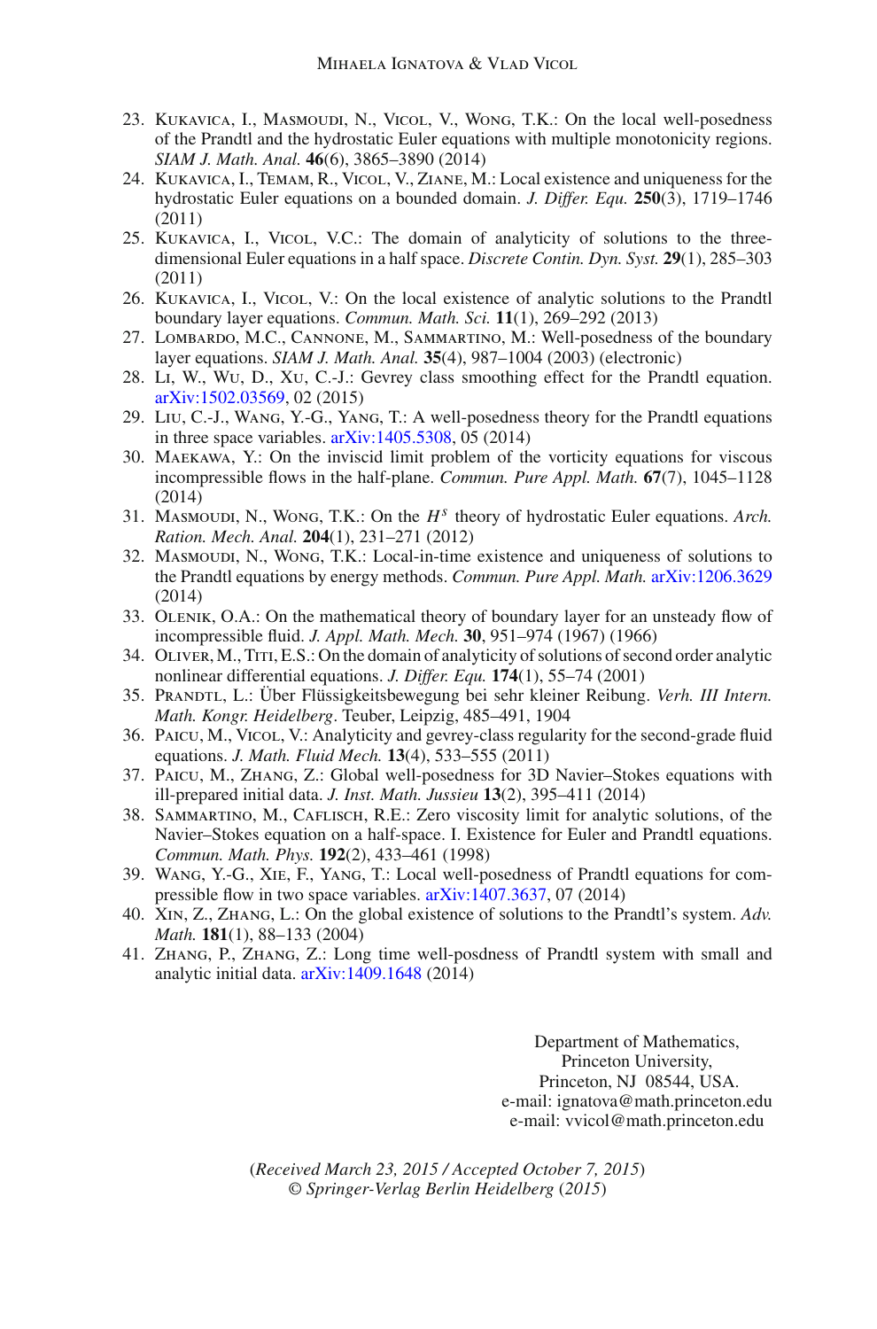23. Kukavica, I., Masmoudi, N., Vicol, V., Wong, T.K.: On the local well-posedness of the Prandtl and the hydrostatic Euler equations with multiple monotonicity regions. *SIAM J. Math. Anal.* **46**(6), 3865–3890 (2014)
24. Kukavica, I., Temam, R., Vicol, V., Ziane, M.: Local existence and uniqueness for the hydrostatic Euler equations on a bounded domain. *J. Differ. Equ.* **250**(3), 1719–1746 (2011)
25. Kukavica, I., Vicol, V.C.: The domain of analyticity of solutions to the three-dimensional Euler equations in a half space. *Discrete Contin. Dyn. Syst.* **29**(1), 285–303 (2011)
26. Kukavica, I., Vicol, V.: On the local existence of analytic solutions to the Prandtl boundary layer equations. *Commun. Math. Sci.* **11**(1), 269–292 (2013)
27. Lombardo, M.C., Cannone, M., Sammartino, M.: Well-posedness of the boundary layer equations. *SIAM J. Math. Anal.* **35**(4), 987–1004 (2003) (electronic)
28. Li, W., Wu, D., Xu, C.-J.: Gevrey class smoothing effect for the Prandtl equation. arXiv:1502.03569, 02 (2015)
29. Liu, C.-J., Wang, Y.-G., Yang, T.: A well-posedness theory for the Prandtl equations in three space variables. arXiv:1405.5308, 05 (2014)
30. Maekawa, Y.: On the inviscid limit problem of the vorticity equations for viscous incompressible flows in the half-plane. *Commun. Pure Appl. Math.* **67**(7), 1045–1128 (2014)
31. Masmoudi, N., Wong, T.K.: On the $H^s$ theory of hydrostatic Euler equations. *Arch. Ration. Mech. Anal.* **204**(1), 231–271 (2012)
32. Masmoudi, N., Wong, T.K.: Local-in-time existence and uniqueness of solutions to the Prandtl equations by energy methods. *Commun. Pure Appl. Math.* arXiv:1206.3629 (2014)
33. Olenik, O.A.: On the mathematical theory of boundary layer for an unsteady flow of incompressible fluid. *J. Appl. Math. Mech.* **30**, 951–974 (1967) (1966)
34. Oliver, M., Titi, E.S.: On the domain of analyticity of solutions of second order analytic nonlinear differential equations. *J. Differ. Equ.* **174**(1), 55–74 (2001)
35. Prandtl, L.: Über Flüssigkeitsbewegung bei sehr kleiner Reibung. *Verh. III Intern. Math. Kongr. Heidelberg*. Teuber, Leipzig, 485–491, 1904
36. Paicu, M., Vicol, V.: Analyticity and gevrey-class regularity for the second-grade fluid equations. *J. Math. Fluid Mech.* **13**(4), 533–555 (2011)
37. Paicu, M., Zhang, Z.: Global well-posedness for 3D Navier–Stokes equations with ill-prepared initial data. *J. Inst. Math. Jussieu* **13**(2), 395–411 (2014)
38. Sammartino, M., Caflisch, R.E.: Zero viscosity limit for analytic solutions, of the Navier–Stokes equation on a half-space. I. Existence for Euler and Prandtl equations. *Commun. Math. Phys.* **192**(2), 433–461 (1998)
39. Wang, Y.-G., Xie, F., Yang, T.: Local well-posedness of Prandtl equations for compressible flow in two space variables. arXiv:1407.3637, 07 (2014)
40. Xin, Z., Zhang, L.: On the global existence of solutions to the Prandtl's system. *Adv. Math.* **181**(1), 88–133 (2004)
41. Zhang, P., Zhang, Z.: Long time well-posdness of Prandtl system with small and analytic initial data. arXiv:1409.1648 (2014)

Department of Mathematics,
Princeton University,
Princeton, NJ 08544, USA.
e-mail: ignatova@math.princeton.edu
e-mail: vvicol@math.princeton.edu

(*Received March 23, 2015 / Accepted October 7, 2015*)
© *Springer-Verlag Berlin Heidelberg* (*2015*)